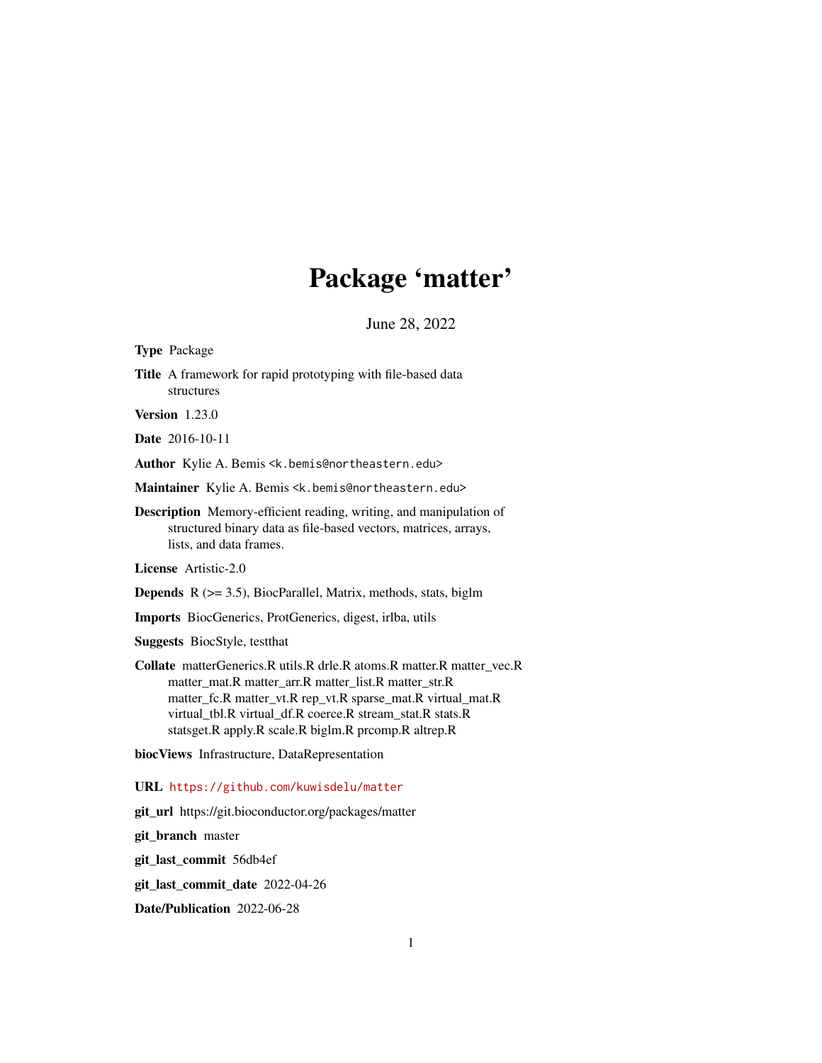# Package 'matter'

June 28, 2022

**Type** Package

**Title** A framework for rapid prototyping with file-based data structures

**Version** 1.23.0

**Date** 2016-10-11

**Author** Kylie A. Bemis <k.bemis@northeastern.edu>

**Maintainer** Kylie A. Bemis <k.bemis@northeastern.edu>

**Description** Memory-efficient reading, writing, and manipulation of structured binary data as file-based vectors, matrices, arrays, lists, and data frames.

**License** Artistic-2.0

**Depends** R (>= 3.5), BiocParallel, Matrix, methods, stats, biglm

**Imports** BiocGenerics, ProtGenerics, digest, irlba, utils

**Suggests** BiocStyle, testthat

**Collate** matterGenerics.R utils.R drle.R atoms.R matter.R matter_vec.R matter_mat.R matter_arr.R matter_list.R matter_str.R matter_fc.R matter_vt.R rep_vt.R sparse_mat.R virtual_mat.R virtual_tbl.R virtual_df.R coerce.R stream_stat.R stats.R statsget.R apply.R scale.R biglm.R prcomp.R altrep.R

**biocViews** Infrastructure, DataRepresentation

**URL** https://github.com/kuwisdelu/matter

**git_url** https://git.bioconductor.org/packages/matter

**git_branch** master

**git_last_commit** 56db4ef

**git_last_commit_date** 2022-04-26

**Date/Publication** 2022-06-28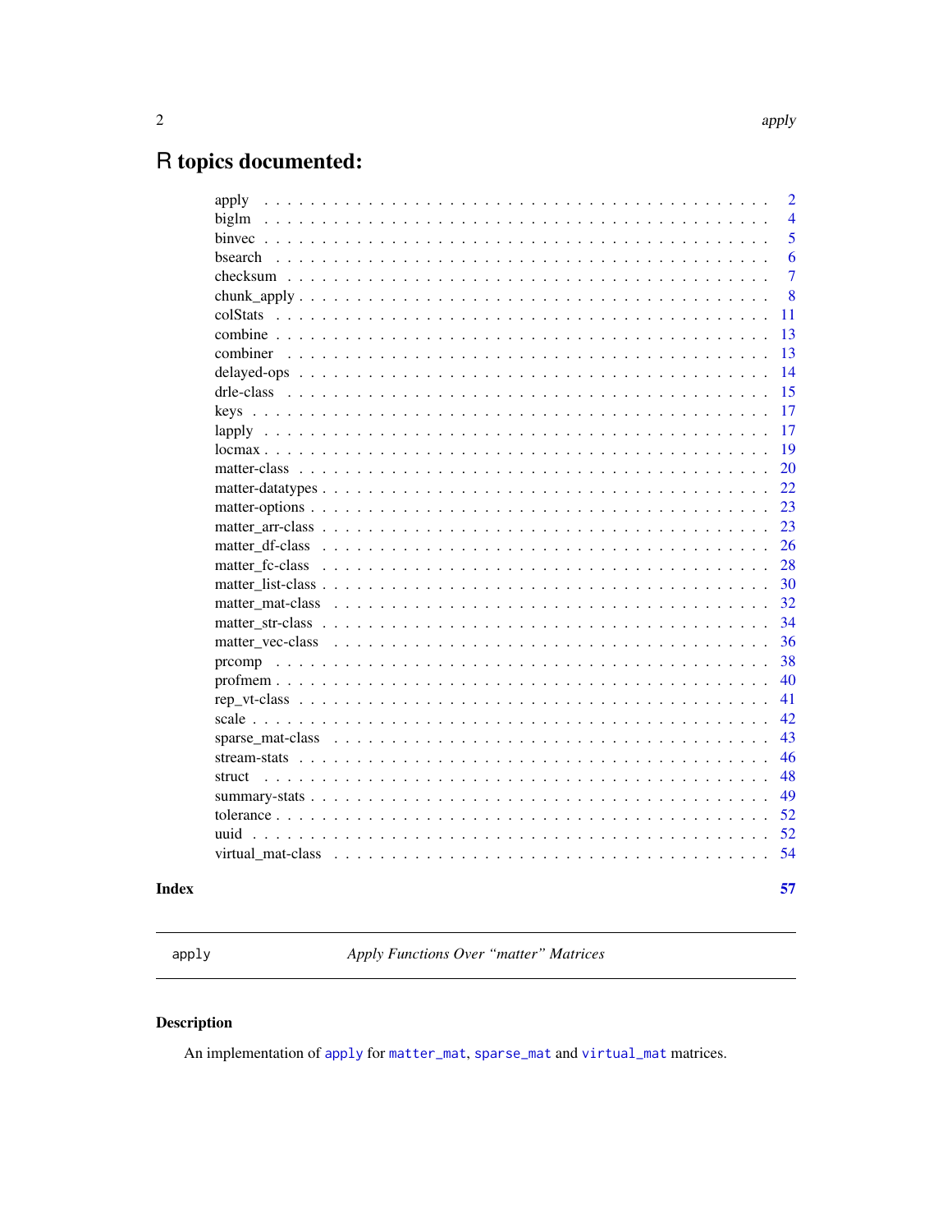# R topics documented:

| | |
|---|---|
| apply | 2 |
| biglm | 4 |
| binvec | 5 |
| bsearch | 6 |
| checksum | 7 |
| chunk_apply | 8 |
| colStats | 11 |
| combine | 13 |
| combiner | 13 |
| delayed-ops | 14 |
| drle-class | 15 |
| keys | 17 |
| lapply | 17 |
| locmax | 19 |
| matter-class | 20 |
| matter-datatypes | 22 |
| matter-options | 23 |
| matter_arr-class | 23 |
| matter_df-class | 26 |
| matter_fc-class | 28 |
| matter_list-class | 30 |
| matter_mat-class | 32 |
| matter_str-class | 34 |
| matter_vec-class | 36 |
| prcomp | 38 |
| profmem | 40 |
| rep_vt-class | 41 |
| scale | 42 |
| sparse_mat-class | 43 |
| stream-stats | 46 |
| struct | 48 |
| summary-stats | 49 |
| tolerance | 52 |
| uuid | 52 |
| virtual_mat-class | 54 |

**Index** **57**

---

`apply` *Apply Functions Over "matter" Matrices*

---

## Description

An implementation of `apply` for `matter_mat`, `sparse_mat` and `virtual_mat` matrices.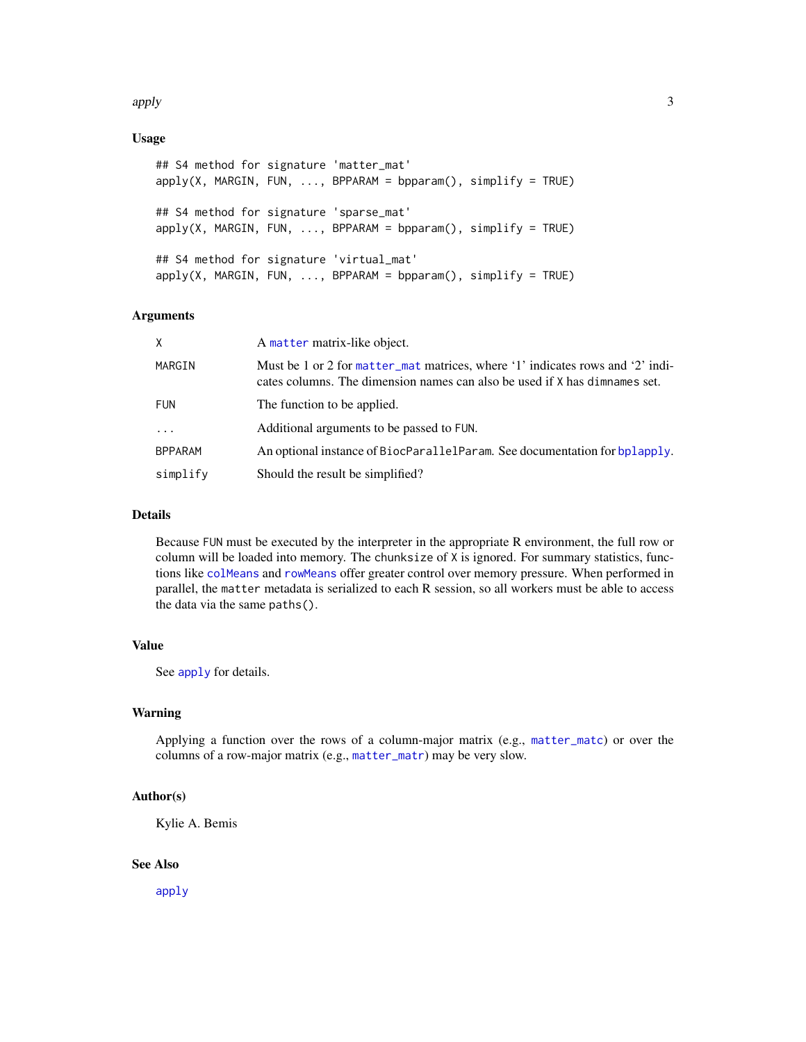### Usage

```
## S4 method for signature 'matter_mat'
apply(X, MARGIN, FUN, ..., BPPARAM = bpparam(), simplify = TRUE)

## S4 method for signature 'sparse_mat'
apply(X, MARGIN, FUN, ..., BPPARAM = bpparam(), simplify = TRUE)

## S4 method for signature 'virtual_mat'
apply(X, MARGIN, FUN, ..., BPPARAM = bpparam(), simplify = TRUE)
```

### Arguments

| | |
|---|---|
| `X` | A `matter` matrix-like object. |
| `MARGIN` | Must be 1 or 2 for `matter_mat` matrices, where '1' indicates rows and '2' indicates columns. The dimension names can also be used if `X` has `dimnames` set. |
| `FUN` | The function to be applied. |
| `...` | Additional arguments to be passed to `FUN`. |
| `BPPARAM` | An optional instance of `BiocParallelParam`. See documentation for `bplapply`. |
| `simplify` | Should the result be simplified? |

### Details

Because `FUN` must be executed by the interpreter in the appropriate R environment, the full row or column will be loaded into memory. The `chunksize` of `X` is ignored. For summary statistics, functions like `colMeans` and `rowMeans` offer greater control over memory pressure. When performed in parallel, the `matter` metadata is serialized to each R session, so all workers must be able to access the data via the same `paths()`.

### Value

See `apply` for details.

### Warning

Applying a function over the rows of a column-major matrix (e.g., `matter_matc`) or over the columns of a row-major matrix (e.g., `matter_matr`) may be very slow.

### Author(s)

Kylie A. Bemis

### See Also

`apply`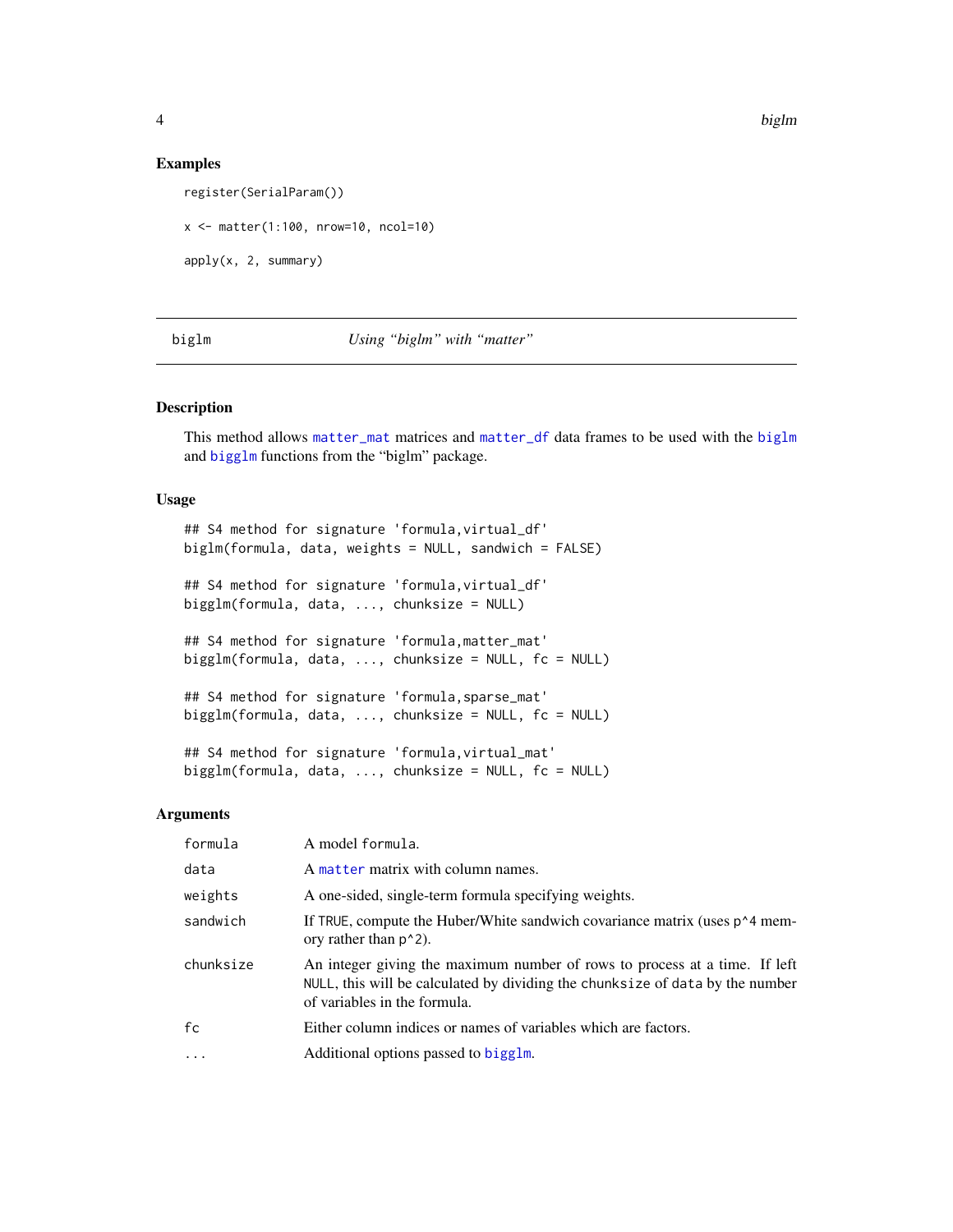## Examples

```
register(SerialParam())

x <- matter(1:100, nrow=10, ncol=10)

apply(x, 2, summary)
```

---

## biglm — *Using "biglm" with "matter"*

### Description

This method allows matter_mat matrices and matter_df data frames to be used with the biglm and bigglm functions from the "biglm" package.

### Usage

```
## S4 method for signature 'formula,virtual_df'
biglm(formula, data, weights = NULL, sandwich = FALSE)

## S4 method for signature 'formula,virtual_df'
bigglm(formula, data, ..., chunksize = NULL)

## S4 method for signature 'formula,matter_mat'
bigglm(formula, data, ..., chunksize = NULL, fc = NULL)

## S4 method for signature 'formula,sparse_mat'
bigglm(formula, data, ..., chunksize = NULL, fc = NULL)

## S4 method for signature 'formula,virtual_mat'
bigglm(formula, data, ..., chunksize = NULL, fc = NULL)
```

### Arguments

| | |
|---|---|
| formula | A model formula. |
| data | A matter matrix with column names. |
| weights | A one-sided, single-term formula specifying weights. |
| sandwich | If TRUE, compute the Huber/White sandwich covariance matrix (uses p^4 memory rather than p^2). |
| chunksize | An integer giving the maximum number of rows to process at a time. If left NULL, this will be calculated by dividing the chunksize of data by the number of variables in the formula. |
| fc | Either column indices or names of variables which are factors. |
| ... | Additional options passed to bigglm. |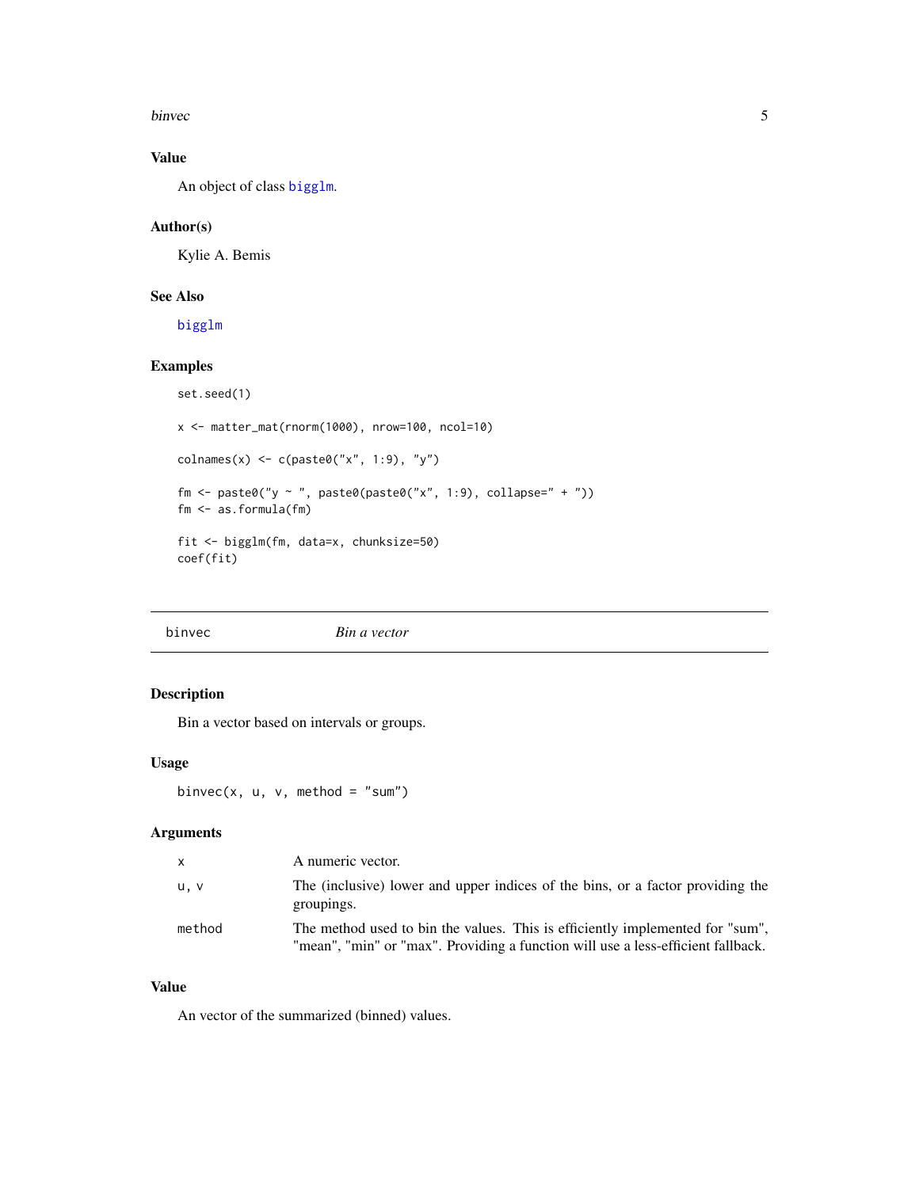## Value

An object of class `bigglm`.

## Author(s)

Kylie A. Bemis

## See Also

`bigglm`

## Examples

```
set.seed(1)

x <- matter_mat(rnorm(1000), nrow=100, ncol=10)

colnames(x) <- c(paste0("x", 1:9), "y")

fm <- paste0("y ~ ", paste0(paste0("x", 1:9), collapse=" + "))
fm <- as.formula(fm)

fit <- bigglm(fm, data=x, chunksize=50)
coef(fit)
```

---

# binvec *Bin a vector*

## Description

Bin a vector based on intervals or groups.

## Usage

```
binvec(x, u, v, method = "sum")
```

## Arguments

| | |
|---|---|
| `x` | A numeric vector. |
| `u, v` | The (inclusive) lower and upper indices of the bins, or a factor providing the groupings. |
| `method` | The method used to bin the values. This is efficiently implemented for "sum", "mean", "min" or "max". Providing a function will use a less-efficient fallback. |

## Value

An vector of the summarized (binned) values.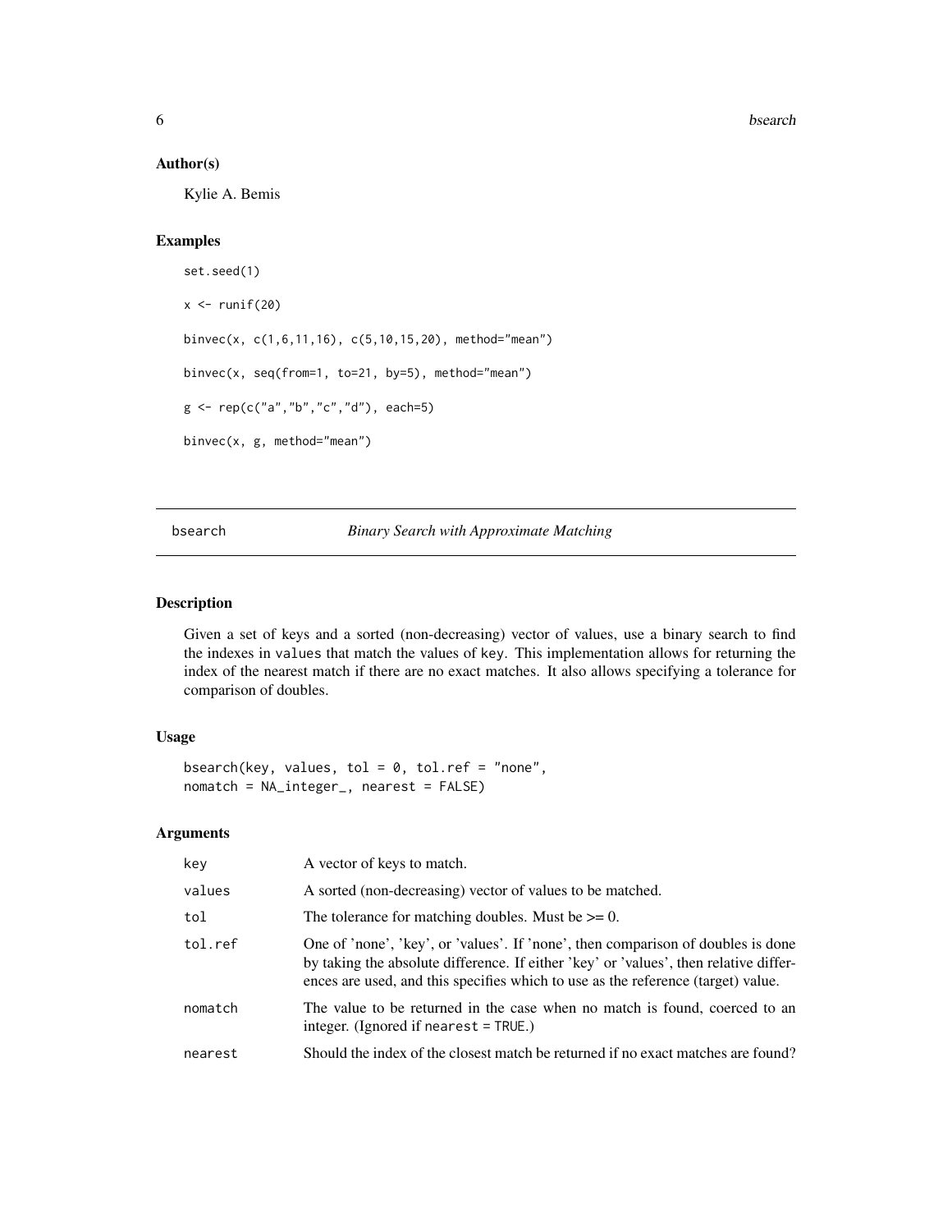## Author(s)

Kylie A. Bemis

## Examples

```
set.seed(1)

x <- runif(20)

binvec(x, c(1,6,11,16), c(5,10,15,20), method="mean")

binvec(x, seq(from=1, to=21, by=5), method="mean")

g <- rep(c("a","b","c","d"), each=5)

binvec(x, g, method="mean")
```

---

# bsearch — *Binary Search with Approximate Matching*

---

## Description

Given a set of keys and a sorted (non-decreasing) vector of values, use a binary search to find the indexes in `values` that match the values of `key`. This implementation allows for returning the index of the nearest match if there are no exact matches. It also allows specifying a tolerance for comparison of doubles.

## Usage

```
bsearch(key, values, tol = 0, tol.ref = "none",
nomatch = NA_integer_, nearest = FALSE)
```

## Arguments

| | |
|---|---|
| `key` | A vector of keys to match. |
| `values` | A sorted (non-decreasing) vector of values to be matched. |
| `tol` | The tolerance for matching doubles. Must be >= 0. |
| `tol.ref` | One of 'none', 'key', or 'values'. If 'none', then comparison of doubles is done by taking the absolute difference. If either 'key' or 'values', then relative differences are used, and this specifies which to use as the reference (target) value. |
| `nomatch` | The value to be returned in the case when no match is found, coerced to an integer. (Ignored if `nearest = TRUE`.) |
| `nearest` | Should the index of the closest match be returned if no exact matches are found? |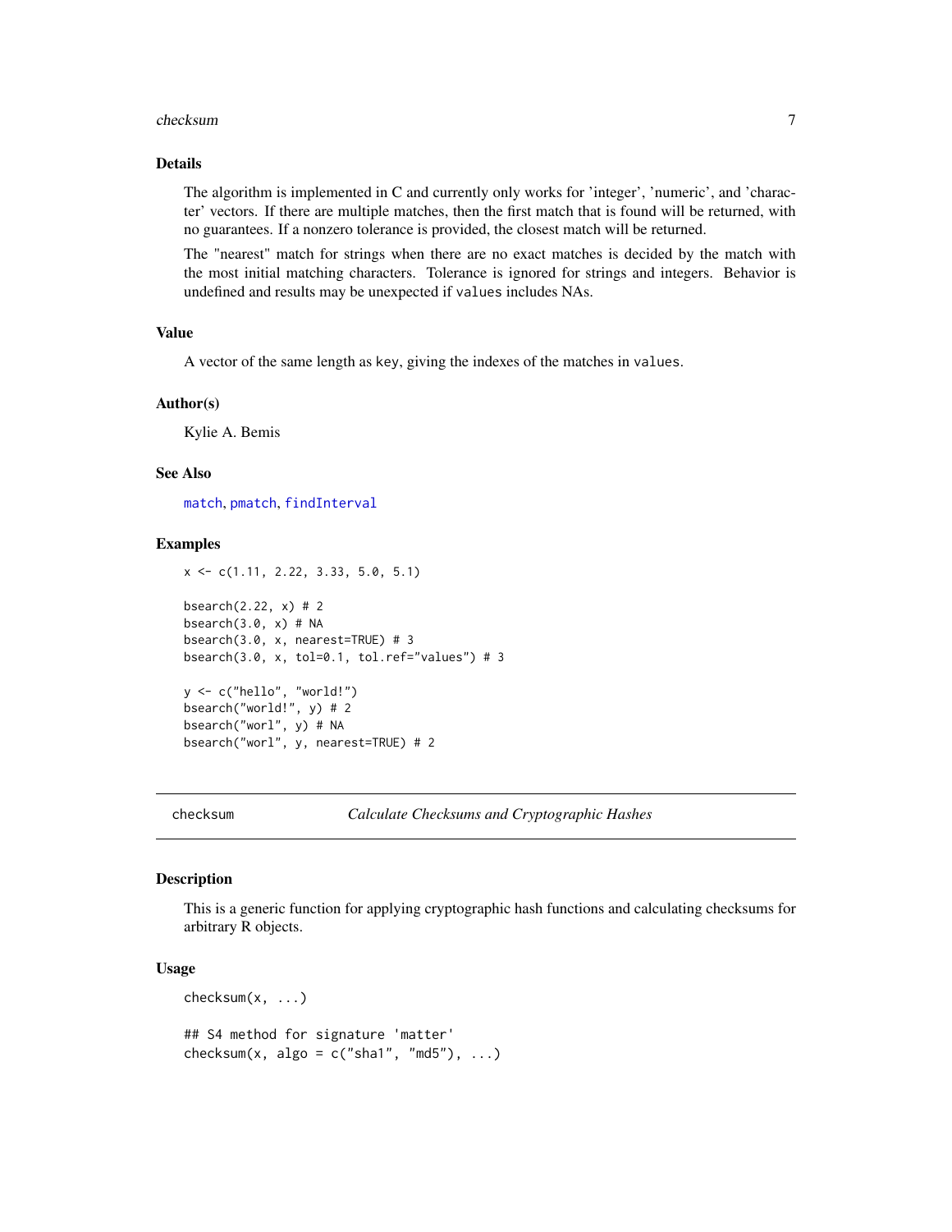### Details

The algorithm is implemented in C and currently only works for 'integer', 'numeric', and 'character' vectors. If there are multiple matches, then the first match that is found will be returned, with no guarantees. If a nonzero tolerance is provided, the closest match will be returned.

The "nearest" match for strings when there are no exact matches is decided by the match with the most initial matching characters. Tolerance is ignored for strings and integers. Behavior is undefined and results may be unexpected if `values` includes NAs.

### Value

A vector of the same length as `key`, giving the indexes of the matches in `values`.

### Author(s)

Kylie A. Bemis

### See Also

`match`, `pmatch`, `findInterval`

### Examples

```
x <- c(1.11, 2.22, 3.33, 5.0, 5.1)

bsearch(2.22, x) # 2
bsearch(3.0, x) # NA
bsearch(3.0, x, nearest=TRUE) # 3
bsearch(3.0, x, tol=0.1, tol.ref="values") # 3

y <- c("hello", "world!")
bsearch("world!", y) # 2
bsearch("worl", y) # NA
bsearch("worl", y, nearest=TRUE) # 2
```

---

## checksum — *Calculate Checksums and Cryptographic Hashes*

### Description

This is a generic function for applying cryptographic hash functions and calculating checksums for arbitrary R objects.

### Usage

```
checksum(x, ...)

## S4 method for signature 'matter'
checksum(x, algo = c("sha1", "md5"), ...)
```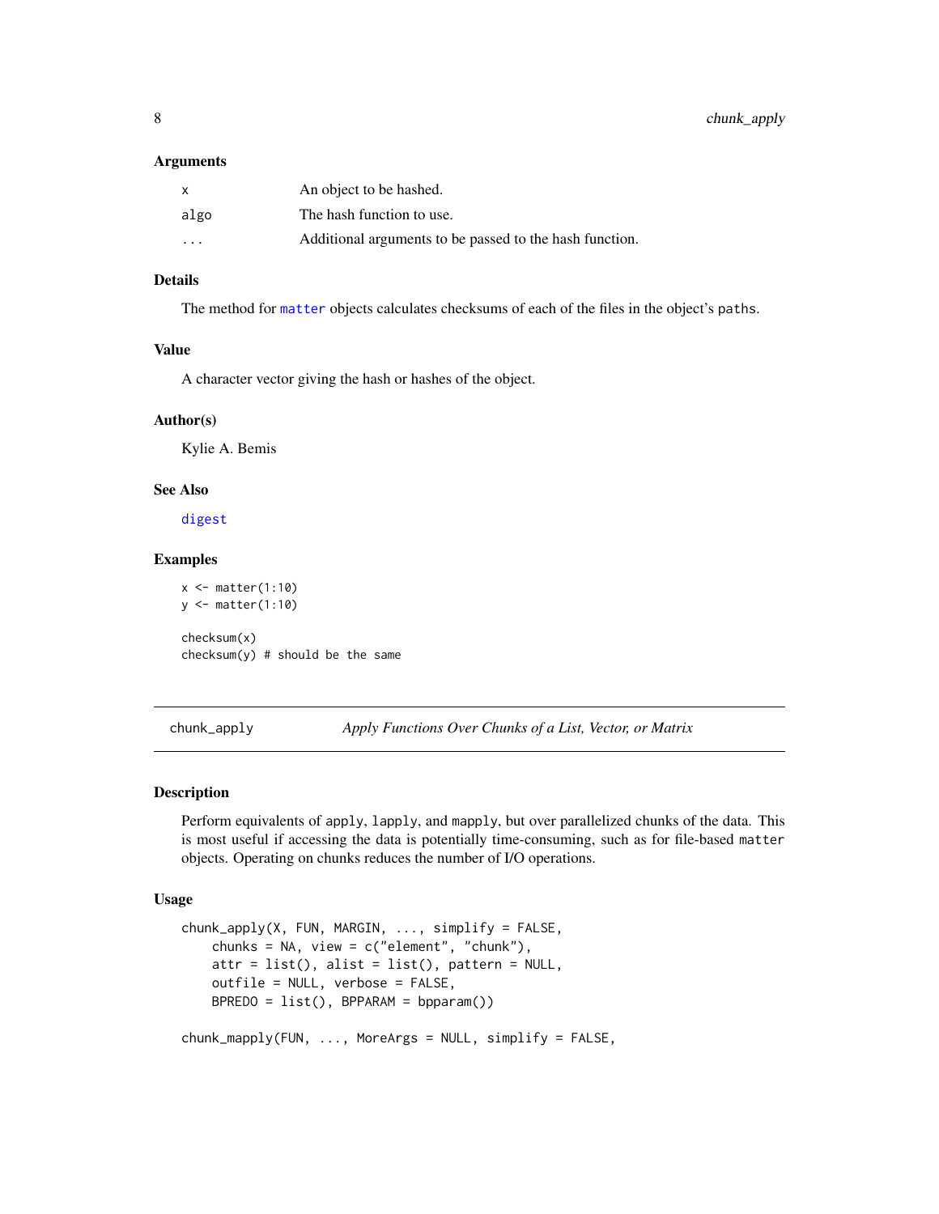### Arguments

| | |
|---|---|
| `x` | An object to be hashed. |
| `algo` | The hash function to use. |
| `...` | Additional arguments to be passed to the hash function. |

### Details

The method for `matter` objects calculates checksums of each of the files in the object's `paths`.

### Value

A character vector giving the hash or hashes of the object.

### Author(s)

Kylie A. Bemis

### See Also

`digest`

### Examples

```
x <- matter(1:10)
y <- matter(1:10)

checksum(x)
checksum(y) # should be the same
```

---

## chunk_apply — *Apply Functions Over Chunks of a List, Vector, or Matrix*

### Description

Perform equivalents of `apply`, `lapply`, and `mapply`, but over parallelized chunks of the data. This is most useful if accessing the data is potentially time-consuming, such as for file-based `matter` objects. Operating on chunks reduces the number of I/O operations.

### Usage

```
chunk_apply(X, FUN, MARGIN, ..., simplify = FALSE,
    chunks = NA, view = c("element", "chunk"),
    attr = list(), alist = list(), pattern = NULL,
    outfile = NULL, verbose = FALSE,
    BPREDO = list(), BPPARAM = bpparam())

chunk_mapply(FUN, ..., MoreArgs = NULL, simplify = FALSE,
```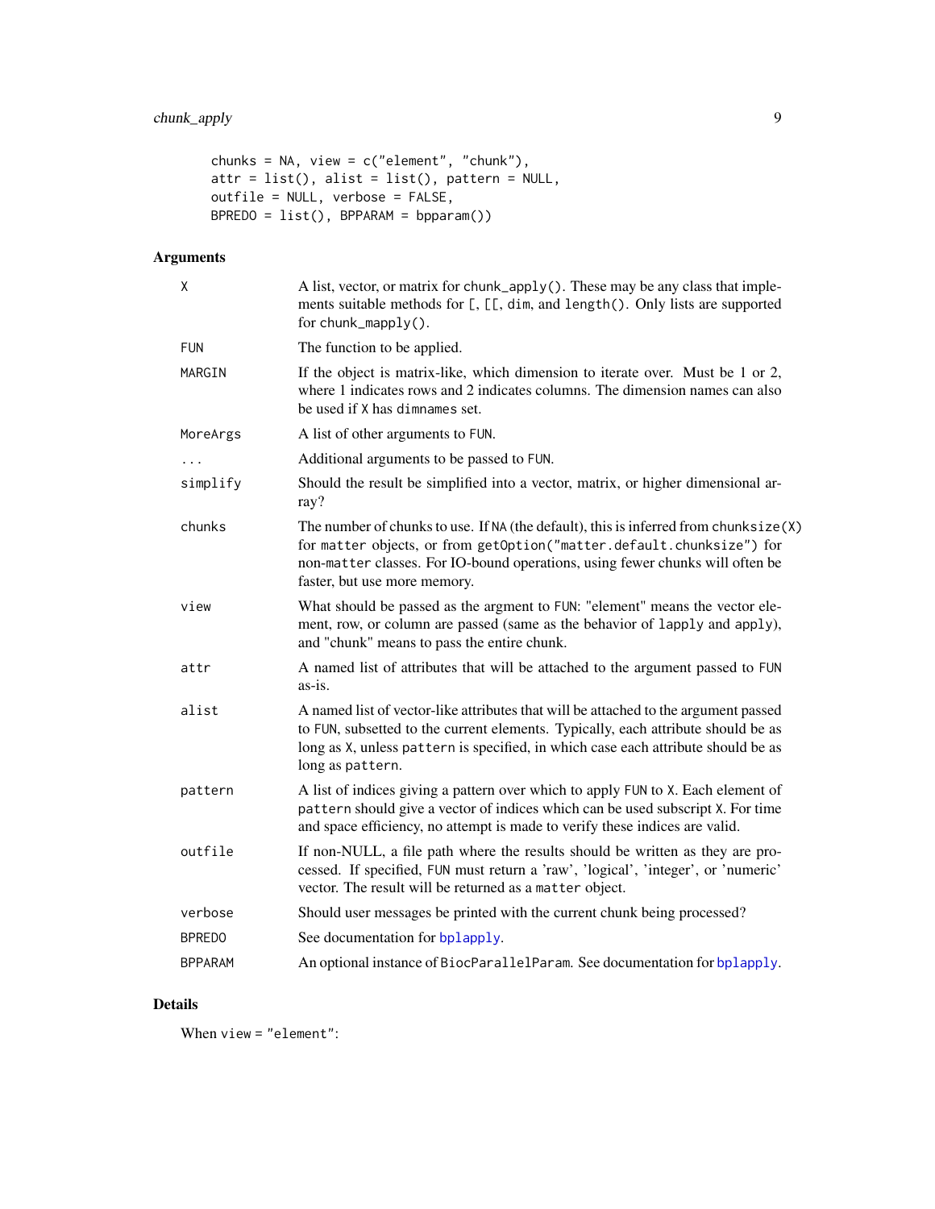```
chunks = NA, view = c("element", "chunk"),
attr = list(), alist = list(), pattern = NULL,
outfile = NULL, verbose = FALSE,
BPREDO = list(), BPPARAM = bpparam())
```

## Arguments

| | |
|---|---|
| X | A list, vector, or matrix for `chunk_apply()`. These may be any class that implements suitable methods for `[`, `[[`, `dim`, and `length()`. Only lists are supported for `chunk_mapply()`. |
| FUN | The function to be applied. |
| MARGIN | If the object is matrix-like, which dimension to iterate over. Must be 1 or 2, where 1 indicates rows and 2 indicates columns. The dimension names can also be used if `X` has `dimnames` set. |
| MoreArgs | A list of other arguments to `FUN`. |
| ... | Additional arguments to be passed to `FUN`. |
| simplify | Should the result be simplified into a vector, matrix, or higher dimensional array? |
| chunks | The number of chunks to use. If `NA` (the default), this is inferred from `chunksize(X)` for `matter` objects, or from `getOption("matter.default.chunksize")` for non-`matter` classes. For IO-bound operations, using fewer chunks will often be faster, but use more memory. |
| view | What should be passed as the argment to `FUN`: "element" means the vector element, row, or column are passed (same as the behavior of `lapply` and `apply`), and "chunk" means to pass the entire chunk. |
| attr | A named list of attributes that will be attached to the argument passed to `FUN` as-is. |
| alist | A named list of vector-like attributes that will be attached to the argument passed to `FUN`, subsetted to the current elements. Typically, each attribute should be as long as `X`, unless `pattern` is specified, in which case each attribute should be as long as `pattern`. |
| pattern | A list of indices giving a pattern over which to apply `FUN` to `X`. Each element of `pattern` should give a vector of indices which can be used subscript `X`. For time and space efficiency, no attempt is made to verify these indices are valid. |
| outfile | If non-NULL, a file path where the results should be written as they are processed. If specified, `FUN` must return a 'raw', 'logical', 'integer', or 'numeric' vector. The result will be returned as a `matter` object. |
| verbose | Should user messages be printed with the current chunk being processed? |
| BPREDO | See documentation for `bplapply`. |
| BPPARAM | An optional instance of `BiocParallelParam`. See documentation for `bplapply`. |

## Details

When `view = "element"`: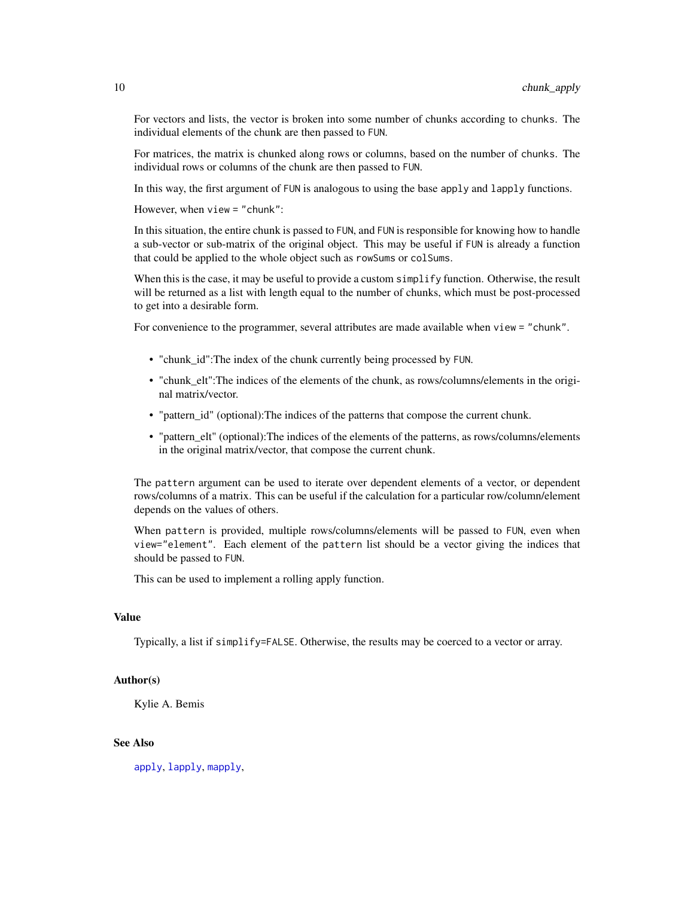For vectors and lists, the vector is broken into some number of chunks according to `chunks`. The individual elements of the chunk are then passed to `FUN`.

For matrices, the matrix is chunked along rows or columns, based on the number of `chunks`. The individual rows or columns of the chunk are then passed to `FUN`.

In this way, the first argument of `FUN` is analogous to using the base `apply` and `lapply` functions.

However, when `view = "chunk"`:

In this situation, the entire chunk is passed to `FUN`, and `FUN` is responsible for knowing how to handle a sub-vector or sub-matrix of the original object. This may be useful if `FUN` is already a function that could be applied to the whole object such as `rowSums` or `colSums`.

When this is the case, it may be useful to provide a custom `simplify` function. Otherwise, the result will be returned as a list with length equal to the number of chunks, which must be post-processed to get into a desirable form.

For convenience to the programmer, several attributes are made available when `view = "chunk"`.

- "chunk_id":The index of the chunk currently being processed by `FUN`.
- "chunk_elt":The indices of the elements of the chunk, as rows/columns/elements in the original matrix/vector.
- "pattern_id" (optional):The indices of the patterns that compose the current chunk.
- "pattern_elt" (optional):The indices of the elements of the patterns, as rows/columns/elements in the original matrix/vector, that compose the current chunk.

The `pattern` argument can be used to iterate over dependent elements of a vector, or dependent rows/columns of a matrix. This can be useful if the calculation for a particular row/column/element depends on the values of others.

When `pattern` is provided, multiple rows/columns/elements will be passed to `FUN`, even when `view="element"`. Each element of the `pattern` list should be a vector giving the indices that should be passed to `FUN`.

This can be used to implement a rolling apply function.

## Value

Typically, a list if `simplify=FALSE`. Otherwise, the results may be coerced to a vector or array.

## Author(s)

Kylie A. Bemis

## See Also

`apply`, `lapply`, `mapply`,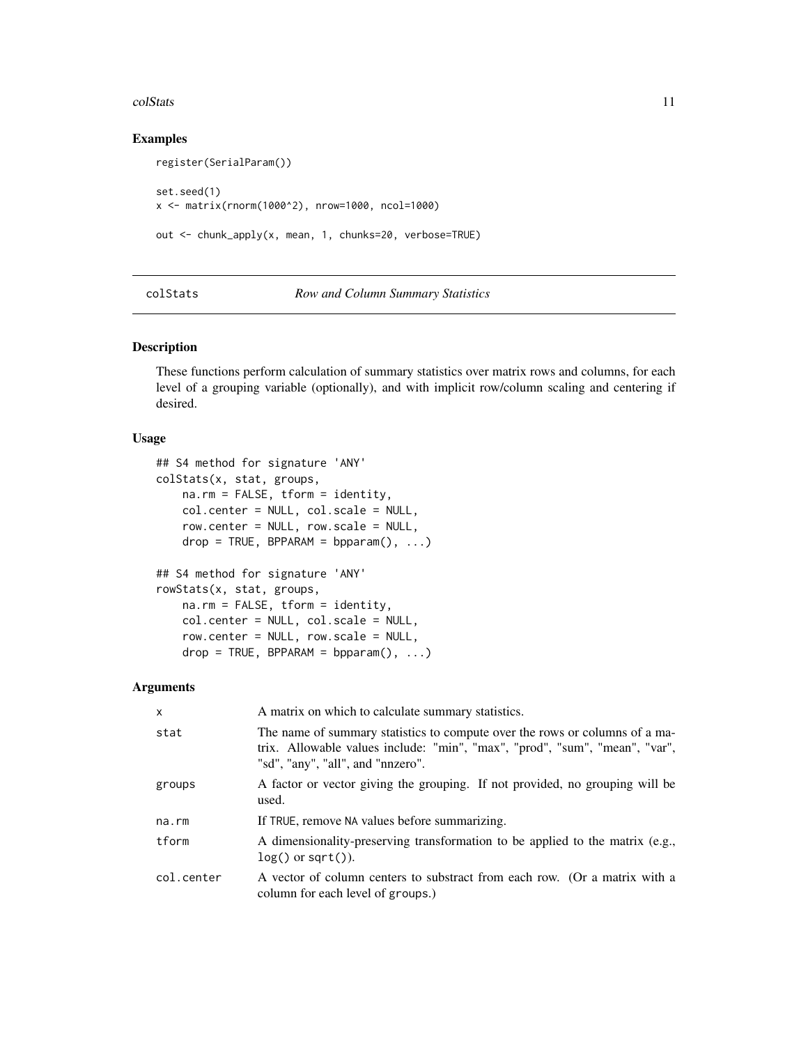## Examples

```
register(SerialParam())

set.seed(1)
x <- matrix(rnorm(1000^2), nrow=1000, ncol=1000)

out <- chunk_apply(x, mean, 1, chunks=20, verbose=TRUE)
```

---

# colStats — *Row and Column Summary Statistics*

---

## Description

These functions perform calculation of summary statistics over matrix rows and columns, for each level of a grouping variable (optionally), and with implicit row/column scaling and centering if desired.

## Usage

```
## S4 method for signature 'ANY'
colStats(x, stat, groups,
    na.rm = FALSE, tform = identity,
    col.center = NULL, col.scale = NULL,
    row.center = NULL, row.scale = NULL,
    drop = TRUE, BPPARAM = bpparam(), ...)

## S4 method for signature 'ANY'
rowStats(x, stat, groups,
    na.rm = FALSE, tform = identity,
    col.center = NULL, col.scale = NULL,
    row.center = NULL, row.scale = NULL,
    drop = TRUE, BPPARAM = bpparam(), ...)
```

## Arguments

| | |
|---|---|
| `x` | A matrix on which to calculate summary statistics. |
| `stat` | The name of summary statistics to compute over the rows or columns of a matrix. Allowable values include: "min", "max", "prod", "sum", "mean", "var", "sd", "any", "all", and "nnzero". |
| `groups` | A factor or vector giving the grouping. If not provided, no grouping will be used. |
| `na.rm` | If `TRUE`, remove `NA` values before summarizing. |
| `tform` | A dimensionality-preserving transformation to be applied to the matrix (e.g., `log()` or `sqrt()`). |
| `col.center` | A vector of column centers to substract from each row. (Or a matrix with a column for each level of `groups`.) |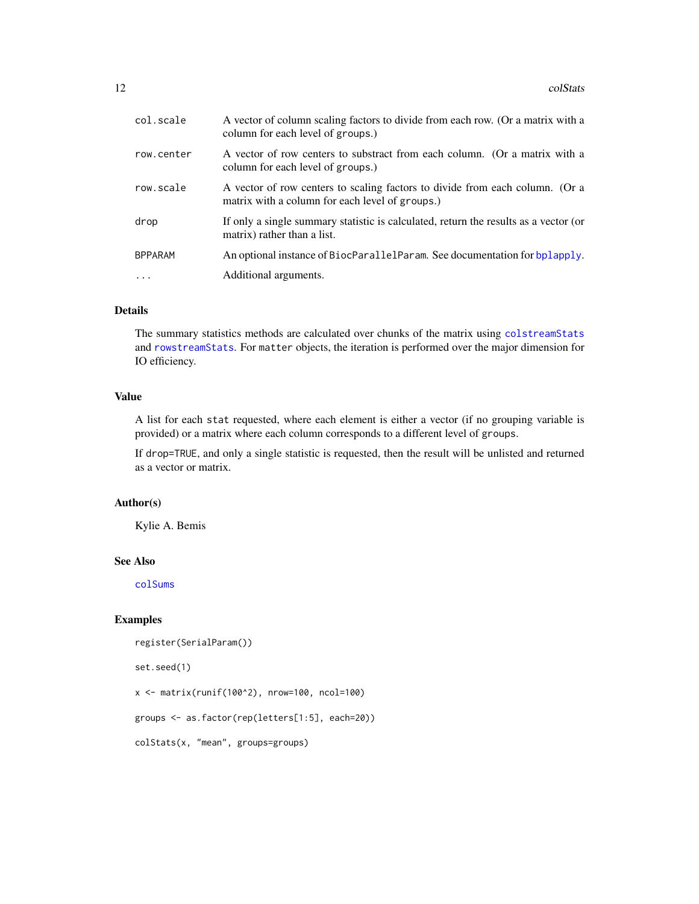| | |
|---|---|
| col.scale | A vector of column scaling factors to divide from each row. (Or a matrix with a column for each level of groups.) |
| row.center | A vector of row centers to substract from each column. (Or a matrix with a column for each level of groups.) |
| row.scale | A vector of row centers to scaling factors to divide from each column. (Or a matrix with a column for each level of groups.) |
| drop | If only a single summary statistic is calculated, return the results as a vector (or matrix) rather than a list. |
| BPPARAM | An optional instance of BiocParallelParam. See documentation for bplapply. |
| ... | Additional arguments. |

## Details

The summary statistics methods are calculated over chunks of the matrix using colstreamStats and rowstreamStats. For matter objects, the iteration is performed over the major dimension for IO efficiency.

## Value

A list for each stat requested, where each element is either a vector (if no grouping variable is provided) or a matrix where each column corresponds to a different level of groups.

If drop=TRUE, and only a single statistic is requested, then the result will be unlisted and returned as a vector or matrix.

## Author(s)

Kylie A. Bemis

## See Also

colSums

## Examples

```
register(SerialParam())

set.seed(1)

x <- matrix(runif(100^2), nrow=100, ncol=100)

groups <- as.factor(rep(letters[1:5], each=20))

colStats(x, "mean", groups=groups)
```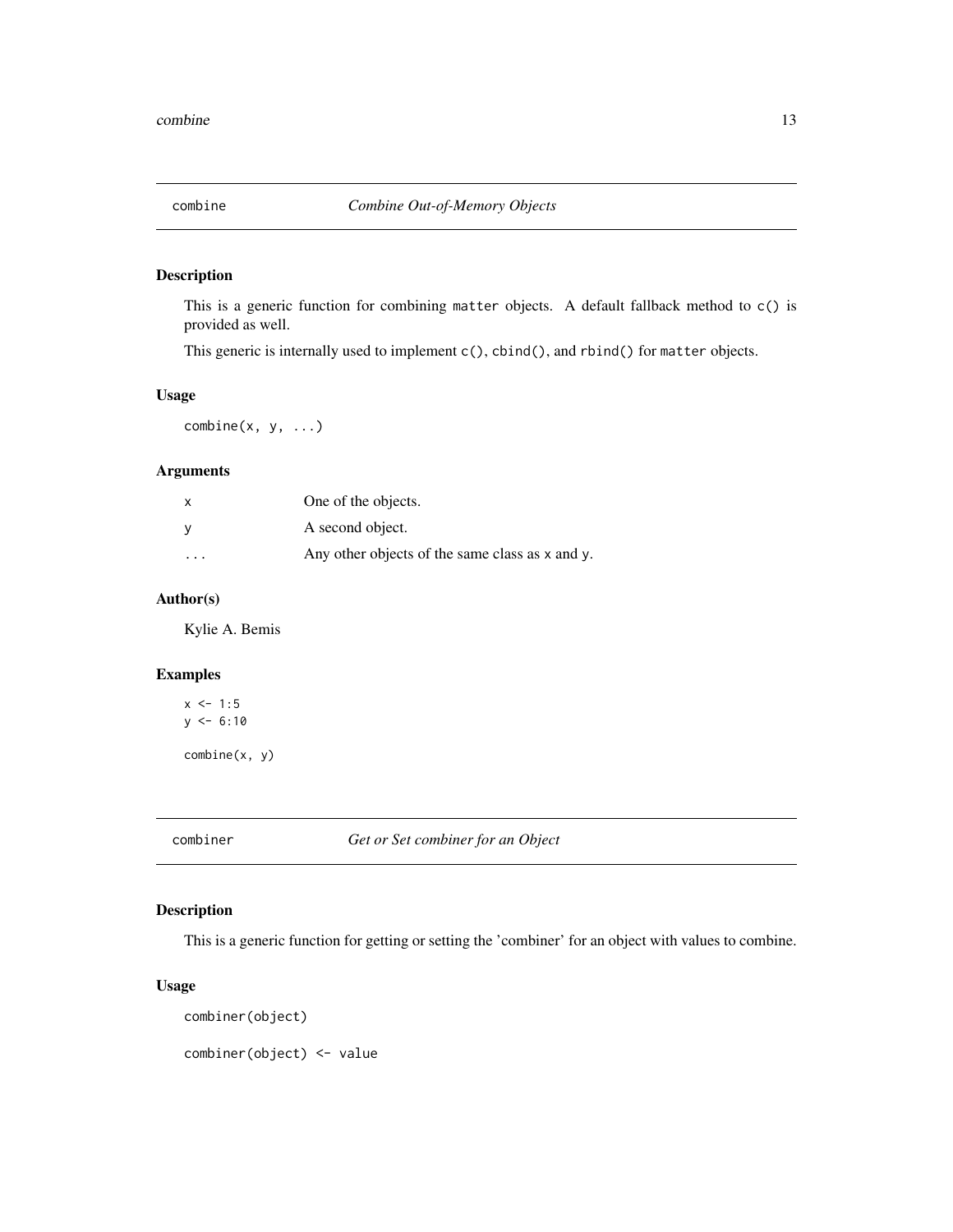## combine — *Combine Out-of-Memory Objects*

### Description

This is a generic function for combining `matter` objects. A default fallback method to `c()` is provided as well.

This generic is internally used to implement `c()`, `cbind()`, and `rbind()` for `matter` objects.

### Usage

```
combine(x, y, ...)
```

### Arguments

| | |
|---|---|
| `x` | One of the objects. |
| `y` | A second object. |
| `...` | Any other objects of the same class as `x` and `y`. |

### Author(s)

Kylie A. Bemis

### Examples

```
x <- 1:5
y <- 6:10

combine(x, y)
```

## combiner — *Get or Set combiner for an Object*

### Description

This is a generic function for getting or setting the 'combiner' for an object with values to combine.

### Usage

```
combiner(object)

combiner(object) <- value
```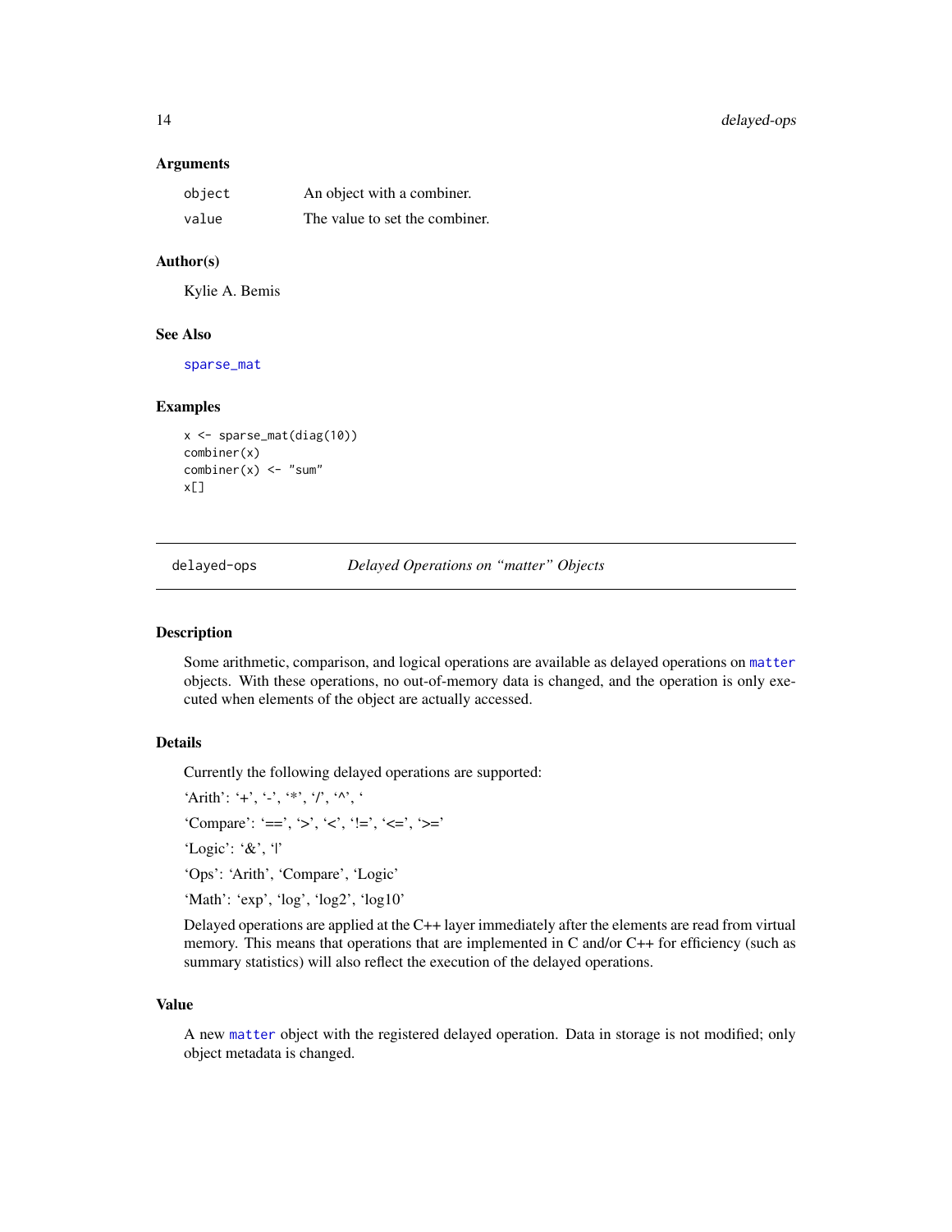### Arguments

| | |
|---|---|
| `object` | An object with a combiner. |
| `value` | The value to set the combiner. |

### Author(s)

Kylie A. Bemis

### See Also

`sparse_mat`

### Examples

```
x <- sparse_mat(diag(10))
combiner(x)
combiner(x) <- "sum"
x[]
```

---

## delayed-ops    *Delayed Operations on "matter" Objects*

---

### Description

Some arithmetic, comparison, and logical operations are available as delayed operations on `matter` objects. With these operations, no out-of-memory data is changed, and the operation is only executed when elements of the object are actually accessed.

### Details

Currently the following delayed operations are supported:

'Arith': '+', '-', '*', '/', '^', '

'Compare': '==', '>', '<', '!=', '<=', '>='

'Logic': '&', '|'

'Ops': 'Arith', 'Compare', 'Logic'

'Math': 'exp', 'log', 'log2', 'log10'

Delayed operations are applied at the C++ layer immediately after the elements are read from virtual memory. This means that operations that are implemented in C and/or C++ for efficiency (such as summary statistics) will also reflect the execution of the delayed operations.

### Value

A new `matter` object with the registered delayed operation. Data in storage is not modified; only object metadata is changed.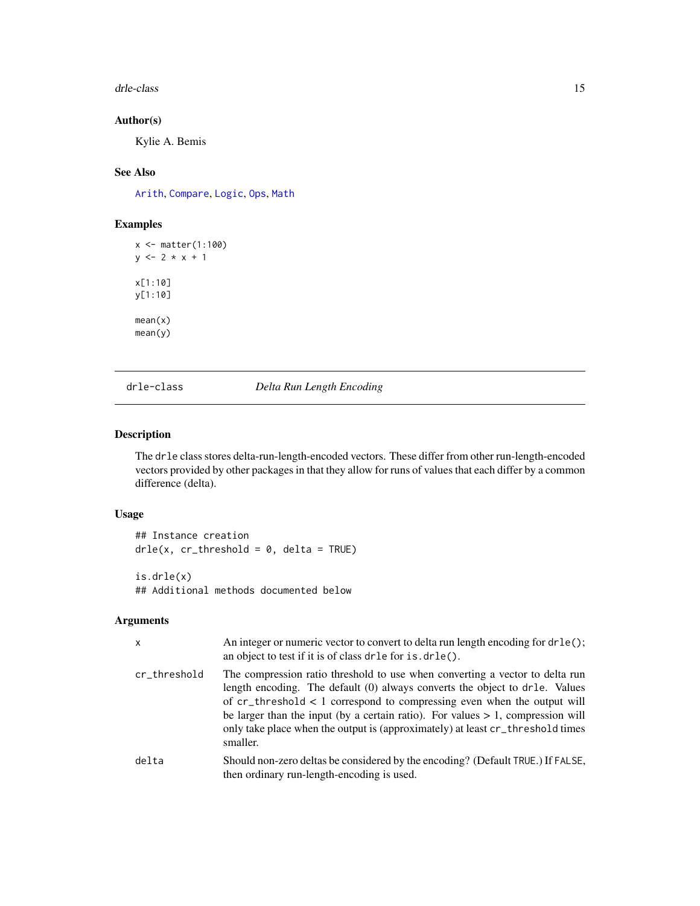### Author(s)

Kylie A. Bemis

### See Also

Arith, Compare, Logic, Ops, Math

### Examples

```
x <- matter(1:100)
y <- 2 * x + 1

x[1:10]
y[1:10]

mean(x)
mean(y)
```

---

## drle-class — *Delta Run Length Encoding*

---

### Description

The `drle` class stores delta-run-length-encoded vectors. These differ from other run-length-encoded vectors provided by other packages in that they allow for runs of values that each differ by a common difference (delta).

### Usage

```
## Instance creation
drle(x, cr_threshold = 0, delta = TRUE)

is.drle(x)
## Additional methods documented below
```

### Arguments

| | |
|---|---|
| `x` | An integer or numeric vector to convert to delta run length encoding for `drle()`; an object to test if it is of class `drle` for `is.drle()`. |
| `cr_threshold` | The compression ratio threshold to use when converting a vector to delta run length encoding. The default (0) always converts the object to `drle`. Values of `cr_threshold` < 1 correspond to compressing even when the output will be larger than the input (by a certain ratio). For values > 1, compression will only take place when the output is (approximately) at least `cr_threshold` times smaller. |
| `delta` | Should non-zero deltas be considered by the encoding? (Default `TRUE`.) If `FALSE`, then ordinary run-length-encoding is used. |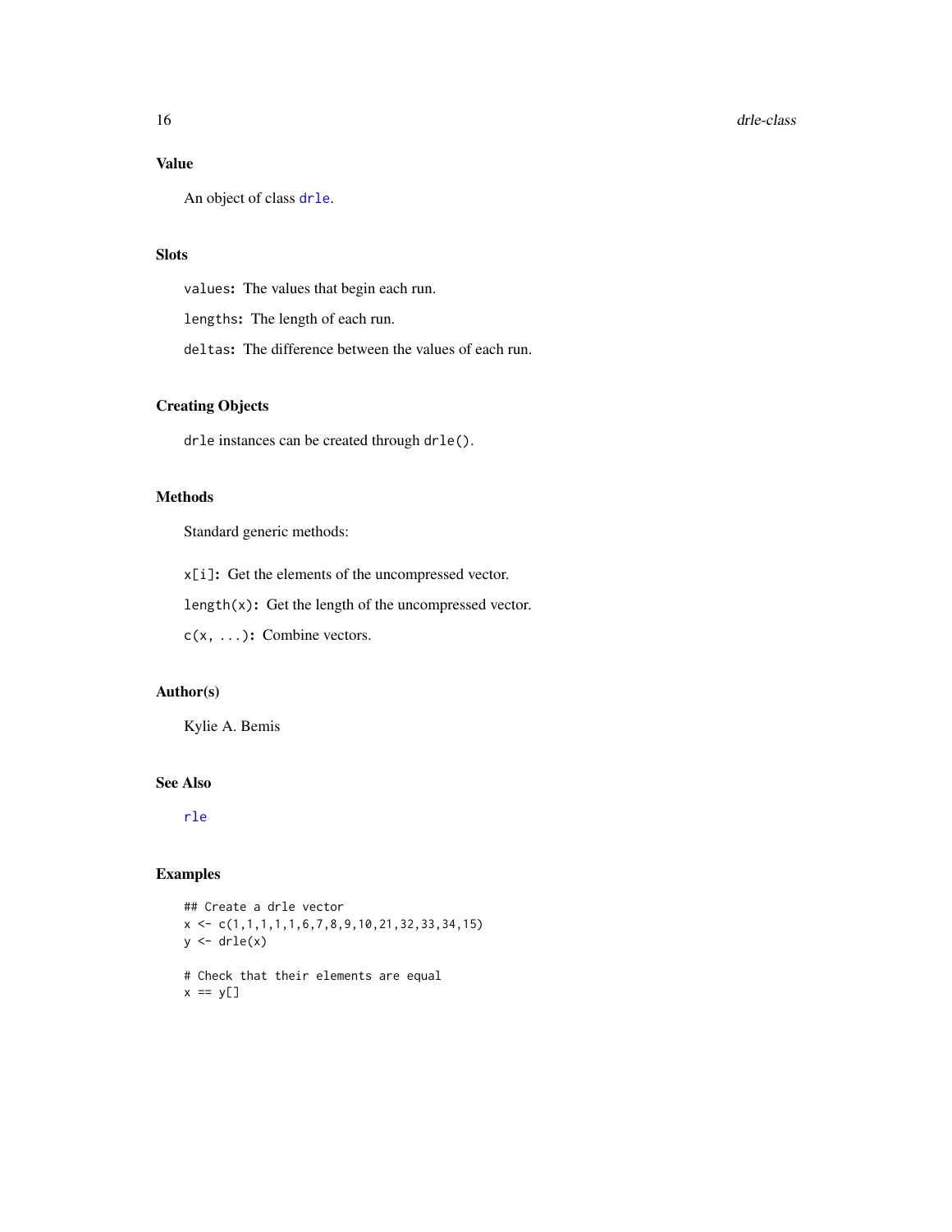## Value

An object of class `drle`.

## Slots

`values`: The values that begin each run.

`lengths`: The length of each run.

`deltas`: The difference between the values of each run.

## Creating Objects

`drle` instances can be created through `drle()`.

## Methods

Standard generic methods:

`x[i]`: Get the elements of the uncompressed vector.

`length(x)`: Get the length of the uncompressed vector.

`c(x, ...)`: Combine vectors.

## Author(s)

Kylie A. Bemis

## See Also

`rle`

## Examples

```
## Create a drle vector
x <- c(1,1,1,1,1,6,7,8,9,10,21,32,33,34,15)
y <- drle(x)

# Check that their elements are equal
x == y[]
```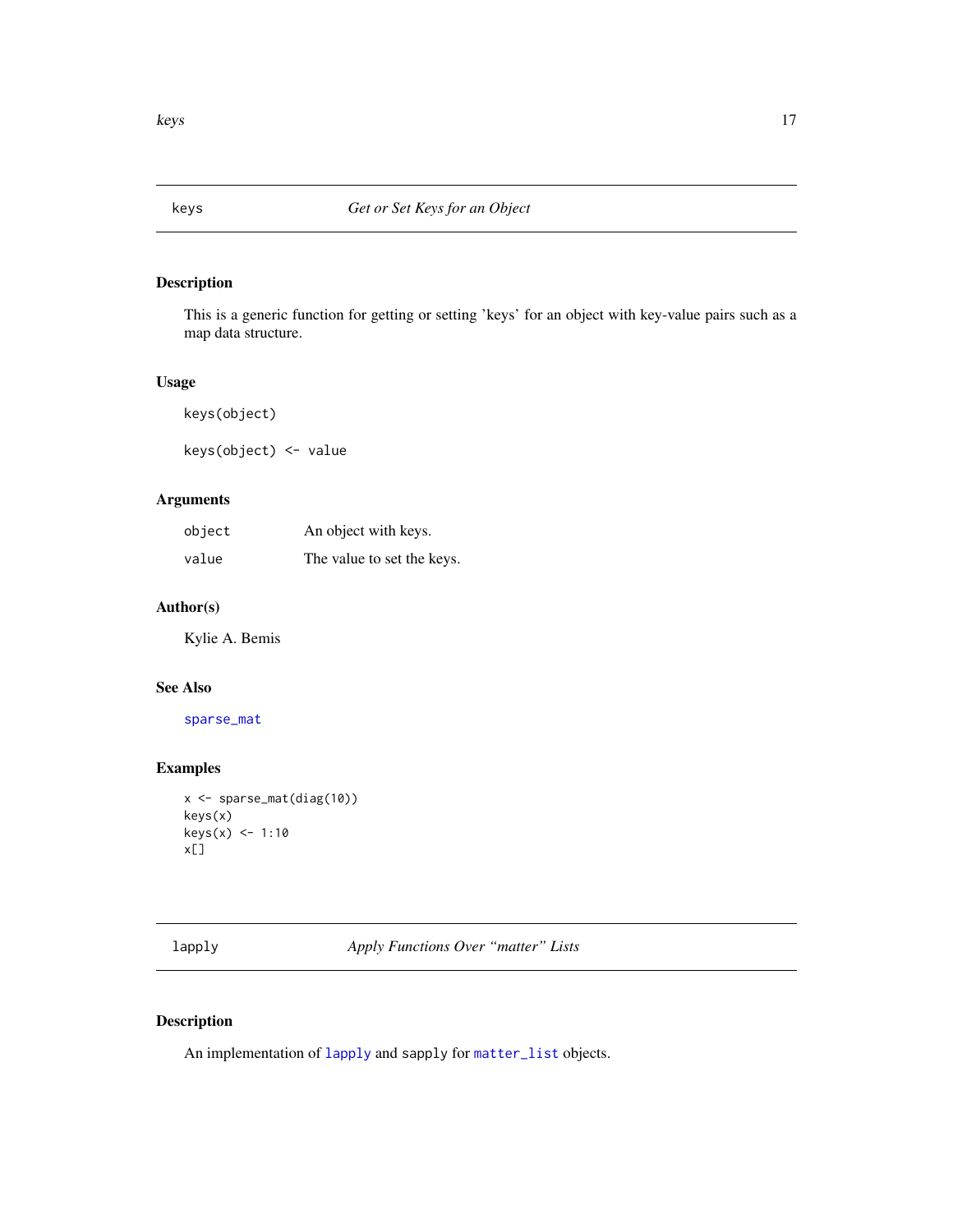## keys — *Get or Set Keys for an Object*

### Description

This is a generic function for getting or setting 'keys' for an object with key-value pairs such as a map data structure.

### Usage

```
keys(object)

keys(object) <- value
```

### Arguments

| | |
|---|---|
| `object` | An object with keys. |
| `value` | The value to set the keys. |

### Author(s)

Kylie A. Bemis

### See Also

`sparse_mat`

### Examples

```
x <- sparse_mat(diag(10))
keys(x)
keys(x) <- 1:10
x[]
```

## lapply — *Apply Functions Over "matter" Lists*

### Description

An implementation of `lapply` and `sapply` for `matter_list` objects.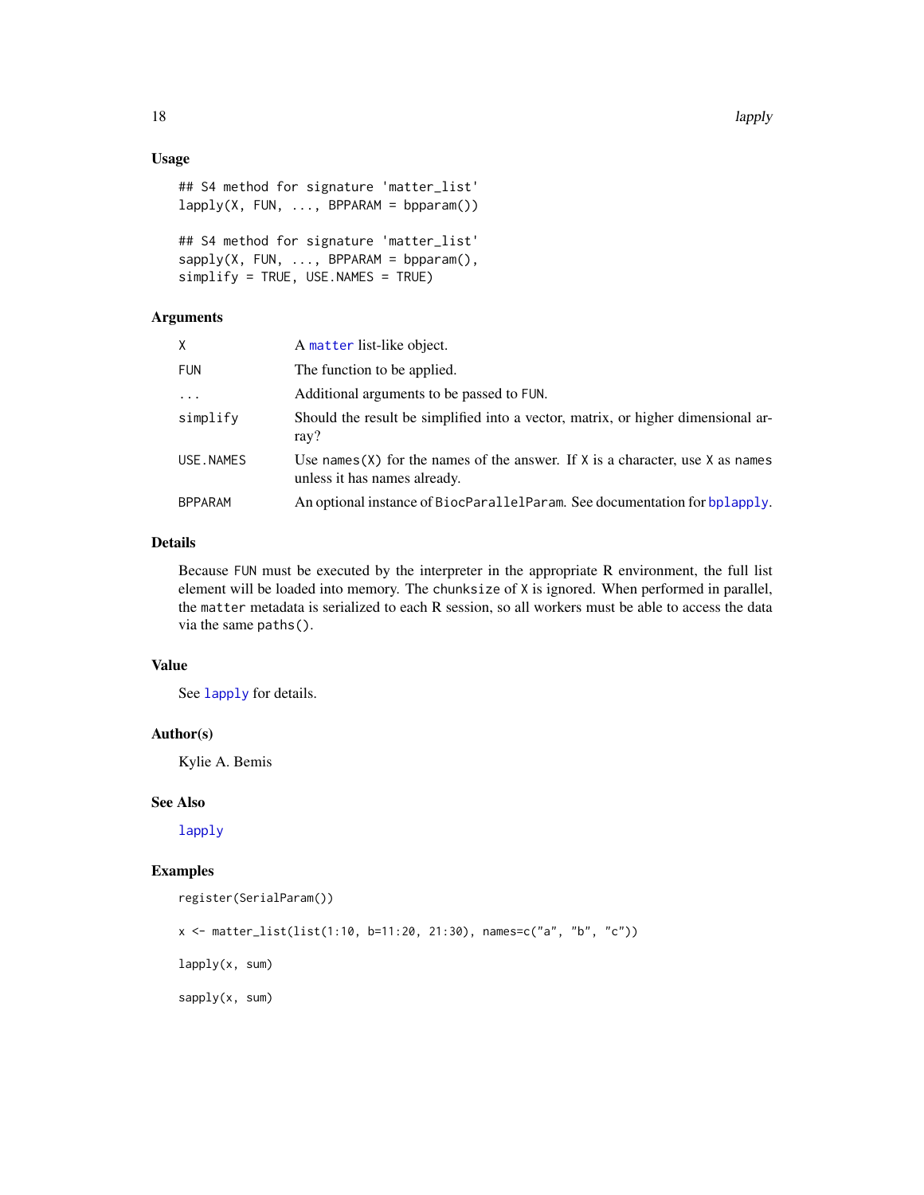### Usage

```
## S4 method for signature 'matter_list'
lapply(X, FUN, ..., BPPARAM = bpparam())

## S4 method for signature 'matter_list'
sapply(X, FUN, ..., BPPARAM = bpparam(),
simplify = TRUE, USE.NAMES = TRUE)
```

### Arguments

| | |
|---|---|
| X | A matter list-like object. |
| FUN | The function to be applied. |
| ... | Additional arguments to be passed to FUN. |
| simplify | Should the result be simplified into a vector, matrix, or higher dimensional array? |
| USE.NAMES | Use names(X) for the names of the answer. If X is a character, use X as names unless it has names already. |
| BPPARAM | An optional instance of BiocParallelParam. See documentation for bplapply. |

### Details

Because FUN must be executed by the interpreter in the appropriate R environment, the full list element will be loaded into memory. The chunksize of X is ignored. When performed in parallel, the matter metadata is serialized to each R session, so all workers must be able to access the data via the same paths().

### Value

See lapply for details.

### Author(s)

Kylie A. Bemis

### See Also

lapply

### Examples

```
register(SerialParam())

x <- matter_list(list(1:10, b=11:20, 21:30), names=c("a", "b", "c"))

lapply(x, sum)

sapply(x, sum)
```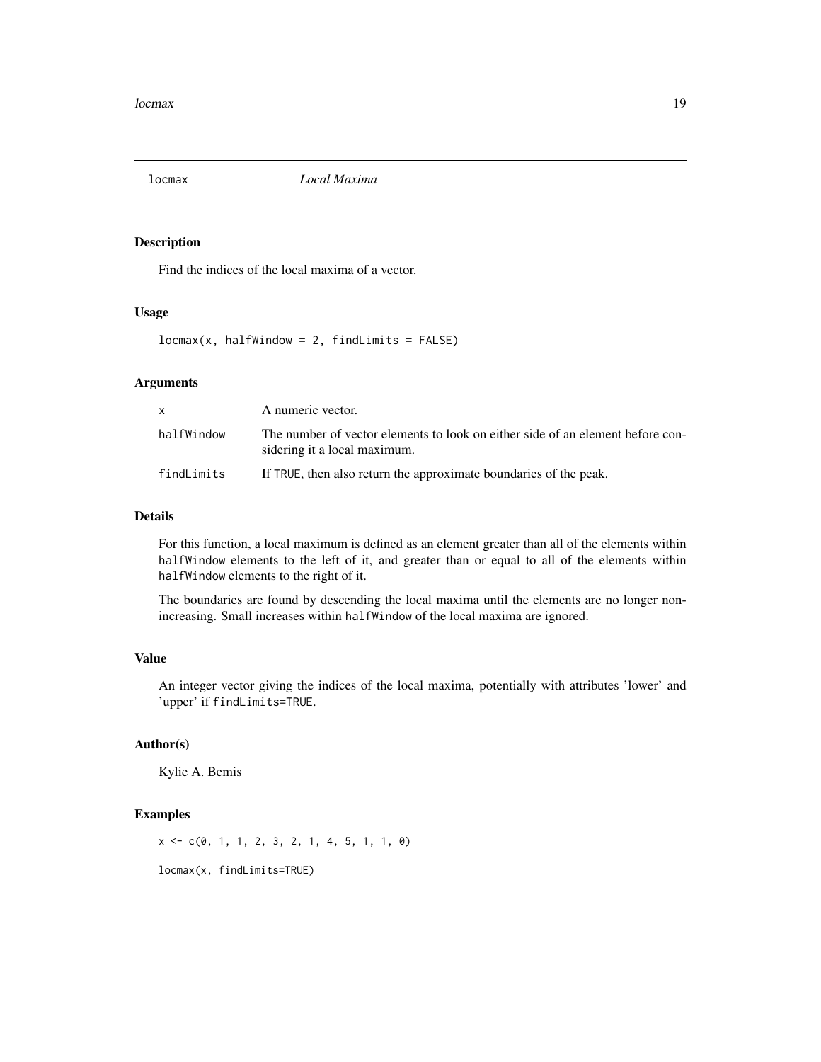## locmax *Local Maxima*

### Description

Find the indices of the local maxima of a vector.

### Usage

```
locmax(x, halfWindow = 2, findLimits = FALSE)
```

### Arguments

| | |
|---|---|
| `x` | A numeric vector. |
| `halfWindow` | The number of vector elements to look on either side of an element before considering it a local maximum. |
| `findLimits` | If `TRUE`, then also return the approximate boundaries of the peak. |

### Details

For this function, a local maximum is defined as an element greater than all of the elements within `halfWindow` elements to the left of it, and greater than or equal to all of the elements within `halfWindow` elements to the right of it.

The boundaries are found by descending the local maxima until the elements are no longer non-increasing. Small increases within `halfWindow` of the local maxima are ignored.

### Value

An integer vector giving the indices of the local maxima, potentially with attributes 'lower' and 'upper' if `findLimits=TRUE`.

### Author(s)

Kylie A. Bemis

### Examples

```
x <- c(0, 1, 1, 2, 3, 2, 1, 4, 5, 1, 1, 0)

locmax(x, findLimits=TRUE)
```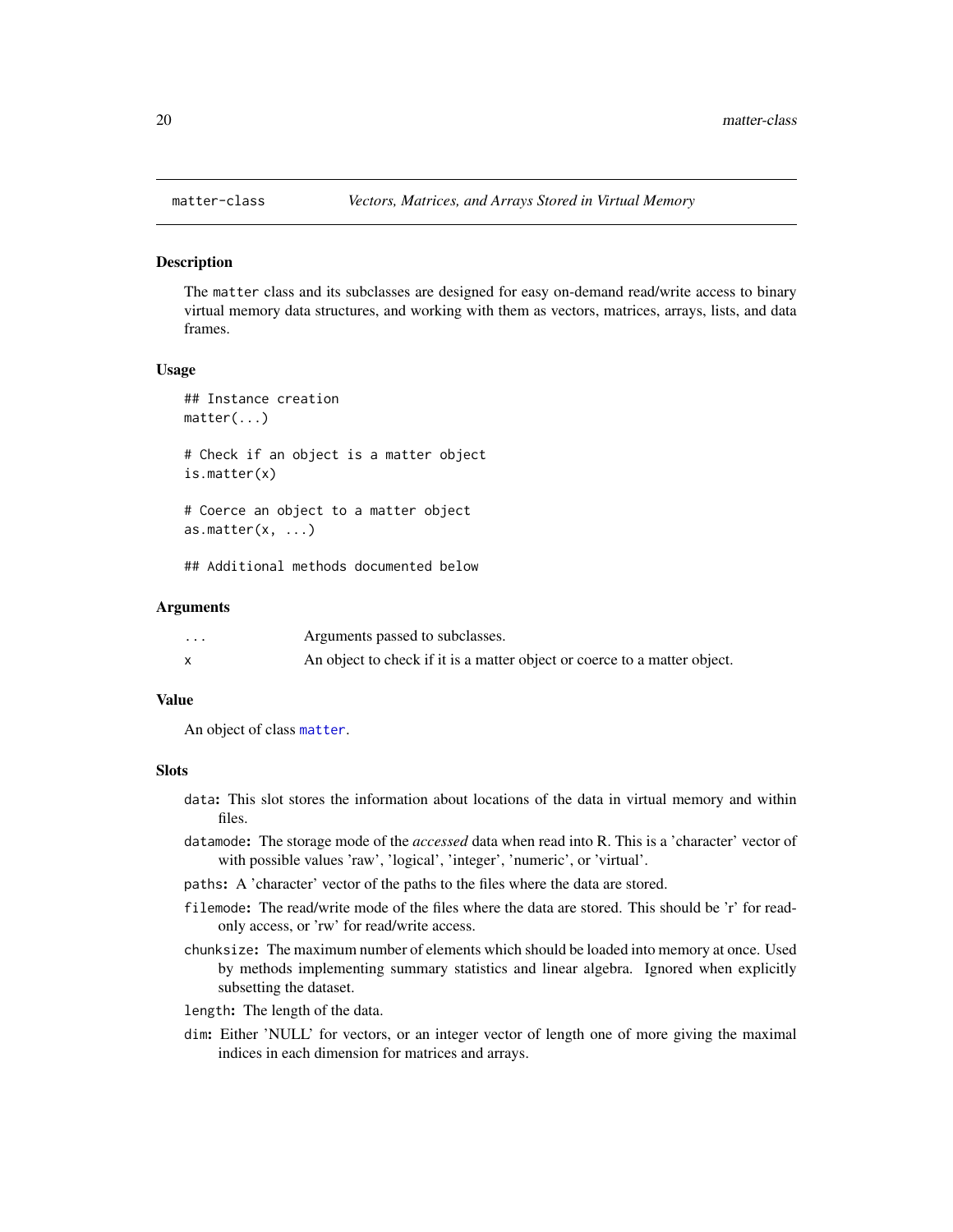matter-class *Vectors, Matrices, and Arrays Stored in Virtual Memory*

## Description

The `matter` class and its subclasses are designed for easy on-demand read/write access to binary virtual memory data structures, and working with them as vectors, matrices, arrays, lists, and data frames.

## Usage

```
## Instance creation
matter(...)

# Check if an object is a matter object
is.matter(x)

# Coerce an object to a matter object
as.matter(x, ...)

## Additional methods documented below
```

## Arguments

| | |
|---|---|
| `...` | Arguments passed to subclasses. |
| `x` | An object to check if it is a matter object or coerce to a matter object. |

## Value

An object of class `matter`.

## Slots

- `data`: This slot stores the information about locations of the data in virtual memory and within files.
- `datamode`: The storage mode of the *accessed* data when read into R. This is a 'character' vector of with possible values 'raw', 'logical', 'integer', 'numeric', or 'virtual'.
- `paths`: A 'character' vector of the paths to the files where the data are stored.
- `filemode`: The read/write mode of the files where the data are stored. This should be 'r' for read-only access, or 'rw' for read/write access.
- `chunksize`: The maximum number of elements which should be loaded into memory at once. Used by methods implementing summary statistics and linear algebra. Ignored when explicitly subsetting the dataset.
- `length`: The length of the data.
- `dim`: Either 'NULL' for vectors, or an integer vector of length one of more giving the maximal indices in each dimension for matrices and arrays.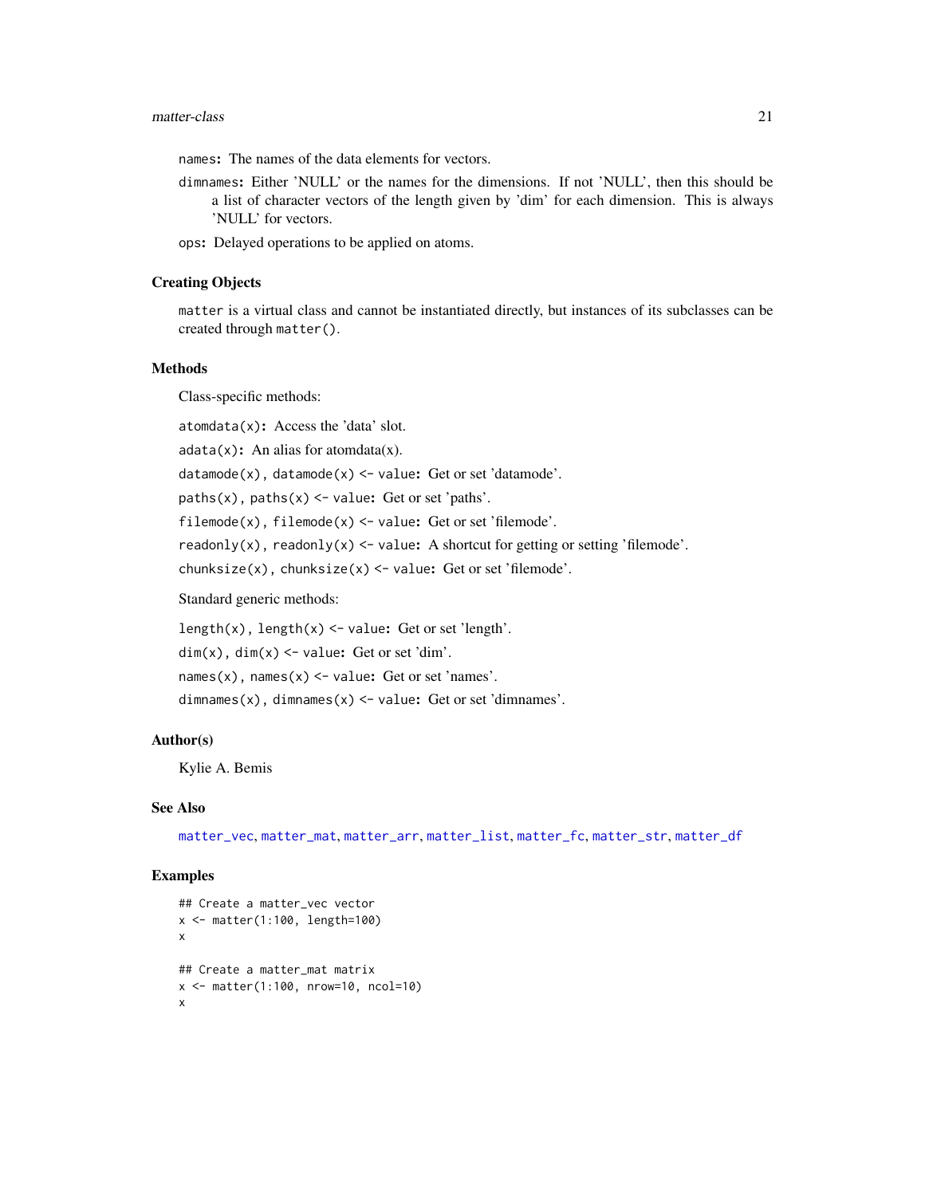`names`: The names of the data elements for vectors.

`dimnames`: Either 'NULL' or the names for the dimensions. If not 'NULL', then this should be a list of character vectors of the length given by 'dim' for each dimension. This is always 'NULL' for vectors.

`ops`: Delayed operations to be applied on atoms.

### Creating Objects

`matter` is a virtual class and cannot be instantiated directly, but instances of its subclasses can be created through `matter()`.

### Methods

Class-specific methods:

`atomdata(x)`: Access the 'data' slot.

`adata(x)`: An alias for atomdata(x).

`datamode(x), datamode(x) <- value`: Get or set 'datamode'.

`paths(x), paths(x) <- value`: Get or set 'paths'.

`filemode(x), filemode(x) <- value`: Get or set 'filemode'.

`readonly(x), readonly(x) <- value`: A shortcut for getting or setting 'filemode'.

`chunksize(x), chunksize(x) <- value`: Get or set 'filemode'.

Standard generic methods:

`length(x), length(x) <- value`: Get or set 'length'.

`dim(x), dim(x) <- value`: Get or set 'dim'.

`names(x), names(x) <- value`: Get or set 'names'.

`dimnames(x), dimnames(x) <- value`: Get or set 'dimnames'.

### Author(s)

Kylie A. Bemis

### See Also

`matter_vec`, `matter_mat`, `matter_arr`, `matter_list`, `matter_fc`, `matter_str`, `matter_df`

### Examples

```
## Create a matter_vec vector
x <- matter(1:100, length=100)
x

## Create a matter_mat matrix
x <- matter(1:100, nrow=10, ncol=10)
x
```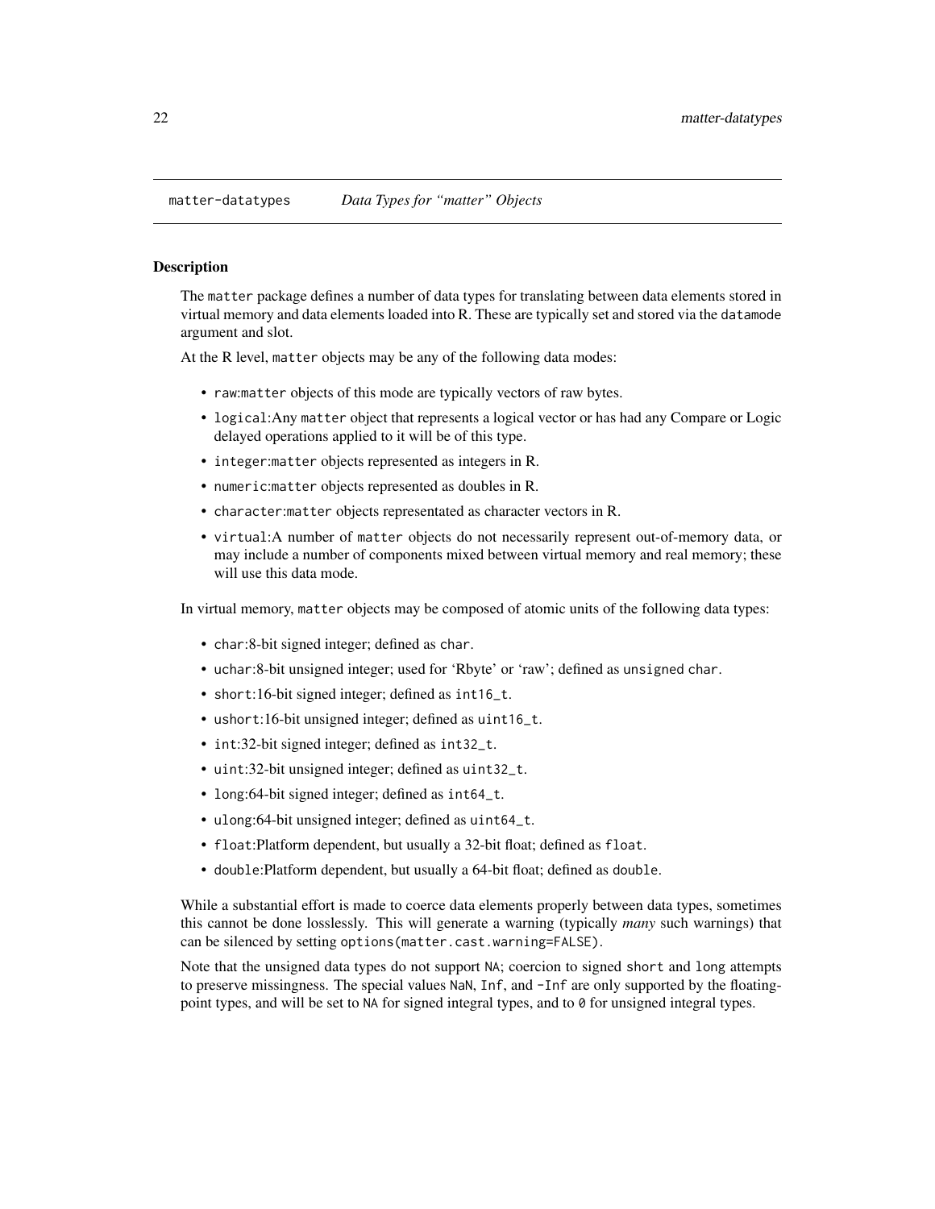`matter-datatypes` *Data Types for "matter" Objects*

## Description

The `matter` package defines a number of data types for translating between data elements stored in virtual memory and data elements loaded into R. These are typically set and stored via the `datamode` argument and slot.

At the R level, `matter` objects may be any of the following data modes:

- `raw`:`matter` objects of this mode are typically vectors of raw bytes.
- `logical`:Any `matter` object that represents a logical vector or has had any Compare or Logic delayed operations applied to it will be of this type.
- `integer`:`matter` objects represented as integers in R.
- `numeric`:`matter` objects represented as doubles in R.
- `character`:`matter` objects representated as character vectors in R.
- `virtual`:A number of `matter` objects do not necessarily represent out-of-memory data, or may include a number of components mixed between virtual memory and real memory; these will use this data mode.

In virtual memory, `matter` objects may be composed of atomic units of the following data types:

- `char`:8-bit signed integer; defined as `char`.
- `uchar`:8-bit unsigned integer; used for 'Rbyte' or 'raw'; defined as `unsigned char`.
- `short`:16-bit signed integer; defined as `int16_t`.
- `ushort`:16-bit unsigned integer; defined as `uint16_t`.
- `int`:32-bit signed integer; defined as `int32_t`.
- `uint`:32-bit unsigned integer; defined as `uint32_t`.
- `long`:64-bit signed integer; defined as `int64_t`.
- `ulong`:64-bit unsigned integer; defined as `uint64_t`.
- `float`:Platform dependent, but usually a 32-bit float; defined as `float`.
- `double`:Platform dependent, but usually a 64-bit float; defined as `double`.

While a substantial effort is made to coerce data elements properly between data types, sometimes this cannot be done losslessly. This will generate a warning (typically *many* such warnings) that can be silenced by setting `options(matter.cast.warning=FALSE)`.

Note that the unsigned data types do not support `NA`; coercion to signed `short` and `long` attempts to preserve missingness. The special values `NaN`, `Inf`, and `-Inf` are only supported by the floating-point types, and will be set to `NA` for signed integral types, and to `0` for unsigned integral types.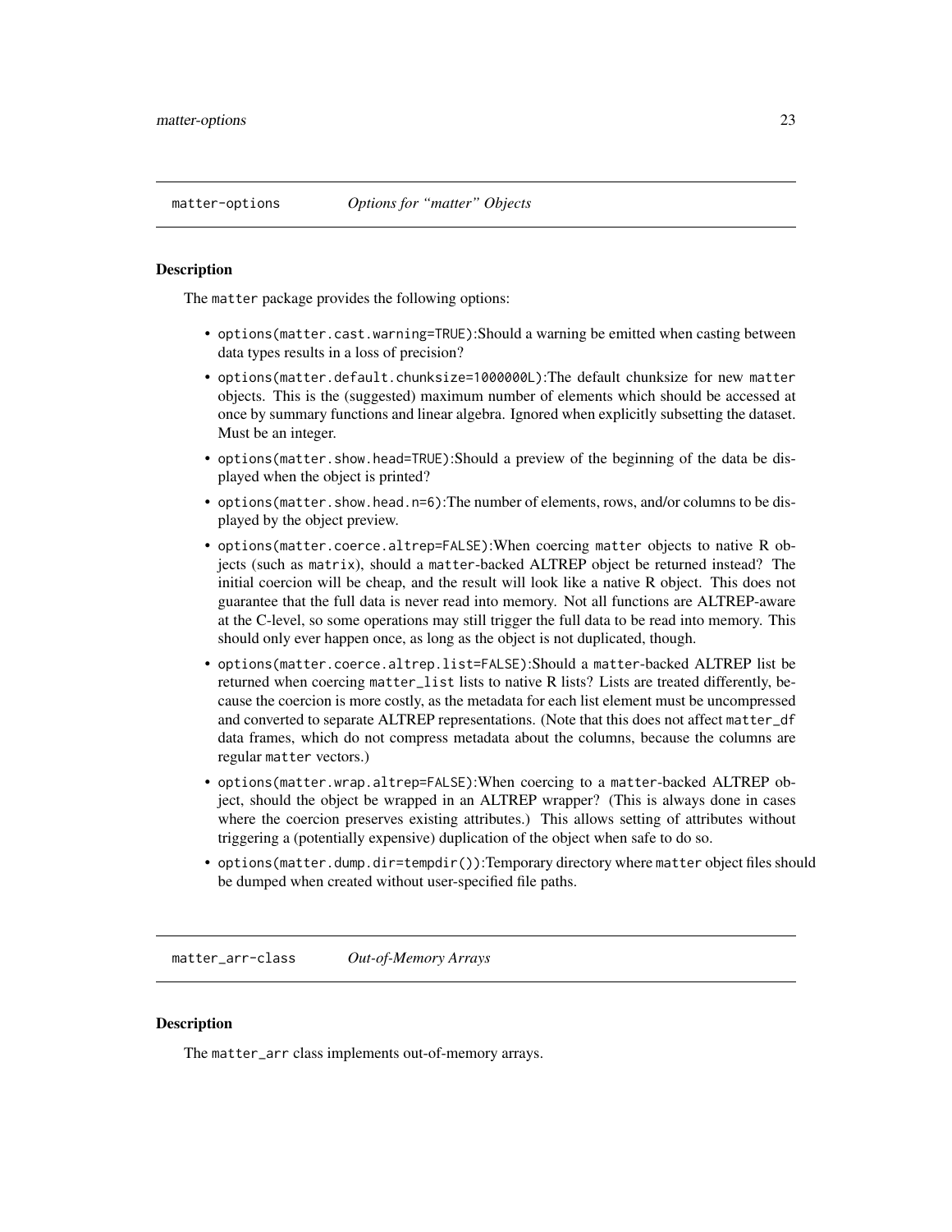## matter-options *Options for "matter" Objects*

### Description

The `matter` package provides the following options:

- `options(matter.cast.warning=TRUE)`:Should a warning be emitted when casting between data types results in a loss of precision?
- `options(matter.default.chunksize=1000000L)`:The default chunksize for new `matter` objects. This is the (suggested) maximum number of elements which should be accessed at once by summary functions and linear algebra. Ignored when explicitly subsetting the dataset. Must be an integer.
- `options(matter.show.head=TRUE)`:Should a preview of the beginning of the data be displayed when the object is printed?
- `options(matter.show.head.n=6)`:The number of elements, rows, and/or columns to be displayed by the object preview.
- `options(matter.coerce.altrep=FALSE)`:When coercing `matter` objects to native R objects (such as `matrix`), should a `matter`-backed ALTREP object be returned instead? The initial coercion will be cheap, and the result will look like a native R object. This does not guarantee that the full data is never read into memory. Not all functions are ALTREP-aware at the C-level, so some operations may still trigger the full data to be read into memory. This should only ever happen once, as long as the object is not duplicated, though.
- `options(matter.coerce.altrep.list=FALSE)`:Should a `matter`-backed ALTREP list be returned when coercing `matter_list` lists to native R lists? Lists are treated differently, because the coercion is more costly, as the metadata for each list element must be uncompressed and converted to separate ALTREP representations. (Note that this does not affect `matter_df` data frames, which do not compress metadata about the columns, because the columns are regular `matter` vectors.)
- `options(matter.wrap.altrep=FALSE)`:When coercing to a `matter`-backed ALTREP object, should the object be wrapped in an ALTREP wrapper? (This is always done in cases where the coercion preserves existing attributes.) This allows setting of attributes without triggering a (potentially expensive) duplication of the object when safe to do so.
- `options(matter.dump.dir=tempdir())`:Temporary directory where `matter` object files should be dumped when created without user-specified file paths.

## matter_arr-class *Out-of-Memory Arrays*

### Description

The `matter_arr` class implements out-of-memory arrays.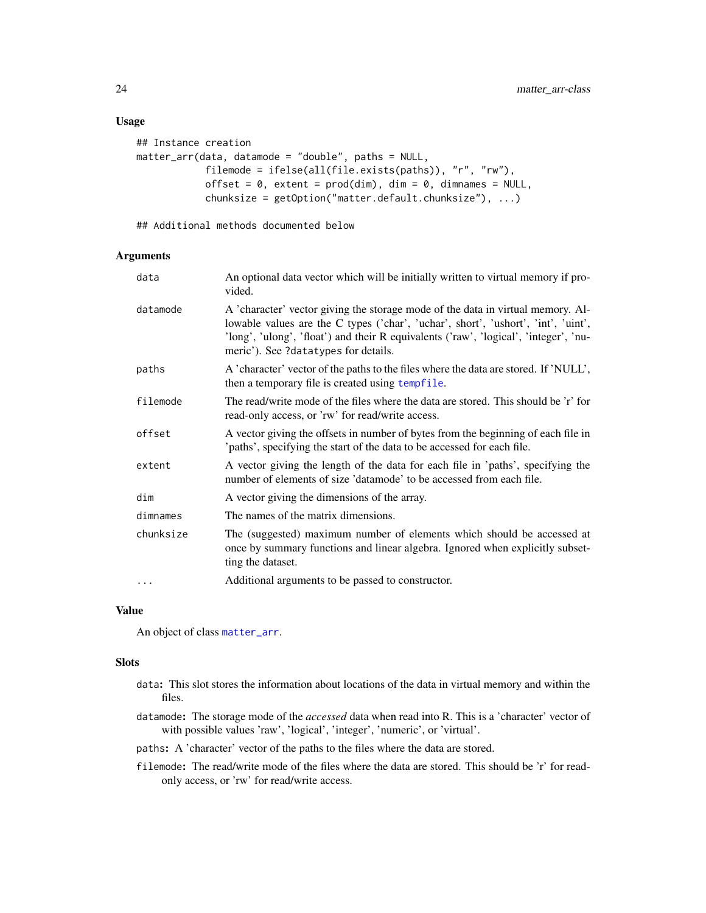## Usage

```
## Instance creation
matter_arr(data, datamode = "double", paths = NULL,
            filemode = ifelse(all(file.exists(paths)), "r", "rw"),
            offset = 0, extent = prod(dim), dim = 0, dimnames = NULL,
            chunksize = getOption("matter.default.chunksize"), ...)

## Additional methods documented below
```

## Arguments

| | |
|---|---|
| data | An optional data vector which will be initially written to virtual memory if provided. |
| datamode | A 'character' vector giving the storage mode of the data in virtual memory. Allowable values are the C types ('char', 'uchar', short', 'ushort', 'int', 'uint', 'long', 'ulong', 'float') and their R equivalents ('raw', 'logical', 'integer', 'numeric'). See ?datatypes for details. |
| paths | A 'character' vector of the paths to the files where the data are stored. If 'NULL', then a temporary file is created using tempfile. |
| filemode | The read/write mode of the files where the data are stored. This should be 'r' for read-only access, or 'rw' for read/write access. |
| offset | A vector giving the offsets in number of bytes from the beginning of each file in 'paths', specifying the start of the data to be accessed for each file. |
| extent | A vector giving the length of the data for each file in 'paths', specifying the number of elements of size 'datamode' to be accessed from each file. |
| dim | A vector giving the dimensions of the array. |
| dimnames | The names of the matrix dimensions. |
| chunksize | The (suggested) maximum number of elements which should be accessed at once by summary functions and linear algebra. Ignored when explicitly subsetting the dataset. |
| ... | Additional arguments to be passed to constructor. |

## Value

An object of class matter_arr.

## Slots

- data: This slot stores the information about locations of the data in virtual memory and within the files.
- datamode: The storage mode of the *accessed* data when read into R. This is a 'character' vector of with possible values 'raw', 'logical', 'integer', 'numeric', or 'virtual'.
- paths: A 'character' vector of the paths to the files where the data are stored.
- filemode: The read/write mode of the files where the data are stored. This should be 'r' for read-only access, or 'rw' for read/write access.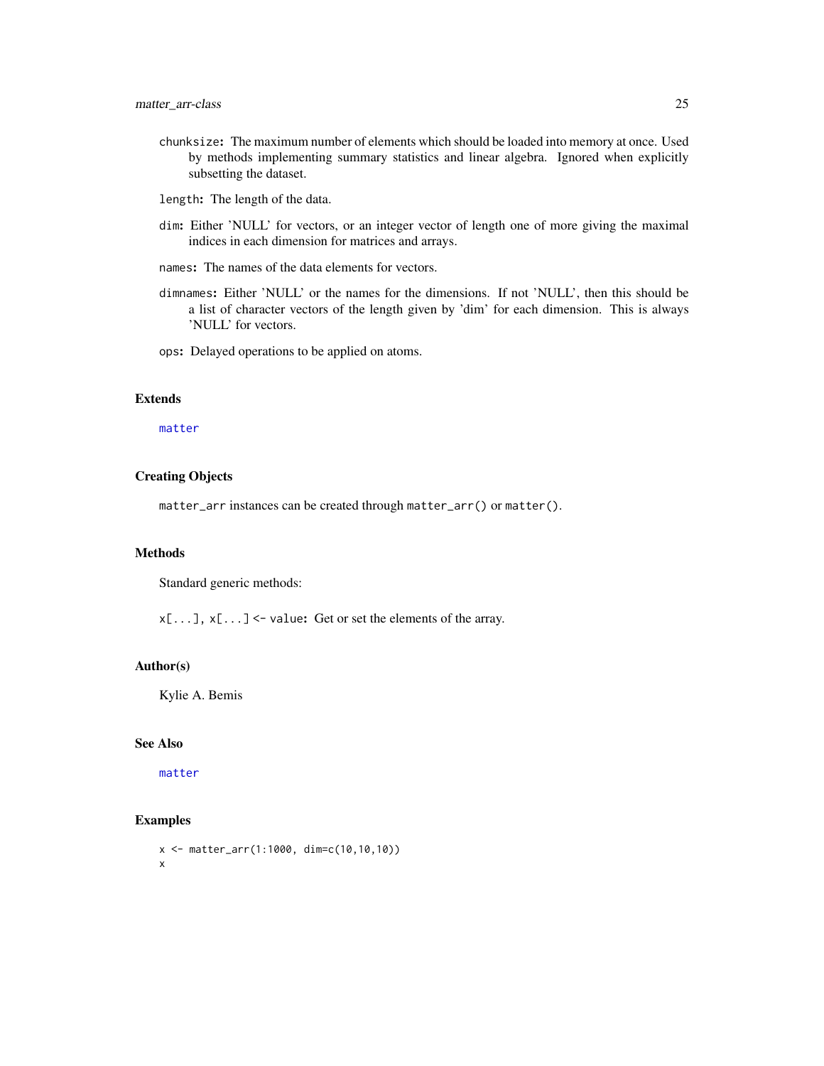`chunksize`**:** The maximum number of elements which should be loaded into memory at once. Used by methods implementing summary statistics and linear algebra. Ignored when explicitly subsetting the dataset.

`length`**:** The length of the data.

`dim`**:** Either 'NULL' for vectors, or an integer vector of length one of more giving the maximal indices in each dimension for matrices and arrays.

`names`**:** The names of the data elements for vectors.

`dimnames`**:** Either 'NULL' or the names for the dimensions. If not 'NULL', then this should be a list of character vectors of the length given by 'dim' for each dimension. This is always 'NULL' for vectors.

`ops`**:** Delayed operations to be applied on atoms.

### Extends

`matter`

### Creating Objects

`matter_arr` instances can be created through `matter_arr()` or `matter()`.

### Methods

Standard generic methods:

`x[...]`, `x[...] <- value`**:** Get or set the elements of the array.

### Author(s)

Kylie A. Bemis

### See Also

`matter`

### Examples

```
x <- matter_arr(1:1000, dim=c(10,10,10))
x
```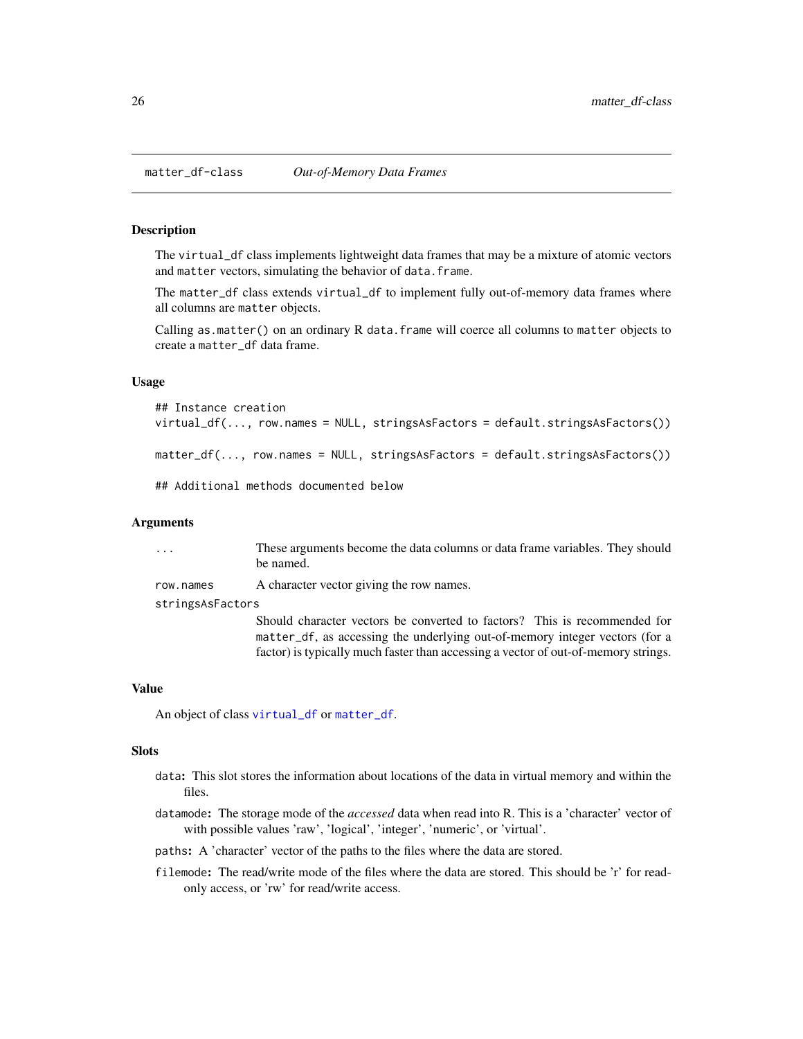matter_df-class *Out-of-Memory Data Frames*

## Description

The virtual_df class implements lightweight data frames that may be a mixture of atomic vectors and matter vectors, simulating the behavior of data.frame.

The matter_df class extends virtual_df to implement fully out-of-memory data frames where all columns are matter objects.

Calling as.matter() on an ordinary R data.frame will coerce all columns to matter objects to create a matter_df data frame.

## Usage

```
## Instance creation
virtual_df(..., row.names = NULL, stringsAsFactors = default.stringsAsFactors())

matter_df(..., row.names = NULL, stringsAsFactors = default.stringsAsFactors())

## Additional methods documented below
```

## Arguments

- `...` These arguments become the data columns or data frame variables. They should be named.
- `row.names` A character vector giving the row names.
- `stringsAsFactors` Should character vectors be converted to factors? This is recommended for matter_df, as accessing the underlying out-of-memory integer vectors (for a factor) is typically much faster than accessing a vector of out-of-memory strings.

## Value

An object of class virtual_df or matter_df.

## Slots

- **data:** This slot stores the information about locations of the data in virtual memory and within the files.
- **datamode:** The storage mode of the *accessed* data when read into R. This is a 'character' vector of with possible values 'raw', 'logical', 'integer', 'numeric', or 'virtual'.
- **paths:** A 'character' vector of the paths to the files where the data are stored.
- **filemode:** The read/write mode of the files where the data are stored. This should be 'r' for read-only access, or 'rw' for read/write access.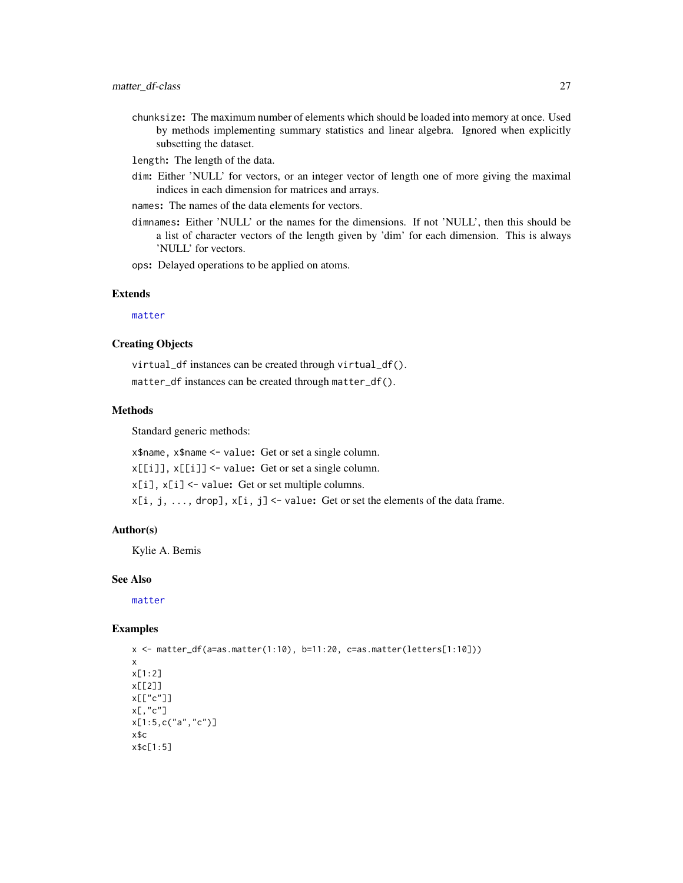`chunksize`: The maximum number of elements which should be loaded into memory at once. Used by methods implementing summary statistics and linear algebra. Ignored when explicitly subsetting the dataset.

`length`: The length of the data.

`dim`: Either 'NULL' for vectors, or an integer vector of length one of more giving the maximal indices in each dimension for matrices and arrays.

`names`: The names of the data elements for vectors.

`dimnames`: Either 'NULL' or the names for the dimensions. If not 'NULL', then this should be a list of character vectors of the length given by 'dim' for each dimension. This is always 'NULL' for vectors.

`ops`: Delayed operations to be applied on atoms.

## Extends

`matter`

## Creating Objects

`virtual_df` instances can be created through `virtual_df()`.

`matter_df` instances can be created through `matter_df()`.

## Methods

Standard generic methods:

`x$name, x$name <- value`: Get or set a single column.

`x[[i]], x[[i]] <- value`: Get or set a single column.

`x[i], x[i] <- value`: Get or set multiple columns.

`x[i, j, ..., drop], x[i, j] <- value`: Get or set the elements of the data frame.

## Author(s)

Kylie A. Bemis

## See Also

`matter`

## Examples

```
x <- matter_df(a=as.matter(1:10), b=11:20, c=as.matter(letters[1:10]))
x
x[1:2]
x[[2]]
x[["c"]]
x[,"c"]
x[1:5,c("a","c")]
x$c
x$c[1:5]
```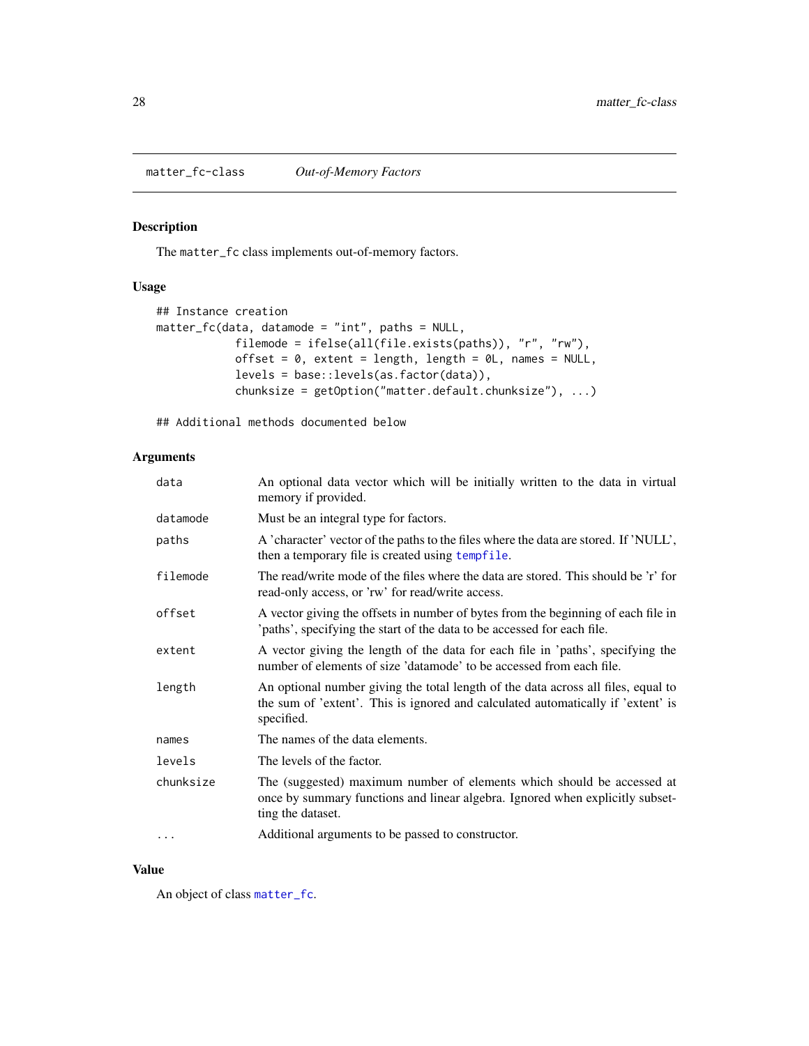matter_fc-class *Out-of-Memory Factors*

## Description

The `matter_fc` class implements out-of-memory factors.

## Usage

```
## Instance creation
matter_fc(data, datamode = "int", paths = NULL,
            filemode = ifelse(all(file.exists(paths)), "r", "rw"),
            offset = 0, extent = length, length = 0L, names = NULL,
            levels = base::levels(as.factor(data)),
            chunksize = getOption("matter.default.chunksize"), ...)

## Additional methods documented below
```

## Arguments

| | |
|---|---|
| `data` | An optional data vector which will be initially written to the data in virtual memory if provided. |
| `datamode` | Must be an integral type for factors. |
| `paths` | A 'character' vector of the paths to the files where the data are stored. If 'NULL', then a temporary file is created using `tempfile`. |
| `filemode` | The read/write mode of the files where the data are stored. This should be 'r' for read-only access, or 'rw' for read/write access. |
| `offset` | A vector giving the offsets in number of bytes from the beginning of each file in 'paths', specifying the start of the data to be accessed for each file. |
| `extent` | A vector giving the length of the data for each file in 'paths', specifying the number of elements of size 'datamode' to be accessed from each file. |
| `length` | An optional number giving the total length of the data across all files, equal to the sum of 'extent'. This is ignored and calculated automatically if 'extent' is specified. |
| `names` | The names of the data elements. |
| `levels` | The levels of the factor. |
| `chunksize` | The (suggested) maximum number of elements which should be accessed at once by summary functions and linear algebra. Ignored when explicitly subsetting the dataset. |
| `...` | Additional arguments to be passed to constructor. |

## Value

An object of class `matter_fc`.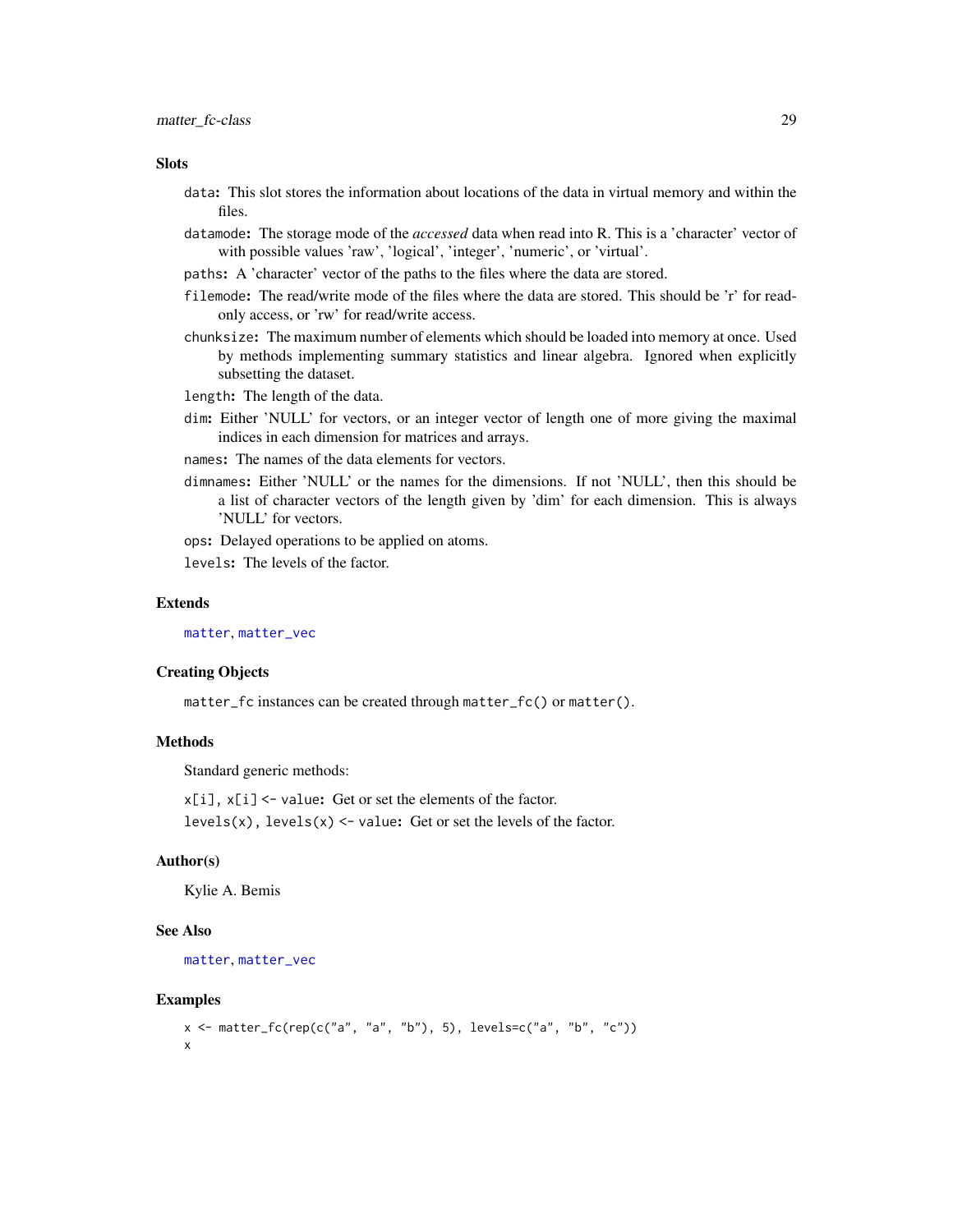### Slots

- `data`: This slot stores the information about locations of the data in virtual memory and within the files.
- `datamode`: The storage mode of the *accessed* data when read into R. This is a 'character' vector of with possible values 'raw', 'logical', 'integer', 'numeric', or 'virtual'.
- `paths`: A 'character' vector of the paths to the files where the data are stored.
- `filemode`: The read/write mode of the files where the data are stored. This should be 'r' for read-only access, or 'rw' for read/write access.
- `chunksize`: The maximum number of elements which should be loaded into memory at once. Used by methods implementing summary statistics and linear algebra. Ignored when explicitly subsetting the dataset.
- `length`: The length of the data.
- `dim`: Either 'NULL' for vectors, or an integer vector of length one of more giving the maximal indices in each dimension for matrices and arrays.
- `names`: The names of the data elements for vectors.
- `dimnames`: Either 'NULL' or the names for the dimensions. If not 'NULL', then this should be a list of character vectors of the length given by 'dim' for each dimension. This is always 'NULL' for vectors.
- `ops`: Delayed operations to be applied on atoms.
- `levels`: The levels of the factor.

### Extends

`matter`, `matter_vec`

### Creating Objects

`matter_fc` instances can be created through `matter_fc()` or `matter()`.

### Methods

Standard generic methods:

- `x[i], x[i] <- value`: Get or set the elements of the factor.
- `levels(x), levels(x) <- value`: Get or set the levels of the factor.

### Author(s)

Kylie A. Bemis

### See Also

`matter`, `matter_vec`

### Examples

```
x <- matter_fc(rep(c("a", "a", "b"), 5), levels=c("a", "b", "c"))
x
```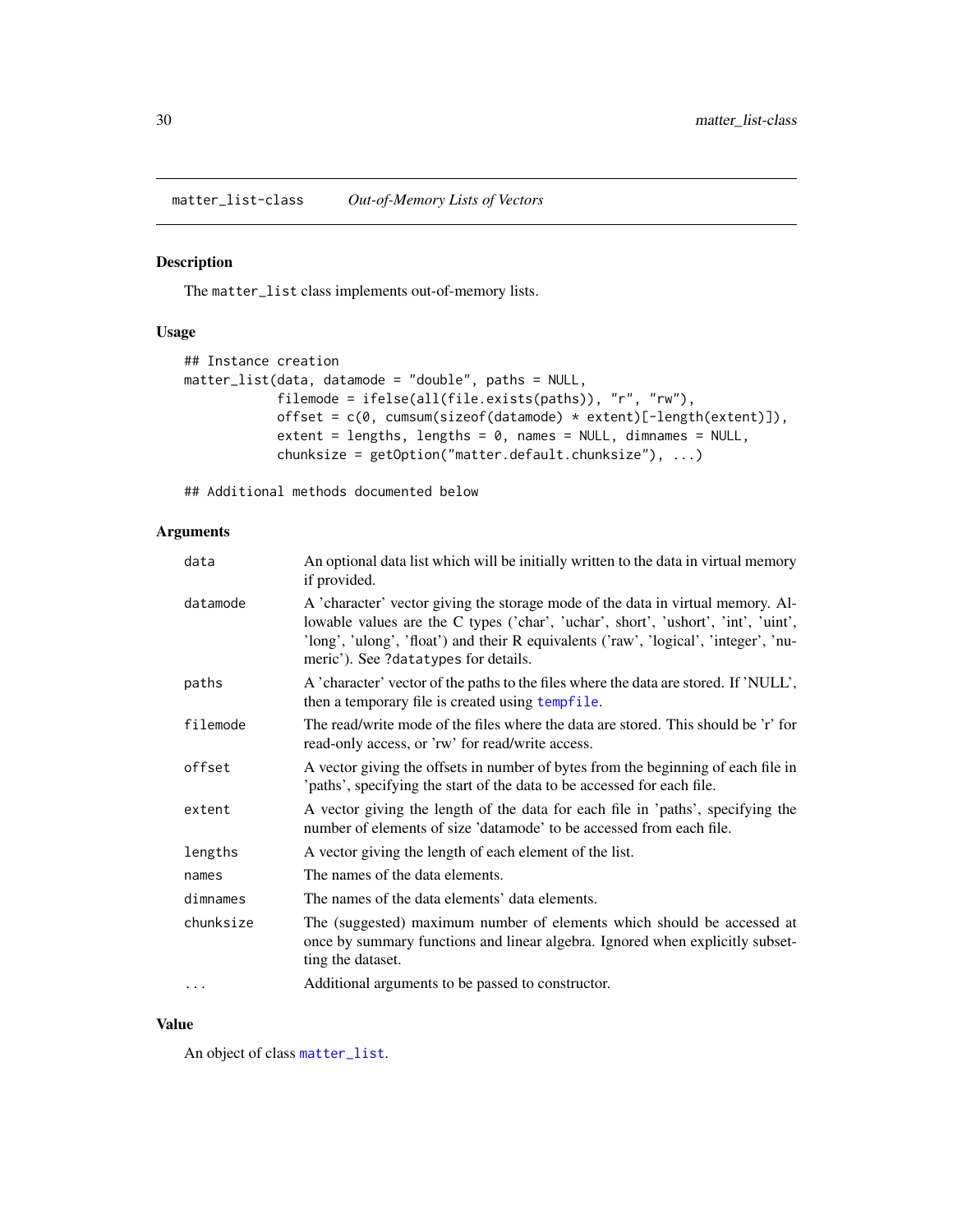matter_list-class &nbsp;&nbsp;&nbsp;&nbsp; *Out-of-Memory Lists of Vectors*

## Description

The `matter_list` class implements out-of-memory lists.

## Usage

```
## Instance creation
matter_list(data, datamode = "double", paths = NULL,
            filemode = ifelse(all(file.exists(paths)), "r", "rw"),
            offset = c(0, cumsum(sizeof(datamode) * extent)[-length(extent)]),
            extent = lengths, lengths = 0, names = NULL, dimnames = NULL,
            chunksize = getOption("matter.default.chunksize"), ...)

## Additional methods documented below
```

## Arguments

| | |
|---|---|
| `data` | An optional data list which will be initially written to the data in virtual memory if provided. |
| `datamode` | A 'character' vector giving the storage mode of the data in virtual memory. Allowable values are the C types ('char', 'uchar', short', 'ushort', 'int', 'uint', 'long', 'ulong', 'float') and their R equivalents ('raw', 'logical', 'integer', 'numeric'). See `?datatypes` for details. |
| `paths` | A 'character' vector of the paths to the files where the data are stored. If 'NULL', then a temporary file is created using `tempfile`. |
| `filemode` | The read/write mode of the files where the data are stored. This should be 'r' for read-only access, or 'rw' for read/write access. |
| `offset` | A vector giving the offsets in number of bytes from the beginning of each file in 'paths', specifying the start of the data to be accessed for each file. |
| `extent` | A vector giving the length of the data for each file in 'paths', specifying the number of elements of size 'datamode' to be accessed from each file. |
| `lengths` | A vector giving the length of each element of the list. |
| `names` | The names of the data elements. |
| `dimnames` | The names of the data elements' data elements. |
| `chunksize` | The (suggested) maximum number of elements which should be accessed at once by summary functions and linear algebra. Ignored when explicitly subsetting the dataset. |
| `...` | Additional arguments to be passed to constructor. |

## Value

An object of class `matter_list`.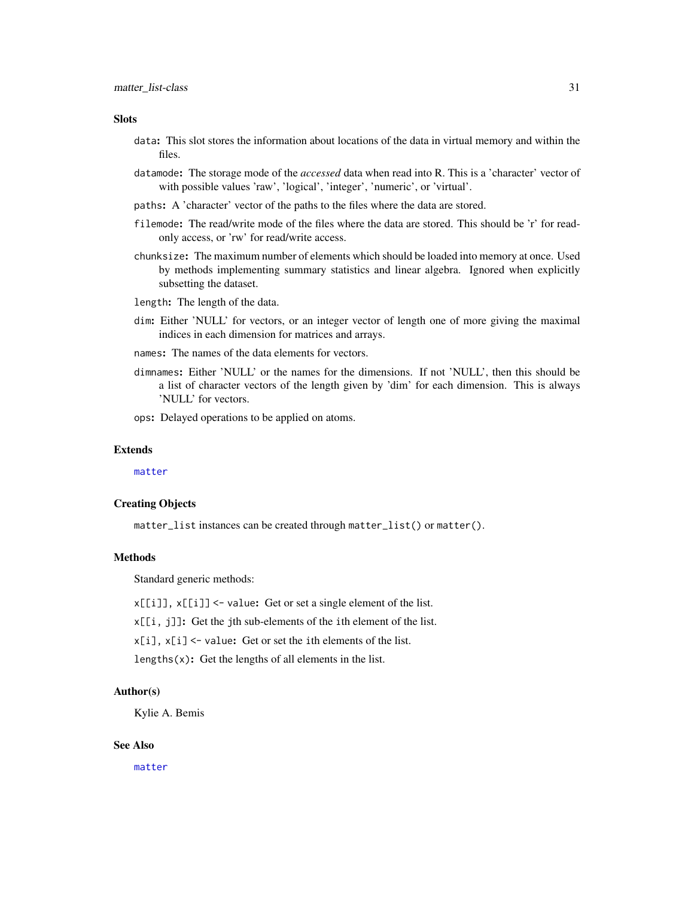## Slots

- `data`: This slot stores the information about locations of the data in virtual memory and within the files.
- `datamode`: The storage mode of the *accessed* data when read into R. This is a 'character' vector of with possible values 'raw', 'logical', 'integer', 'numeric', or 'virtual'.
- `paths`: A 'character' vector of the paths to the files where the data are stored.
- `filemode`: The read/write mode of the files where the data are stored. This should be 'r' for read-only access, or 'rw' for read/write access.
- `chunksize`: The maximum number of elements which should be loaded into memory at once. Used by methods implementing summary statistics and linear algebra. Ignored when explicitly subsetting the dataset.
- `length`: The length of the data.
- `dim`: Either 'NULL' for vectors, or an integer vector of length one of more giving the maximal indices in each dimension for matrices and arrays.
- `names`: The names of the data elements for vectors.
- `dimnames`: Either 'NULL' or the names for the dimensions. If not 'NULL', then this should be a list of character vectors of the length given by 'dim' for each dimension. This is always 'NULL' for vectors.
- `ops`: Delayed operations to be applied on atoms.

## Extends

`matter`

## Creating Objects

`matter_list` instances can be created through `matter_list()` or `matter()`.

## Methods

Standard generic methods:

- `x[[i]]`, `x[[i]] <- value`: Get or set a single element of the list.
- `x[[i, j]]`: Get the `j`th sub-elements of the `i`th element of the list.
- `x[i]`, `x[i] <- value`: Get or set the `i`th elements of the list.
- `lengths(x)`: Get the lengths of all elements in the list.

## Author(s)

Kylie A. Bemis

## See Also

`matter`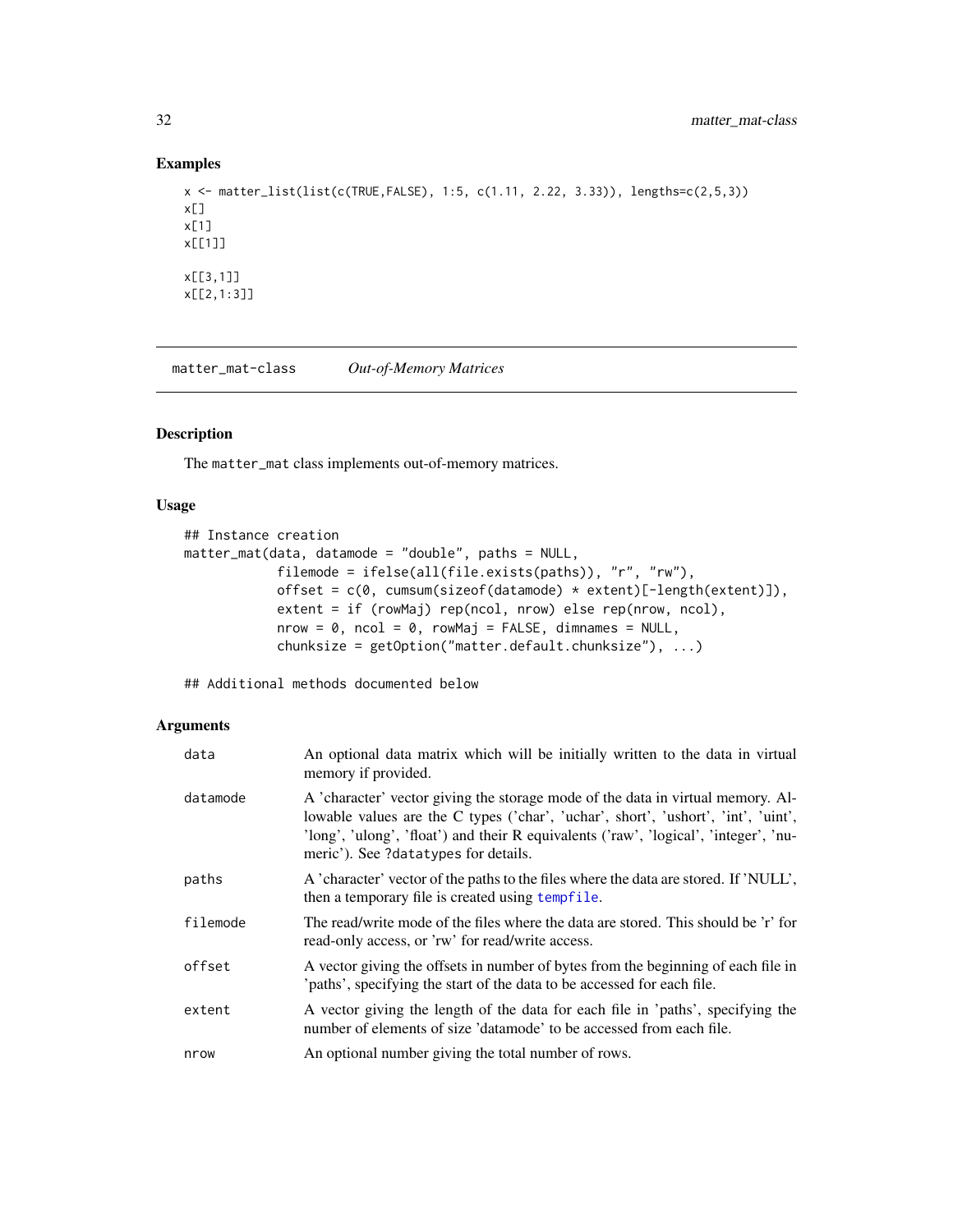## Examples

```
x <- matter_list(list(c(TRUE,FALSE), 1:5, c(1.11, 2.22, 3.33)), lengths=c(2,5,3))
x[]
x[1]
x[[1]]

x[[3,1]]
x[[2,1:3]]
```

---

## matter_mat-class    *Out-of-Memory Matrices*

### Description

The `matter_mat` class implements out-of-memory matrices.

### Usage

```
## Instance creation
matter_mat(data, datamode = "double", paths = NULL,
           filemode = ifelse(all(file.exists(paths)), "r", "rw"),
           offset = c(0, cumsum(sizeof(datamode) * extent)[-length(extent)]),
           extent = if (rowMaj) rep(ncol, nrow) else rep(nrow, ncol),
           nrow = 0, ncol = 0, rowMaj = FALSE, dimnames = NULL,
           chunksize = getOption("matter.default.chunksize"), ...)

## Additional methods documented below
```

### Arguments

| | |
|---|---|
| `data` | An optional data matrix which will be initially written to the data in virtual memory if provided. |
| `datamode` | A 'character' vector giving the storage mode of the data in virtual memory. Allowable values are the C types ('char', 'uchar', short', 'ushort', 'int', 'uint', 'long', 'ulong', 'float') and their R equivalents ('raw', 'logical', 'integer', 'numeric'). See `?datatypes` for details. |
| `paths` | A 'character' vector of the paths to the files where the data are stored. If 'NULL', then a temporary file is created using `tempfile`. |
| `filemode` | The read/write mode of the files where the data are stored. This should be 'r' for read-only access, or 'rw' for read/write access. |
| `offset` | A vector giving the offsets in number of bytes from the beginning of each file in 'paths', specifying the start of the data to be accessed for each file. |
| `extent` | A vector giving the length of the data for each file in 'paths', specifying the number of elements of size 'datamode' to be accessed from each file. |
| `nrow` | An optional number giving the total number of rows. |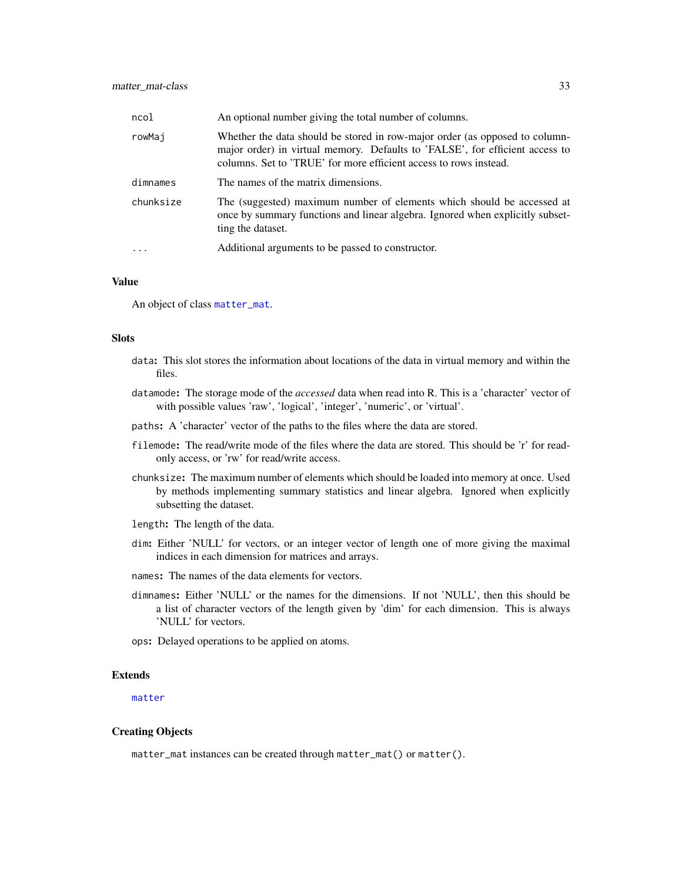| | |
|---|---|
| `ncol` | An optional number giving the total number of columns. |
| `rowMaj` | Whether the data should be stored in row-major order (as opposed to column-major order) in virtual memory. Defaults to 'FALSE', for efficient access to columns. Set to 'TRUE' for more efficient access to rows instead. |
| `dimnames` | The names of the matrix dimensions. |
| `chunksize` | The (suggested) maximum number of elements which should be accessed at once by summary functions and linear algebra. Ignored when explicitly subsetting the dataset. |
| `...` | Additional arguments to be passed to constructor. |

### Value

An object of class `matter_mat`.

### Slots

- `data`: This slot stores the information about locations of the data in virtual memory and within the files.
- `datamode`: The storage mode of the *accessed* data when read into R. This is a 'character' vector of with possible values 'raw', 'logical', 'integer', 'numeric', or 'virtual'.
- `paths`: A 'character' vector of the paths to the files where the data are stored.
- `filemode`: The read/write mode of the files where the data are stored. This should be 'r' for read-only access, or 'rw' for read/write access.
- `chunksize`: The maximum number of elements which should be loaded into memory at once. Used by methods implementing summary statistics and linear algebra. Ignored when explicitly subsetting the dataset.
- `length`: The length of the data.
- `dim`: Either 'NULL' for vectors, or an integer vector of length one of more giving the maximal indices in each dimension for matrices and arrays.
- `names`: The names of the data elements for vectors.
- `dimnames`: Either 'NULL' or the names for the dimensions. If not 'NULL', then this should be a list of character vectors of the length given by 'dim' for each dimension. This is always 'NULL' for vectors.
- `ops`: Delayed operations to be applied on atoms.

### Extends

`matter`

### Creating Objects

`matter_mat` instances can be created through `matter_mat()` or `matter()`.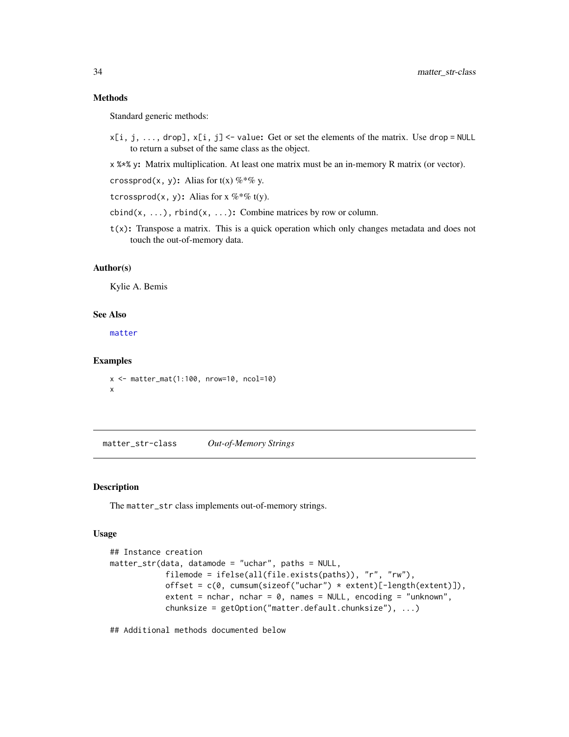### Methods

Standard generic methods:

`x[i, j, ..., drop]`, `x[i, j] <- value`**:** Get or set the elements of the matrix. Use `drop = NULL` to return a subset of the same class as the object.

`x %*% y`**:** Matrix multiplication. At least one matrix must be an in-memory R matrix (or vector).

`crossprod(x, y)`**:** Alias for t(x) %*% y.

`tcrossprod(x, y)`**:** Alias for x %*% t(y).

`cbind(x, ...)`, `rbind(x, ...)`**:** Combine matrices by row or column.

`t(x)`**:** Transpose a matrix. This is a quick operation which only changes metadata and does not touch the out-of-memory data.

### Author(s)

Kylie A. Bemis

### See Also

`matter`

### Examples

```
x <- matter_mat(1:100, nrow=10, ncol=10)
x
```

---

## matter_str-class *Out-of-Memory Strings*

### Description

The `matter_str` class implements out-of-memory strings.

### Usage

```
## Instance creation
matter_str(data, datamode = "uchar", paths = NULL,
           filemode = ifelse(all(file.exists(paths)), "r", "rw"),
           offset = c(0, cumsum(sizeof("uchar") * extent)[-length(extent)]),
           extent = nchar, nchar = 0, names = NULL, encoding = "unknown",
           chunksize = getOption("matter.default.chunksize"), ...)

## Additional methods documented below
```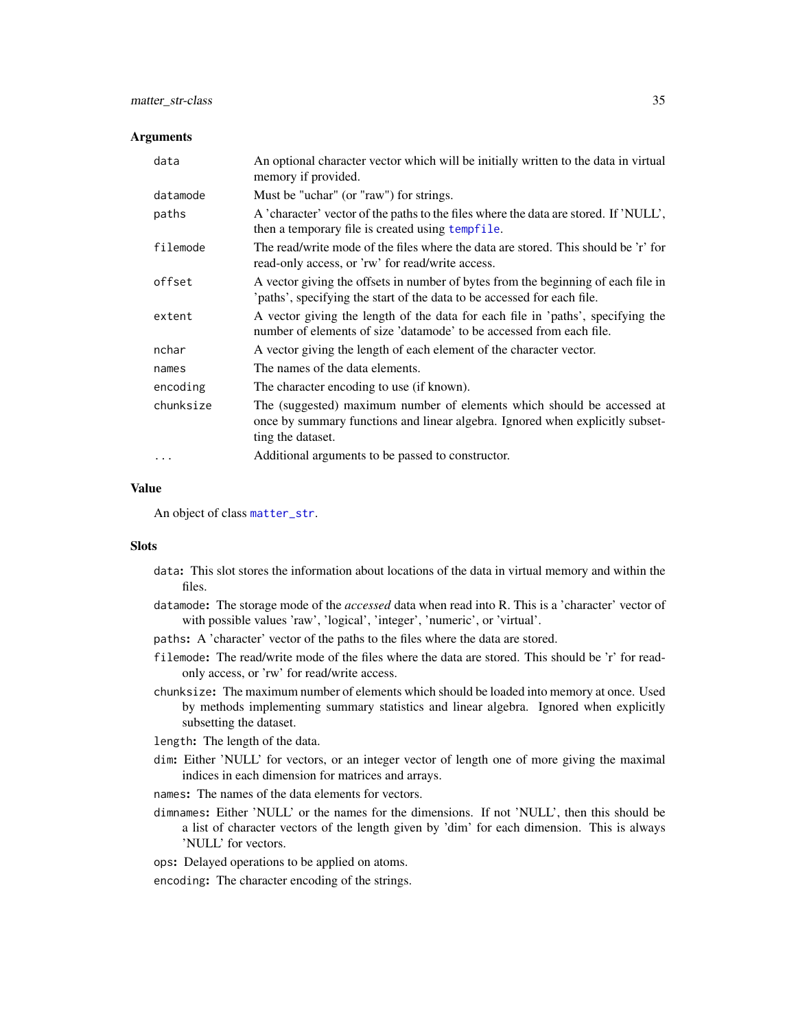### Arguments

| | |
|---|---|
| data | An optional character vector which will be initially written to the data in virtual memory if provided. |
| datamode | Must be "uchar" (or "raw") for strings. |
| paths | A 'character' vector of the paths to the files where the data are stored. If 'NULL', then a temporary file is created using tempfile. |
| filemode | The read/write mode of the files where the data are stored. This should be 'r' for read-only access, or 'rw' for read/write access. |
| offset | A vector giving the offsets in number of bytes from the beginning of each file in 'paths', specifying the start of the data to be accessed for each file. |
| extent | A vector giving the length of the data for each file in 'paths', specifying the number of elements of size 'datamode' to be accessed from each file. |
| nchar | A vector giving the length of each element of the character vector. |
| names | The names of the data elements. |
| encoding | The character encoding to use (if known). |
| chunksize | The (suggested) maximum number of elements which should be accessed at once by summary functions and linear algebra. Ignored when explicitly subsetting the dataset. |
| ... | Additional arguments to be passed to constructor. |

### Value

An object of class matter_str.

### Slots

- `data`: This slot stores the information about locations of the data in virtual memory and within the files.
- `datamode`: The storage mode of the *accessed* data when read into R. This is a 'character' vector of with possible values 'raw', 'logical', 'integer', 'numeric', or 'virtual'.
- `paths`: A 'character' vector of the paths to the files where the data are stored.
- `filemode`: The read/write mode of the files where the data are stored. This should be 'r' for read-only access, or 'rw' for read/write access.
- `chunksize`: The maximum number of elements which should be loaded into memory at once. Used by methods implementing summary statistics and linear algebra. Ignored when explicitly subsetting the dataset.
- `length`: The length of the data.
- `dim`: Either 'NULL' for vectors, or an integer vector of length one of more giving the maximal indices in each dimension for matrices and arrays.
- `names`: The names of the data elements for vectors.
- `dimnames`: Either 'NULL' or the names for the dimensions. If not 'NULL', then this should be a list of character vectors of the length given by 'dim' for each dimension. This is always 'NULL' for vectors.
- `ops`: Delayed operations to be applied on atoms.
- `encoding`: The character encoding of the strings.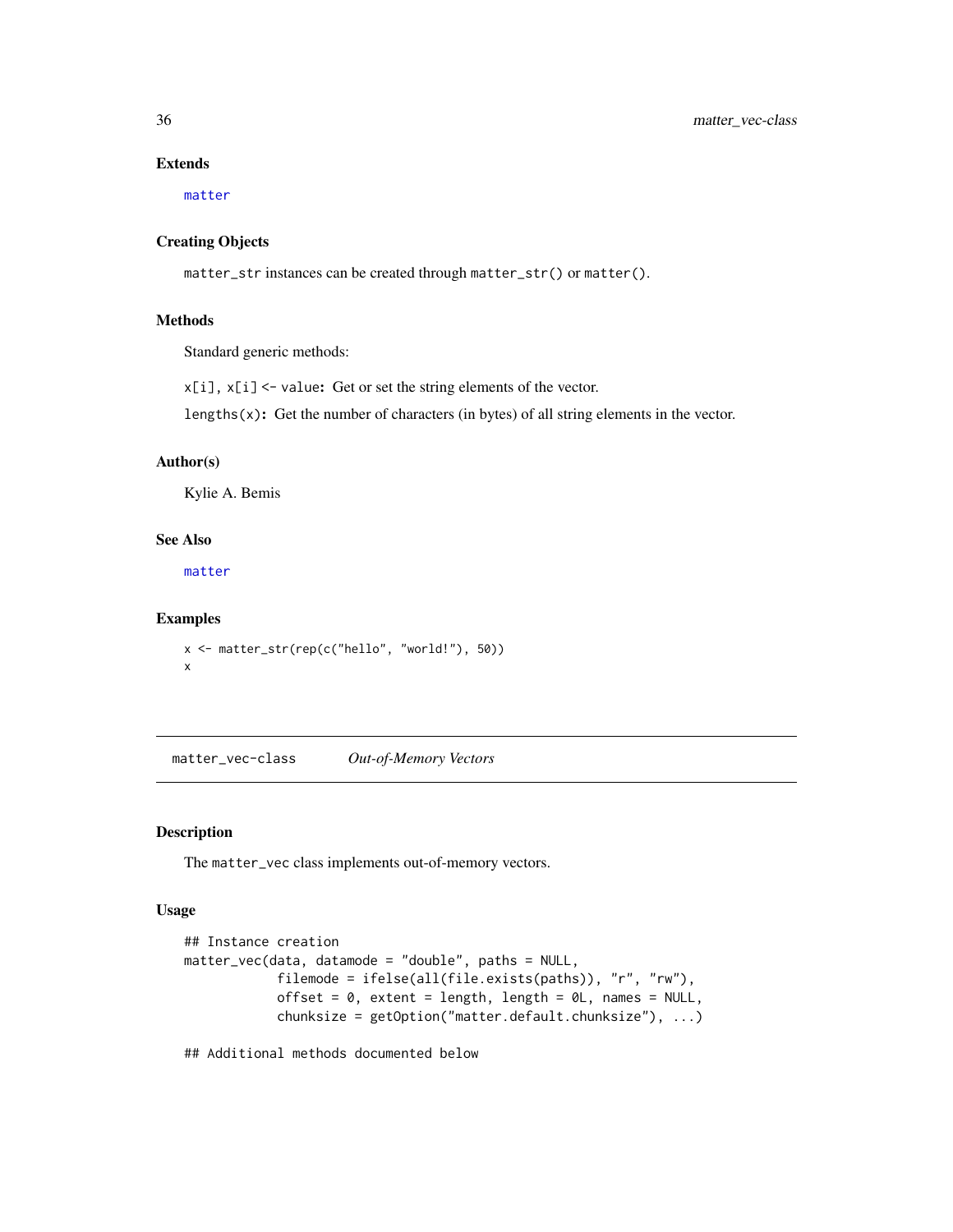### Extends

`matter`

### Creating Objects

`matter_str` instances can be created through `matter_str()` or `matter()`.

### Methods

Standard generic methods:

`x[i]`, `x[i] <- value`**:** Get or set the string elements of the vector.

`lengths(x)`**:** Get the number of characters (in bytes) of all string elements in the vector.

### Author(s)

Kylie A. Bemis

### See Also

`matter`

### Examples

```
x <- matter_str(rep(c("hello", "world!"), 50))
x
```

---

## matter_vec-class *Out-of-Memory Vectors*

---

### Description

The `matter_vec` class implements out-of-memory vectors.

### Usage

```
## Instance creation
matter_vec(data, datamode = "double", paths = NULL,
            filemode = ifelse(all(file.exists(paths)), "r", "rw"),
            offset = 0, extent = length, length = 0L, names = NULL,
            chunksize = getOption("matter.default.chunksize"), ...)

## Additional methods documented below
```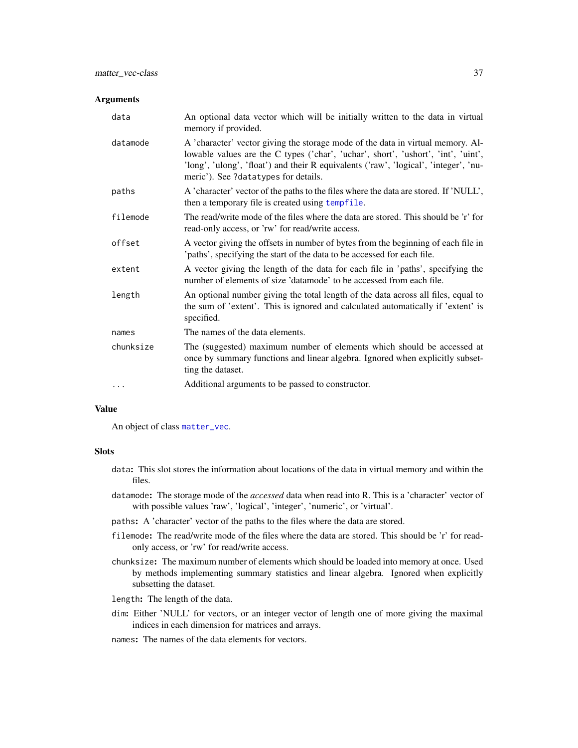## Arguments

| | |
|---|---|
| `data` | An optional data vector which will be initially written to the data in virtual memory if provided. |
| `datamode` | A 'character' vector giving the storage mode of the data in virtual memory. Allowable values are the C types ('char', 'uchar', short', 'ushort', 'int', 'uint', 'long', 'ulong', 'float') and their R equivalents ('raw', 'logical', 'integer', 'numeric'). See `?datatypes` for details. |
| `paths` | A 'character' vector of the paths to the files where the data are stored. If 'NULL', then a temporary file is created using `tempfile`. |
| `filemode` | The read/write mode of the files where the data are stored. This should be 'r' for read-only access, or 'rw' for read/write access. |
| `offset` | A vector giving the offsets in number of bytes from the beginning of each file in 'paths', specifying the start of the data to be accessed for each file. |
| `extent` | A vector giving the length of the data for each file in 'paths', specifying the number of elements of size 'datamode' to be accessed from each file. |
| `length` | An optional number giving the total length of the data across all files, equal to the sum of 'extent'. This is ignored and calculated automatically if 'extent' is specified. |
| `names` | The names of the data elements. |
| `chunksize` | The (suggested) maximum number of elements which should be accessed at once by summary functions and linear algebra. Ignored when explicitly subsetting the dataset. |
| `...` | Additional arguments to be passed to constructor. |

## Value

An object of class `matter_vec`.

## Slots

- `data`: This slot stores the information about locations of the data in virtual memory and within the files.
- `datamode`: The storage mode of the *accessed* data when read into R. This is a 'character' vector of with possible values 'raw', 'logical', 'integer', 'numeric', or 'virtual'.
- `paths`: A 'character' vector of the paths to the files where the data are stored.
- `filemode`: The read/write mode of the files where the data are stored. This should be 'r' for read-only access, or 'rw' for read/write access.
- `chunksize`: The maximum number of elements which should be loaded into memory at once. Used by methods implementing summary statistics and linear algebra. Ignored when explicitly subsetting the dataset.
- `length`: The length of the data.
- `dim`: Either 'NULL' for vectors, or an integer vector of length one of more giving the maximal indices in each dimension for matrices and arrays.
- `names`: The names of the data elements for vectors.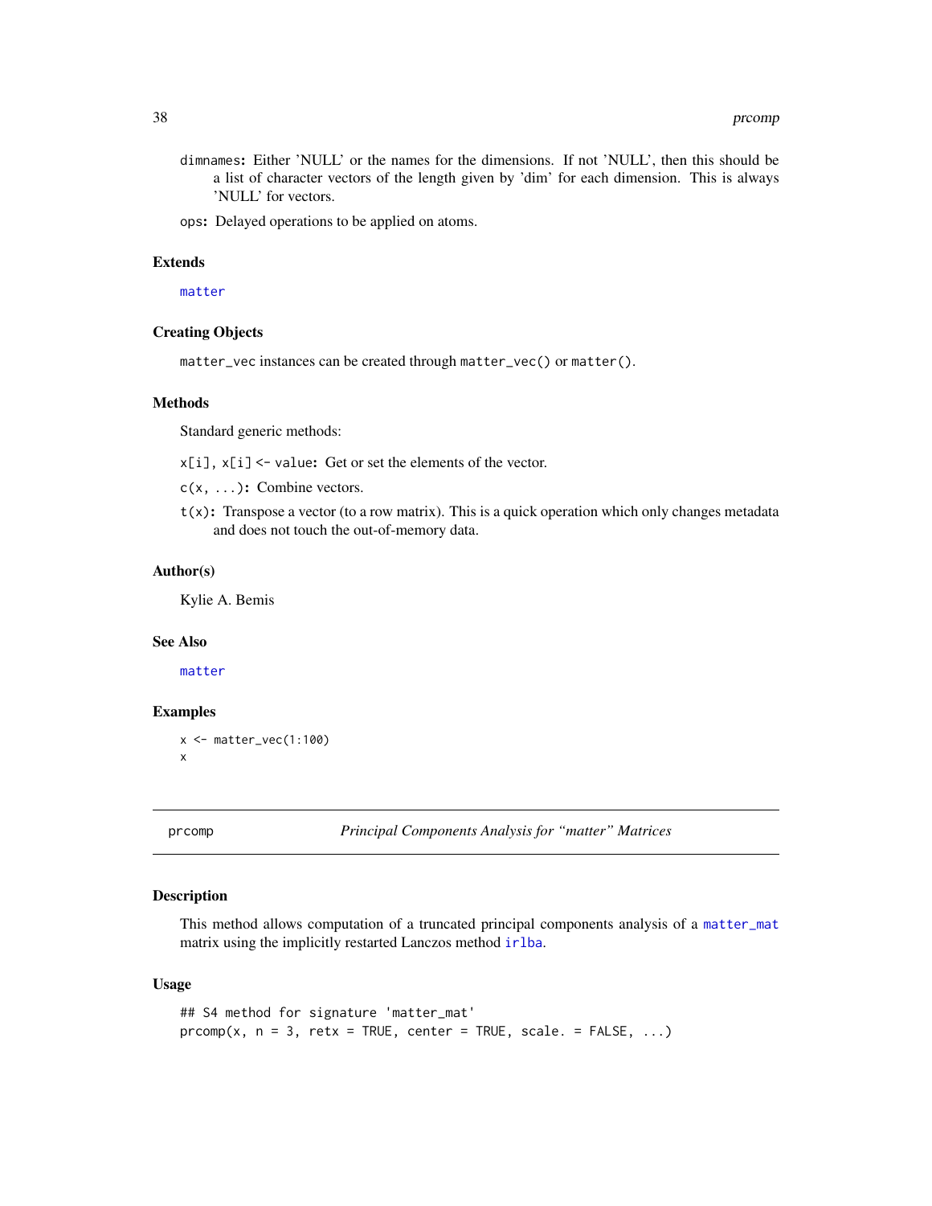dimnames: Either 'NULL' or the names for the dimensions. If not 'NULL', then this should be a list of character vectors of the length given by 'dim' for each dimension. This is always 'NULL' for vectors.

ops: Delayed operations to be applied on atoms.

### Extends

matter

### Creating Objects

matter_vec instances can be created through matter_vec() or matter().

### Methods

Standard generic methods:

x[i], x[i] <- value: Get or set the elements of the vector.

c(x, ...): Combine vectors.

t(x): Transpose a vector (to a row matrix). This is a quick operation which only changes metadata and does not touch the out-of-memory data.

### Author(s)

Kylie A. Bemis

### See Also

matter

### Examples

```
x <- matter_vec(1:100)
x
```

---

## prcomp — *Principal Components Analysis for "matter" Matrices*

---

### Description

This method allows computation of a truncated principal components analysis of a matter_mat matrix using the implicitly restarted Lanczos method irlba.

### Usage

```
## S4 method for signature 'matter_mat'
prcomp(x, n = 3, retx = TRUE, center = TRUE, scale. = FALSE, ...)
```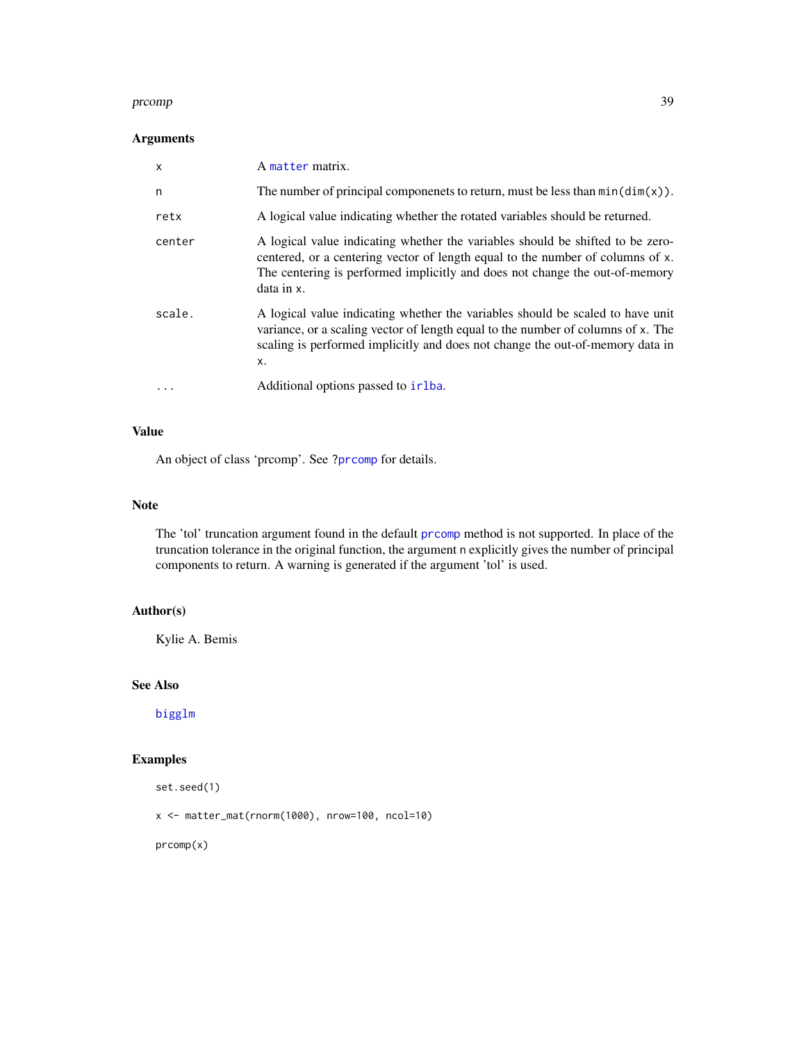### Arguments

| | |
|---|---|
| `x` | A `matter` matrix. |
| `n` | The number of principal componenets to return, must be less than `min(dim(x))`. |
| `retx` | A logical value indicating whether the rotated variables should be returned. |
| `center` | A logical value indicating whether the variables should be shifted to be zero-centered, or a centering vector of length equal to the number of columns of `x`. The centering is performed implicitly and does not change the out-of-memory data in `x`. |
| `scale.` | A logical value indicating whether the variables should be scaled to have unit variance, or a scaling vector of length equal to the number of columns of `x`. The scaling is performed implicitly and does not change the out-of-memory data in `x`. |
| `...` | Additional options passed to `irlba`. |

### Value

An object of class 'prcomp'. See `?prcomp` for details.

### Note

The 'tol' truncation argument found in the default `prcomp` method is not supported. In place of the truncation tolerance in the original function, the argument `n` explicitly gives the number of principal components to return. A warning is generated if the argument 'tol' is used.

### Author(s)

Kylie A. Bemis

### See Also

`bigglm`

### Examples

```
set.seed(1)

x <- matter_mat(rnorm(1000), nrow=100, ncol=10)

prcomp(x)
```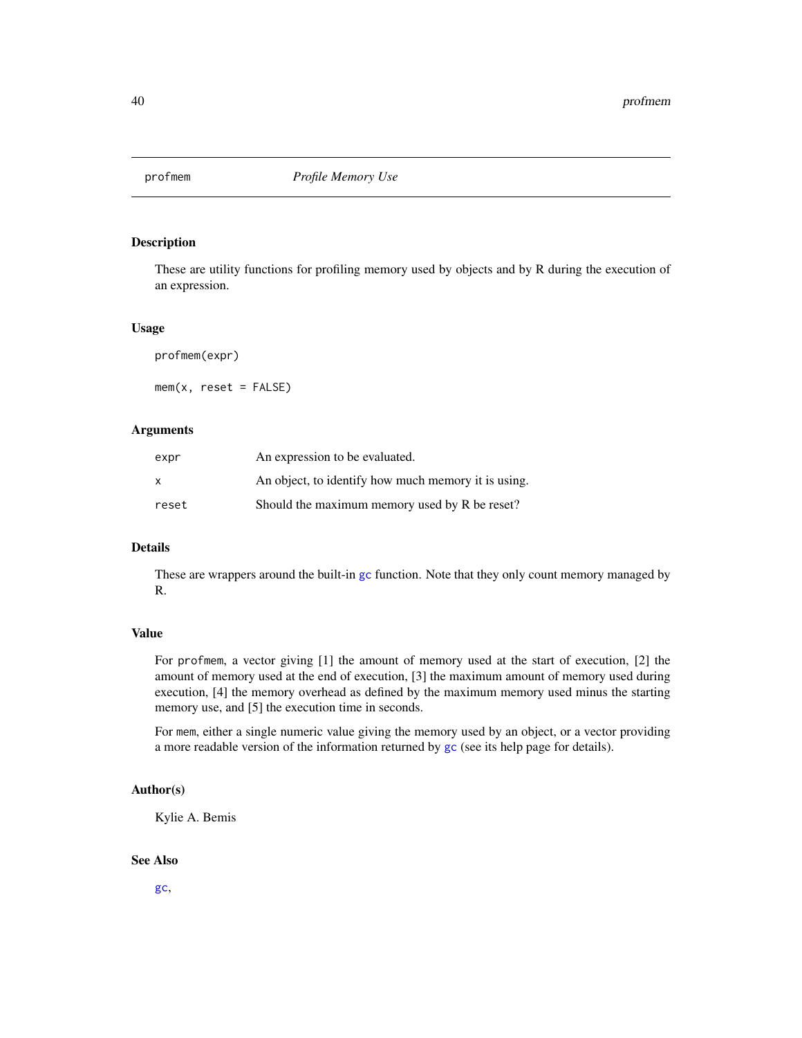## profmem *Profile Memory Use*

### Description

These are utility functions for profiling memory used by objects and by R during the execution of an expression.

### Usage

```
profmem(expr)

mem(x, reset = FALSE)
```

### Arguments

| | |
|---|---|
| `expr` | An expression to be evaluated. |
| `x` | An object, to identify how much memory it is using. |
| `reset` | Should the maximum memory used by R be reset? |

### Details

These are wrappers around the built-in `gc` function. Note that they only count memory managed by R.

### Value

For `profmem`, a vector giving [1] the amount of memory used at the start of execution, [2] the amount of memory used at the end of execution, [3] the maximum amount of memory used during execution, [4] the memory overhead as defined by the maximum memory used minus the starting memory use, and [5] the execution time in seconds.

For `mem`, either a single numeric value giving the memory used by an object, or a vector providing a more readable version of the information returned by `gc` (see its help page for details).

### Author(s)

Kylie A. Bemis

### See Also

`gc`,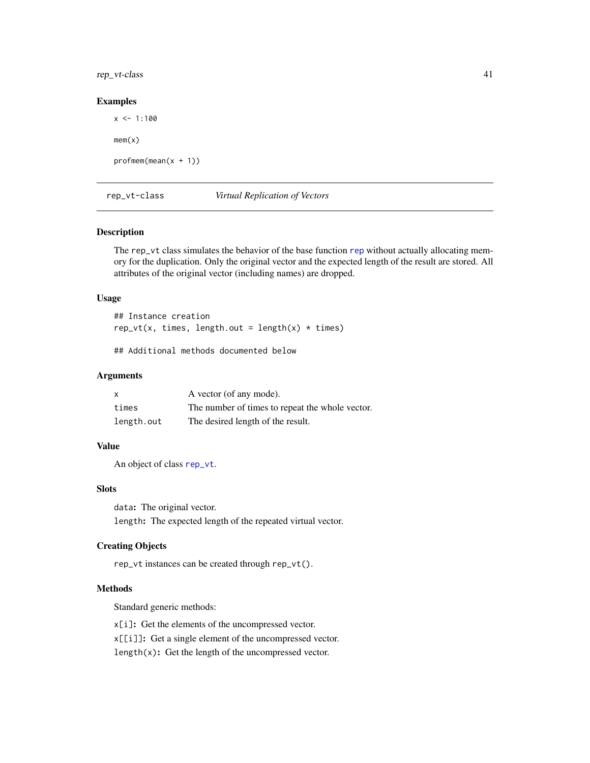## Examples

```
x <- 1:100

mem(x)

profmem(mean(x + 1))
```

---

## rep_vt-class *Virtual Replication of Vectors*

---

### Description

The rep_vt class simulates the behavior of the base function rep without actually allocating memory for the duplication. Only the original vector and the expected length of the result are stored. All attributes of the original vector (including names) are dropped.

### Usage

```
## Instance creation
rep_vt(x, times, length.out = length(x) * times)

## Additional methods documented below
```

### Arguments

| | |
|---|---|
| x | A vector (of any mode). |
| times | The number of times to repeat the whole vector. |
| length.out | The desired length of the result. |

### Value

An object of class rep_vt.

### Slots

**data:** The original vector.

**length:** The expected length of the repeated virtual vector.

### Creating Objects

rep_vt instances can be created through rep_vt().

### Methods

Standard generic methods:

**x[i]:** Get the elements of the uncompressed vector.

**x[[i]]:** Get a single element of the uncompressed vector.

**length(x):** Get the length of the uncompressed vector.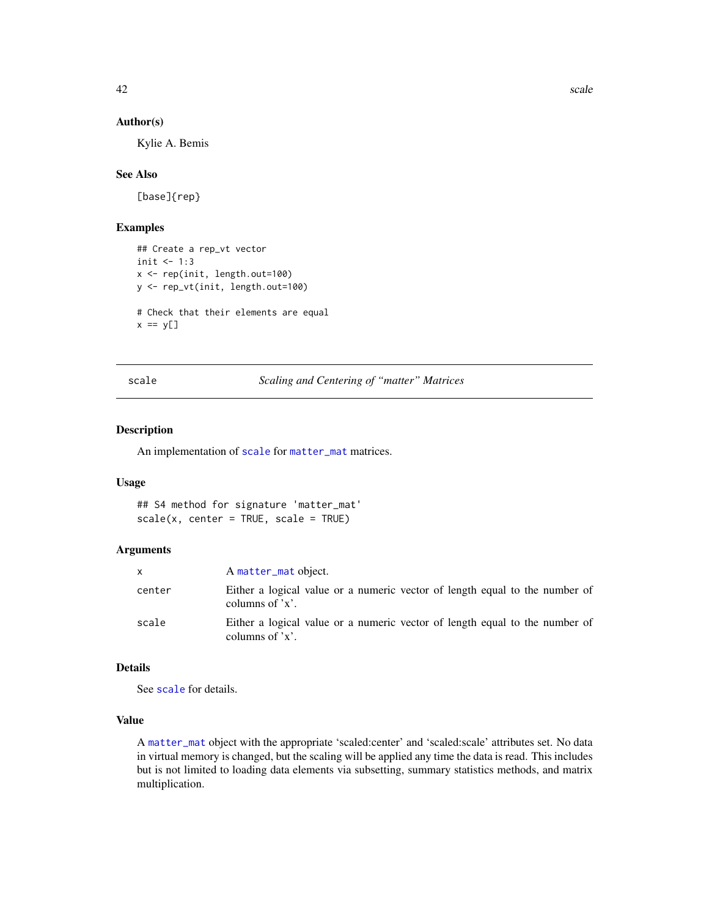### Author(s)

Kylie A. Bemis

### See Also

[base]{rep}

### Examples

```
## Create a rep_vt vector
init <- 1:3
x <- rep(init, length.out=100)
y <- rep_vt(init, length.out=100)

# Check that their elements are equal
x == y[]
```

---

## scale — *Scaling and Centering of "matter" Matrices*

---

### Description

An implementation of scale for matter_mat matrices.

### Usage

```
## S4 method for signature 'matter_mat'
scale(x, center = TRUE, scale = TRUE)
```

### Arguments

| | |
|---|---|
| x | A matter_mat object. |
| center | Either a logical value or a numeric vector of length equal to the number of columns of 'x'. |
| scale | Either a logical value or a numeric vector of length equal to the number of columns of 'x'. |

### Details

See scale for details.

### Value

A matter_mat object with the appropriate 'scaled:center' and 'scaled:scale' attributes set. No data in virtual memory is changed, but the scaling will be applied any time the data is read. This includes but is not limited to loading data elements via subsetting, summary statistics methods, and matrix multiplication.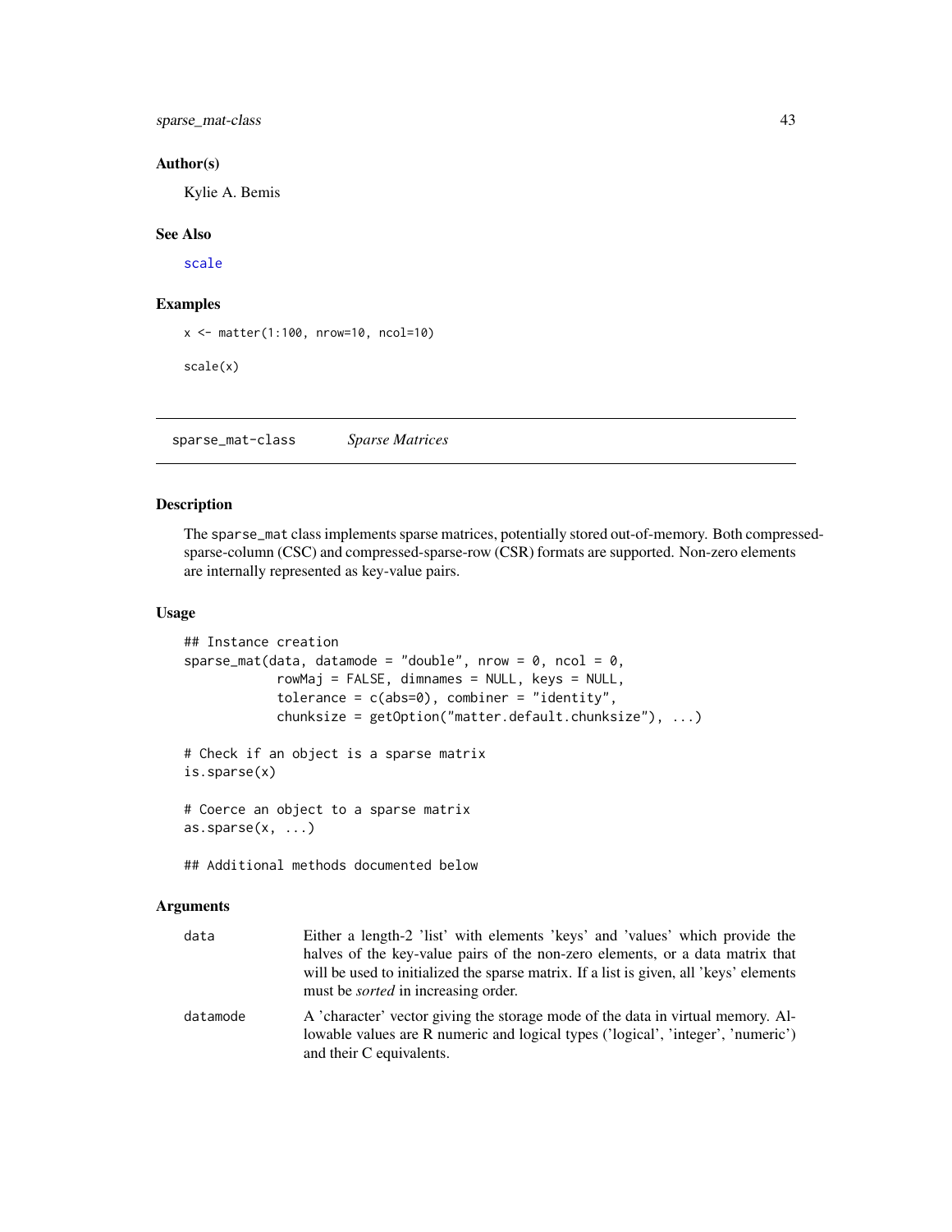### Author(s)

Kylie A. Bemis

### See Also

scale

### Examples

```
x <- matter(1:100, nrow=10, ncol=10)

scale(x)
```

---

## sparse_mat-class *Sparse Matrices*

---

### Description

The sparse_mat class implements sparse matrices, potentially stored out-of-memory. Both compressed-sparse-column (CSC) and compressed-sparse-row (CSR) formats are supported. Non-zero elements are internally represented as key-value pairs.

### Usage

```
## Instance creation
sparse_mat(data, datamode = "double", nrow = 0, ncol = 0,
            rowMaj = FALSE, dimnames = NULL, keys = NULL,
            tolerance = c(abs=0), combiner = "identity",
            chunksize = getOption("matter.default.chunksize"), ...)

# Check if an object is a sparse matrix
is.sparse(x)

# Coerce an object to a sparse matrix
as.sparse(x, ...)

## Additional methods documented below
```

### Arguments

data
: Either a length-2 'list' with elements 'keys' and 'values' which provide the halves of the key-value pairs of the non-zero elements, or a data matrix that will be used to initialized the sparse matrix. If a list is given, all 'keys' elements must be *sorted* in increasing order.

datamode
: A 'character' vector giving the storage mode of the data in virtual memory. Allowable values are R numeric and logical types ('logical', 'integer', 'numeric') and their C equivalents.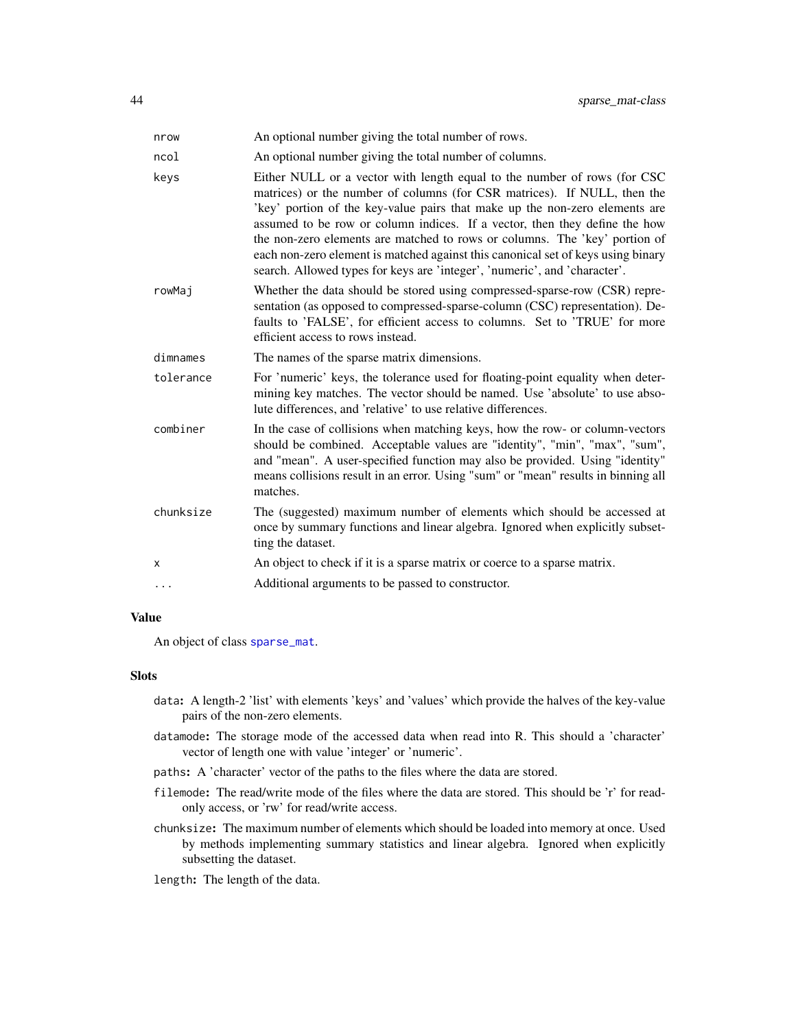| | |
|---|---|
| nrow | An optional number giving the total number of rows. |
| ncol | An optional number giving the total number of columns. |
| keys | Either NULL or a vector with length equal to the number of rows (for CSC matrices) or the number of columns (for CSR matrices). If NULL, then the 'key' portion of the key-value pairs that make up the non-zero elements are assumed to be row or column indices. If a vector, then they define the how the non-zero elements are matched to rows or columns. The 'key' portion of each non-zero element is matched against this canonical set of keys using binary search. Allowed types for keys are 'integer', 'numeric', and 'character'. |
| rowMaj | Whether the data should be stored using compressed-sparse-row (CSR) representation (as opposed to compressed-sparse-column (CSC) representation). Defaults to 'FALSE', for efficient access to columns. Set to 'TRUE' for more efficient access to rows instead. |
| dimnames | The names of the sparse matrix dimensions. |
| tolerance | For 'numeric' keys, the tolerance used for floating-point equality when determining key matches. The vector should be named. Use 'absolute' to use absolute differences, and 'relative' to use relative differences. |
| combiner | In the case of collisions when matching keys, how the row- or column-vectors should be combined. Acceptable values are "identity", "min", "max", "sum", and "mean". A user-specified function may also be provided. Using "identity" means collisions result in an error. Using "sum" or "mean" results in binning all matches. |
| chunksize | The (suggested) maximum number of elements which should be accessed at once by summary functions and linear algebra. Ignored when explicitly subsetting the dataset. |
| x | An object to check if it is a sparse matrix or coerce to a sparse matrix. |
| ... | Additional arguments to be passed to constructor. |

## Value

An object of class sparse_mat.

## Slots

- `data`**:** A length-2 'list' with elements 'keys' and 'values' which provide the halves of the key-value pairs of the non-zero elements.
- `datamode`**:** The storage mode of the accessed data when read into R. This should a 'character' vector of length one with value 'integer' or 'numeric'.
- `paths`**:** A 'character' vector of the paths to the files where the data are stored.
- `filemode`**:** The read/write mode of the files where the data are stored. This should be 'r' for read-only access, or 'rw' for read/write access.
- `chunksize`**:** The maximum number of elements which should be loaded into memory at once. Used by methods implementing summary statistics and linear algebra. Ignored when explicitly subsetting the dataset.
- `length`**:** The length of the data.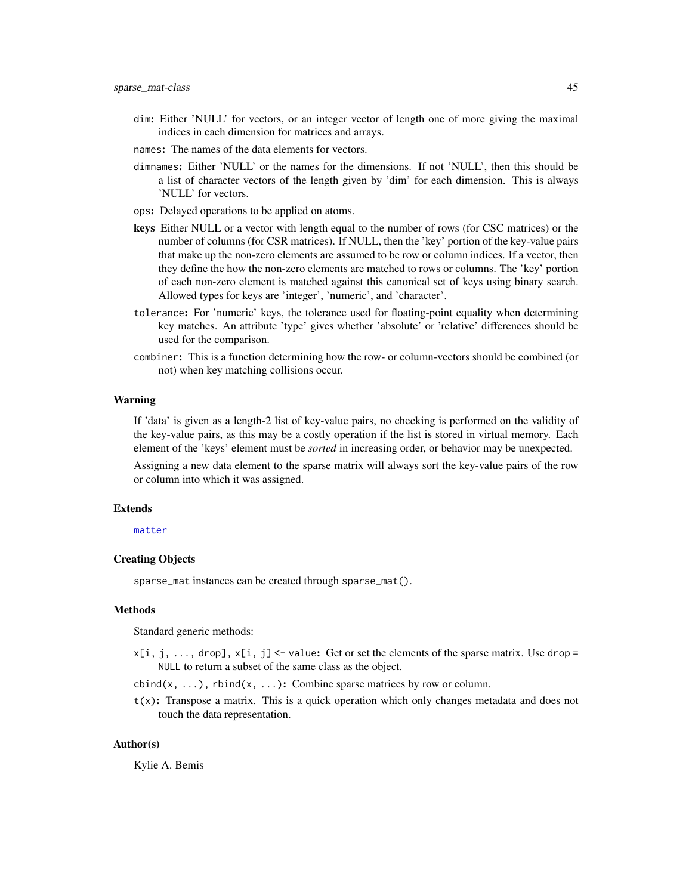`dim`: Either 'NULL' for vectors, or an integer vector of length one of more giving the maximal indices in each dimension for matrices and arrays.

`names`: The names of the data elements for vectors.

`dimnames`: Either 'NULL' or the names for the dimensions. If not 'NULL', then this should be a list of character vectors of the length given by 'dim' for each dimension. This is always 'NULL' for vectors.

`ops`: Delayed operations to be applied on atoms.

**keys** Either NULL or a vector with length equal to the number of rows (for CSC matrices) or the number of columns (for CSR matrices). If NULL, then the 'key' portion of the key-value pairs that make up the non-zero elements are assumed to be row or column indices. If a vector, then they define the how the non-zero elements are matched to rows or columns. The 'key' portion of each non-zero element is matched against this canonical set of keys using binary search. Allowed types for keys are 'integer', 'numeric', and 'character'.

`tolerance`: For 'numeric' keys, the tolerance used for floating-point equality when determining key matches. An attribute 'type' gives whether 'absolute' or 'relative' differences should be used for the comparison.

`combiner`: This is a function determining how the row- or column-vectors should be combined (or not) when key matching collisions occur.

## Warning

If 'data' is given as a length-2 list of key-value pairs, no checking is performed on the validity of the key-value pairs, as this may be a costly operation if the list is stored in virtual memory. Each element of the 'keys' element must be *sorted* in increasing order, or behavior may be unexpected.

Assigning a new data element to the sparse matrix will always sort the key-value pairs of the row or column into which it was assigned.

## Extends

`matter`

## Creating Objects

`sparse_mat` instances can be created through `sparse_mat()`.

## Methods

Standard generic methods:

`x[i, j, ..., drop], x[i, j] <- value`: Get or set the elements of the sparse matrix. Use `drop = NULL` to return a subset of the same class as the object.

`cbind(x, ...), rbind(x, ...)`: Combine sparse matrices by row or column.

`t(x)`: Transpose a matrix. This is a quick operation which only changes metadata and does not touch the data representation.

## Author(s)

Kylie A. Bemis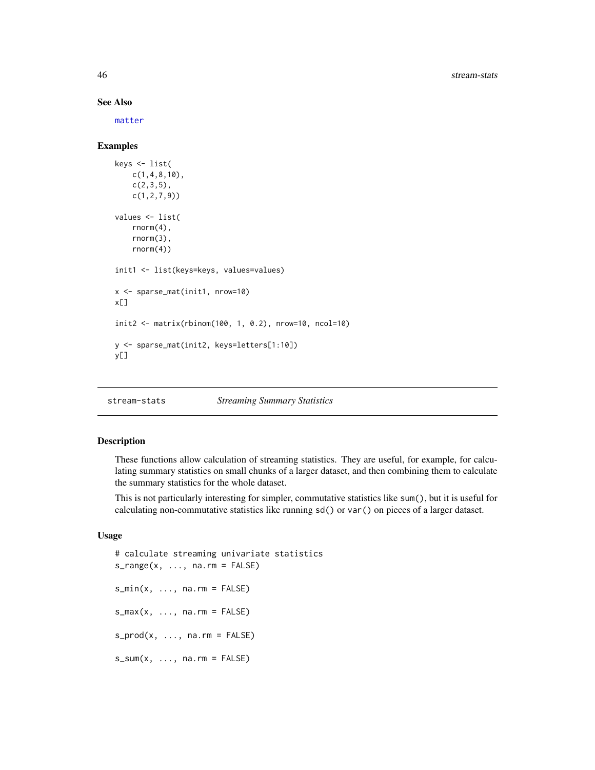## See Also

matter

## Examples

```
keys <- list(
    c(1,4,8,10),
    c(2,3,5),
    c(1,2,7,9))

values <- list(
    rnorm(4),
    rnorm(3),
    rnorm(4))

init1 <- list(keys=keys, values=values)

x <- sparse_mat(init1, nrow=10)
x[]

init2 <- matrix(rbinom(100, 1, 0.2), nrow=10, ncol=10)

y <- sparse_mat(init2, keys=letters[1:10])
y[]
```

---

`stream-stats` *Streaming Summary Statistics*

---

## Description

These functions allow calculation of streaming statistics. They are useful, for example, for calculating summary statistics on small chunks of a larger dataset, and then combining them to calculate the summary statistics for the whole dataset.

This is not particularly interesting for simpler, commutative statistics like `sum()`, but it is useful for calculating non-commutative statistics like running `sd()` or `var()` on pieces of a larger dataset.

## Usage

```
# calculate streaming univariate statistics
s_range(x, ..., na.rm = FALSE)

s_min(x, ..., na.rm = FALSE)

s_max(x, ..., na.rm = FALSE)

s_prod(x, ..., na.rm = FALSE)

s_sum(x, ..., na.rm = FALSE)
```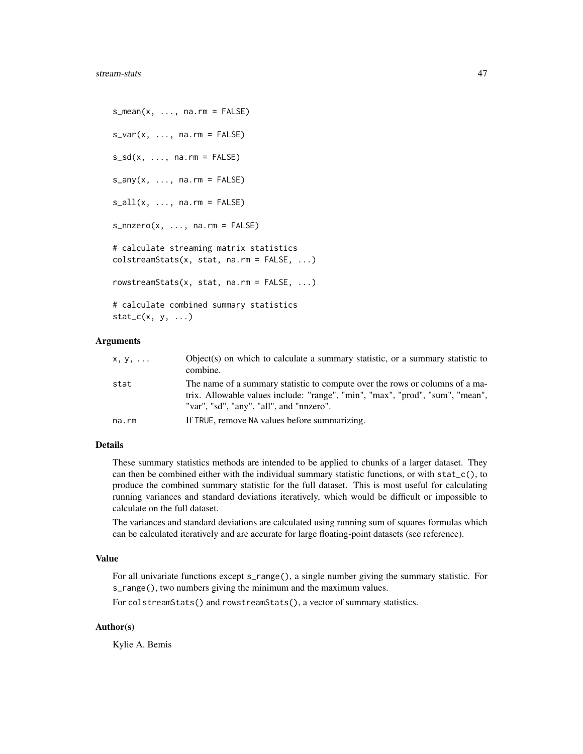```
s_mean(x, ..., na.rm = FALSE)

s_var(x, ..., na.rm = FALSE)

s_sd(x, ..., na.rm = FALSE)

s_any(x, ..., na.rm = FALSE)

s_all(x, ..., na.rm = FALSE)

s_nnzero(x, ..., na.rm = FALSE)

# calculate streaming matrix statistics
colstreamStats(x, stat, na.rm = FALSE, ...)

rowstreamStats(x, stat, na.rm = FALSE, ...)

# calculate combined summary statistics
stat_c(x, y, ...)
```

### Arguments

| | |
|---|---|
| `x, y, ...` | Object(s) on which to calculate a summary statistic, or a summary statistic to combine. |
| `stat` | The name of a summary statistic to compute over the rows or columns of a matrix. Allowable values include: "range", "min", "max", "prod", "sum", "mean", "var", "sd", "any", "all", and "nnzero". |
| `na.rm` | If `TRUE`, remove `NA` values before summarizing. |

### Details

These summary statistics methods are intended to be applied to chunks of a larger dataset. They can then be combined either with the individual summary statistic functions, or with `stat_c()`, to produce the combined summary statistic for the full dataset. This is most useful for calculating running variances and standard deviations iteratively, which would be difficult or impossible to calculate on the full dataset.

The variances and standard deviations are calculated using running sum of squares formulas which can be calculated iteratively and are accurate for large floating-point datasets (see reference).

### Value

For all univariate functions except `s_range()`, a single number giving the summary statistic. For `s_range()`, two numbers giving the minimum and the maximum values.

For `colstreamStats()` and `rowstreamStats()`, a vector of summary statistics.

### Author(s)

Kylie A. Bemis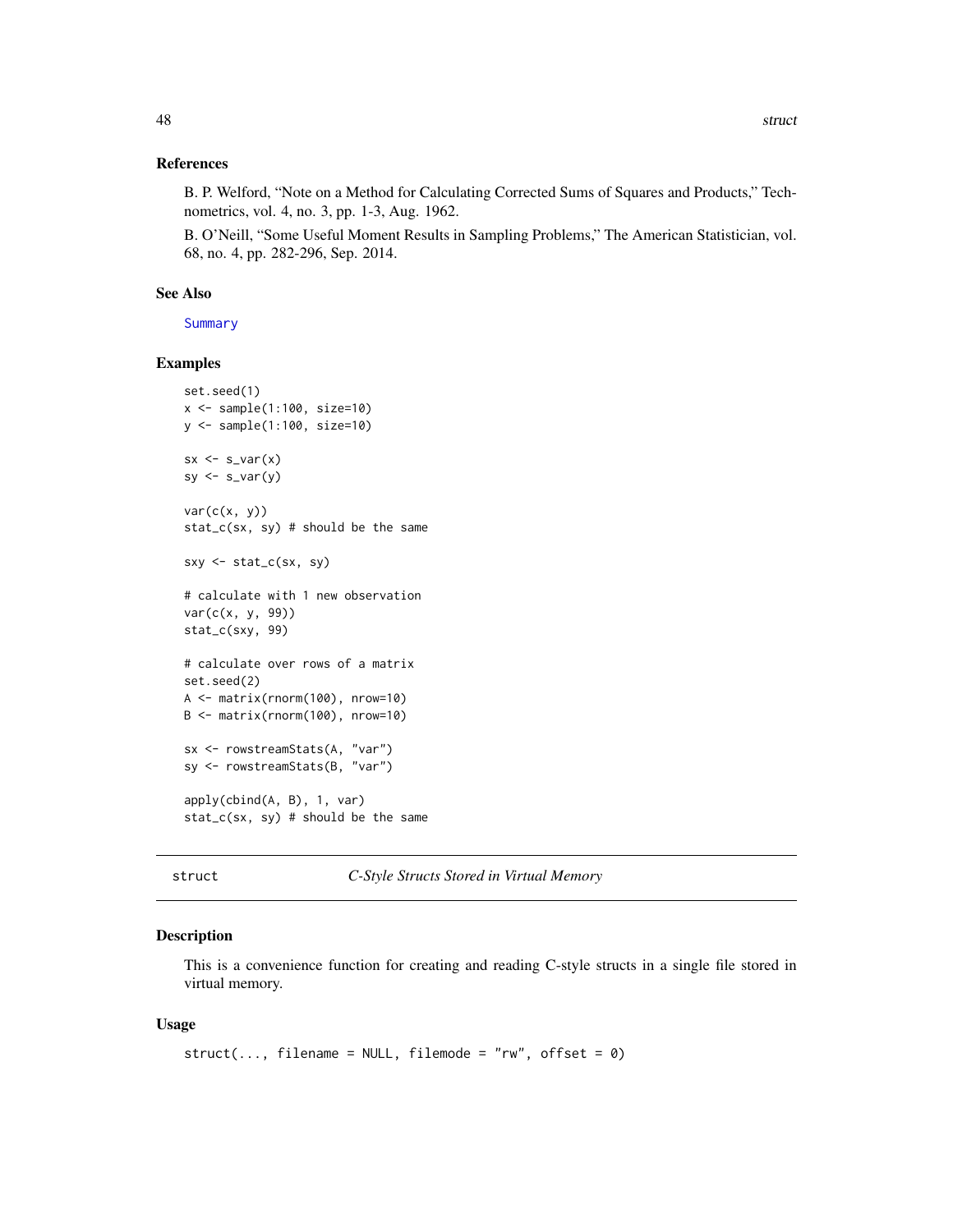### References

B. P. Welford, "Note on a Method for Calculating Corrected Sums of Squares and Products," Technometrics, vol. 4, no. 3, pp. 1-3, Aug. 1962.

B. O'Neill, "Some Useful Moment Results in Sampling Problems," The American Statistician, vol. 68, no. 4, pp. 282-296, Sep. 2014.

### See Also

Summary

### Examples

```
set.seed(1)
x <- sample(1:100, size=10)
y <- sample(1:100, size=10)

sx <- s_var(x)
sy <- s_var(y)

var(c(x, y))
stat_c(sx, sy) # should be the same

sxy <- stat_c(sx, sy)

# calculate with 1 new observation
var(c(x, y, 99))
stat_c(sxy, 99)

# calculate over rows of a matrix
set.seed(2)
A <- matrix(rnorm(100), nrow=10)
B <- matrix(rnorm(100), nrow=10)

sx <- rowstreamStats(A, "var")
sy <- rowstreamStats(B, "var")

apply(cbind(A, B), 1, var)
stat_c(sx, sy) # should be the same
```

---

## struct *C-Style Structs Stored in Virtual Memory*

### Description

This is a convenience function for creating and reading C-style structs in a single file stored in virtual memory.

### Usage

```
struct(..., filename = NULL, filemode = "rw", offset = 0)
```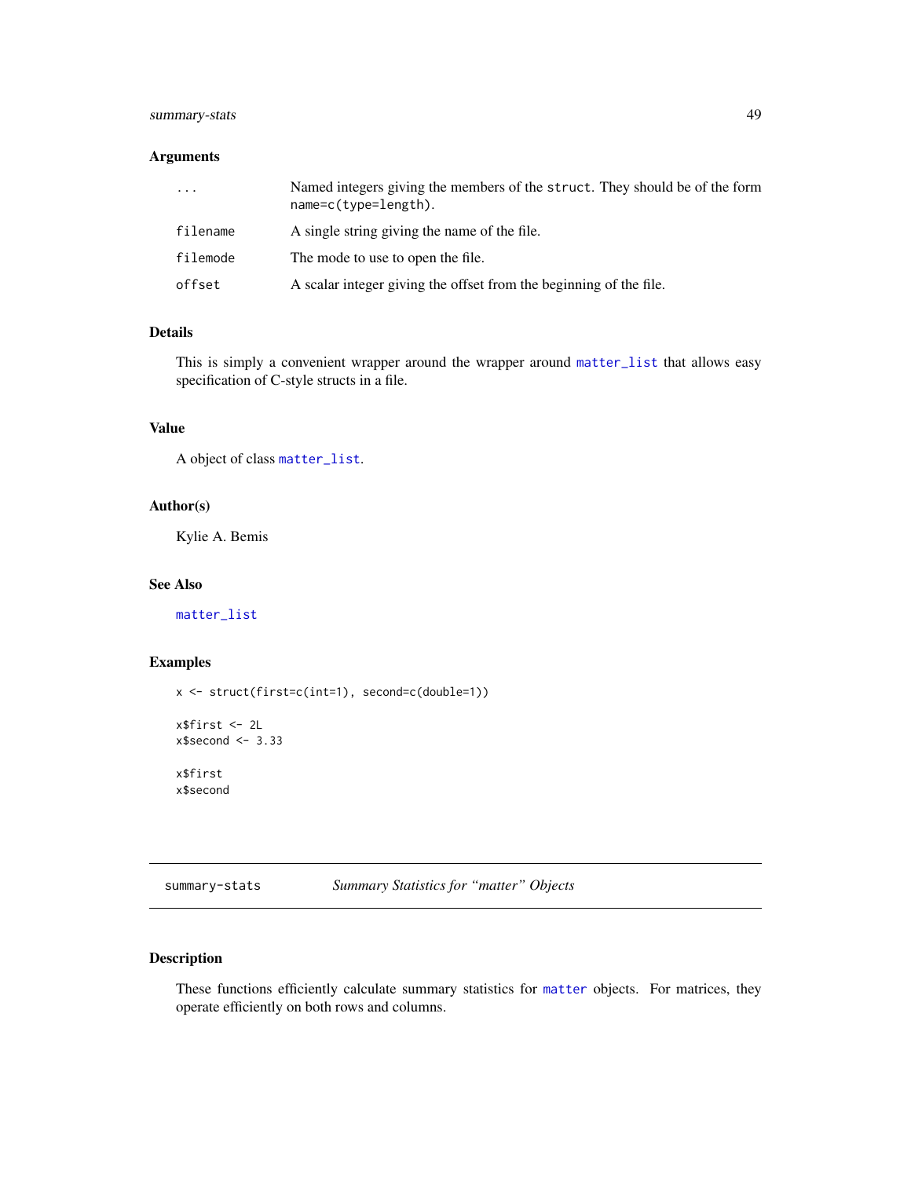### Arguments

| | |
|---|---|
| `...` | Named integers giving the members of the `struct`. They should be of the form `name=c(type=length)`. |
| `filename` | A single string giving the name of the file. |
| `filemode` | The mode to use to open the file. |
| `offset` | A scalar integer giving the offset from the beginning of the file. |

### Details

This is simply a convenient wrapper around the wrapper around `matter_list` that allows easy specification of C-style structs in a file.

### Value

A object of class `matter_list`.

### Author(s)

Kylie A. Bemis

### See Also

`matter_list`

### Examples

```
x <- struct(first=c(int=1), second=c(double=1))

x$first <- 2L
x$second <- 3.33

x$first
x$second
```

---

## summary-stats *Summary Statistics for "matter" Objects*

---

### Description

These functions efficiently calculate summary statistics for `matter` objects. For matrices, they operate efficiently on both rows and columns.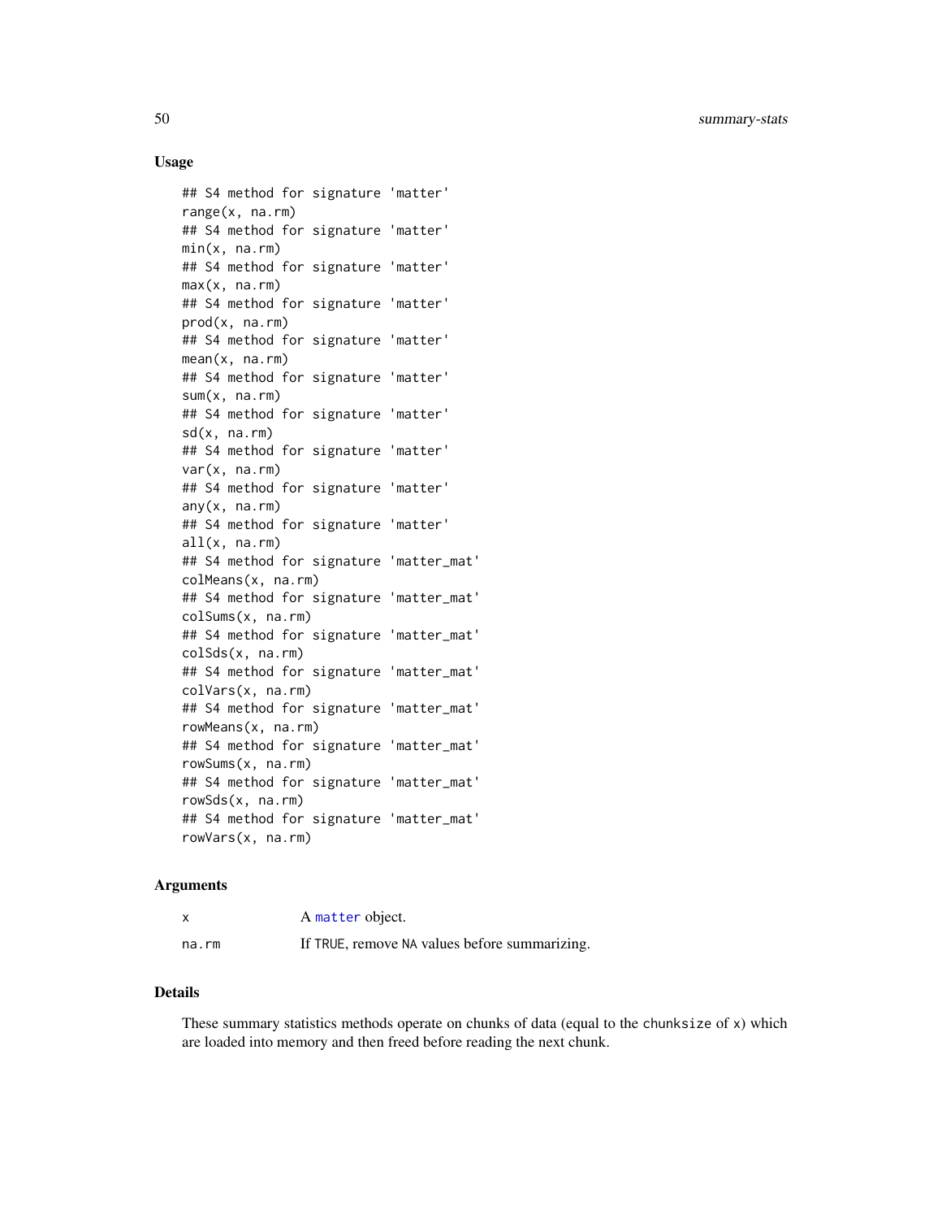### Usage

```
## S4 method for signature 'matter'
range(x, na.rm)
## S4 method for signature 'matter'
min(x, na.rm)
## S4 method for signature 'matter'
max(x, na.rm)
## S4 method for signature 'matter'
prod(x, na.rm)
## S4 method for signature 'matter'
mean(x, na.rm)
## S4 method for signature 'matter'
sum(x, na.rm)
## S4 method for signature 'matter'
sd(x, na.rm)
## S4 method for signature 'matter'
var(x, na.rm)
## S4 method for signature 'matter'
any(x, na.rm)
## S4 method for signature 'matter'
all(x, na.rm)
## S4 method for signature 'matter_mat'
colMeans(x, na.rm)
## S4 method for signature 'matter_mat'
colSums(x, na.rm)
## S4 method for signature 'matter_mat'
colSds(x, na.rm)
## S4 method for signature 'matter_mat'
colVars(x, na.rm)
## S4 method for signature 'matter_mat'
rowMeans(x, na.rm)
## S4 method for signature 'matter_mat'
rowSums(x, na.rm)
## S4 method for signature 'matter_mat'
rowSds(x, na.rm)
## S4 method for signature 'matter_mat'
rowVars(x, na.rm)
```

### Arguments

| | |
|---|---|
| `x` | A `matter` object. |
| `na.rm` | If `TRUE`, remove `NA` values before summarizing. |

### Details

These summary statistics methods operate on chunks of data (equal to the `chunksize` of `x`) which are loaded into memory and then freed before reading the next chunk.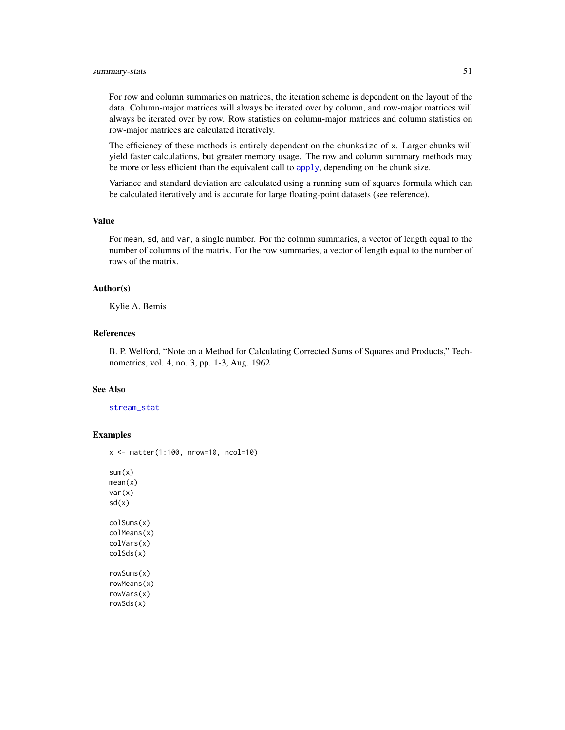For row and column summaries on matrices, the iteration scheme is dependent on the layout of the data. Column-major matrices will always be iterated over by column, and row-major matrices will always be iterated over by row. Row statistics on column-major matrices and column statistics on row-major matrices are calculated iteratively.

The efficiency of these methods is entirely dependent on the `chunksize` of `x`. Larger chunks will yield faster calculations, but greater memory usage. The row and column summary methods may be more or less efficient than the equivalent call to `apply`, depending on the chunk size.

Variance and standard deviation are calculated using a running sum of squares formula which can be calculated iteratively and is accurate for large floating-point datasets (see reference).

### Value

For `mean`, `sd`, and `var`, a single number. For the column summaries, a vector of length equal to the number of columns of the matrix. For the row summaries, a vector of length equal to the number of rows of the matrix.

### Author(s)

Kylie A. Bemis

### References

B. P. Welford, "Note on a Method for Calculating Corrected Sums of Squares and Products," Technometrics, vol. 4, no. 3, pp. 1-3, Aug. 1962.

### See Also

`stream_stat`

### Examples

```
x <- matter(1:100, nrow=10, ncol=10)

sum(x)
mean(x)
var(x)
sd(x)

colSums(x)
colMeans(x)
colVars(x)
colSds(x)

rowSums(x)
rowMeans(x)
rowVars(x)
rowSds(x)
```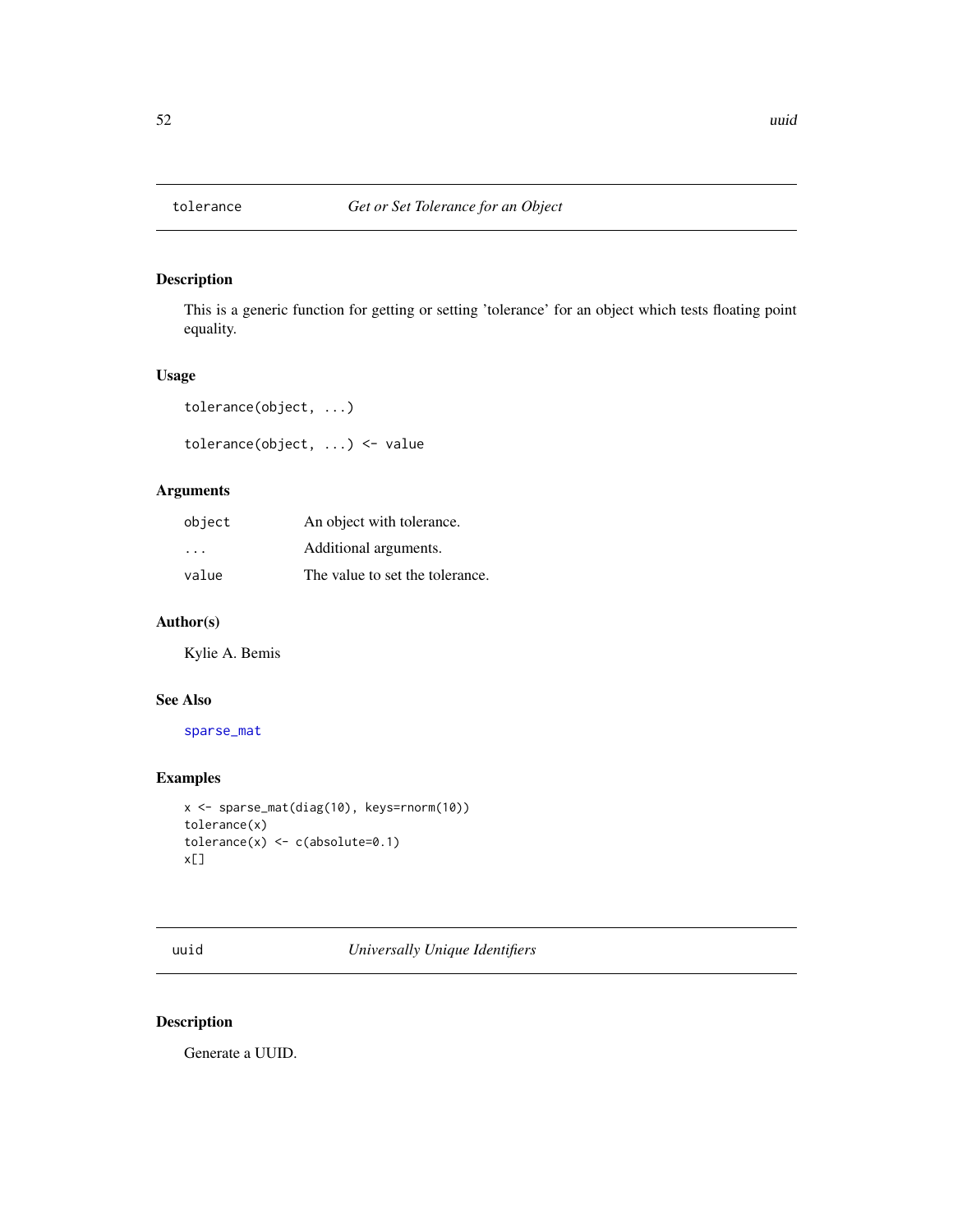## tolerance *Get or Set Tolerance for an Object*

### Description

This is a generic function for getting or setting 'tolerance' for an object which tests floating point equality.

### Usage

```
tolerance(object, ...)

tolerance(object, ...) <- value
```

### Arguments

| | |
|---|---|
| object | An object with tolerance. |
| ... | Additional arguments. |
| value | The value to set the tolerance. |

### Author(s)

Kylie A. Bemis

### See Also

sparse_mat

### Examples

```
x <- sparse_mat(diag(10), keys=rnorm(10))
tolerance(x)
tolerance(x) <- c(absolute=0.1)
x[]
```

## uuid *Universally Unique Identifiers*

### Description

Generate a UUID.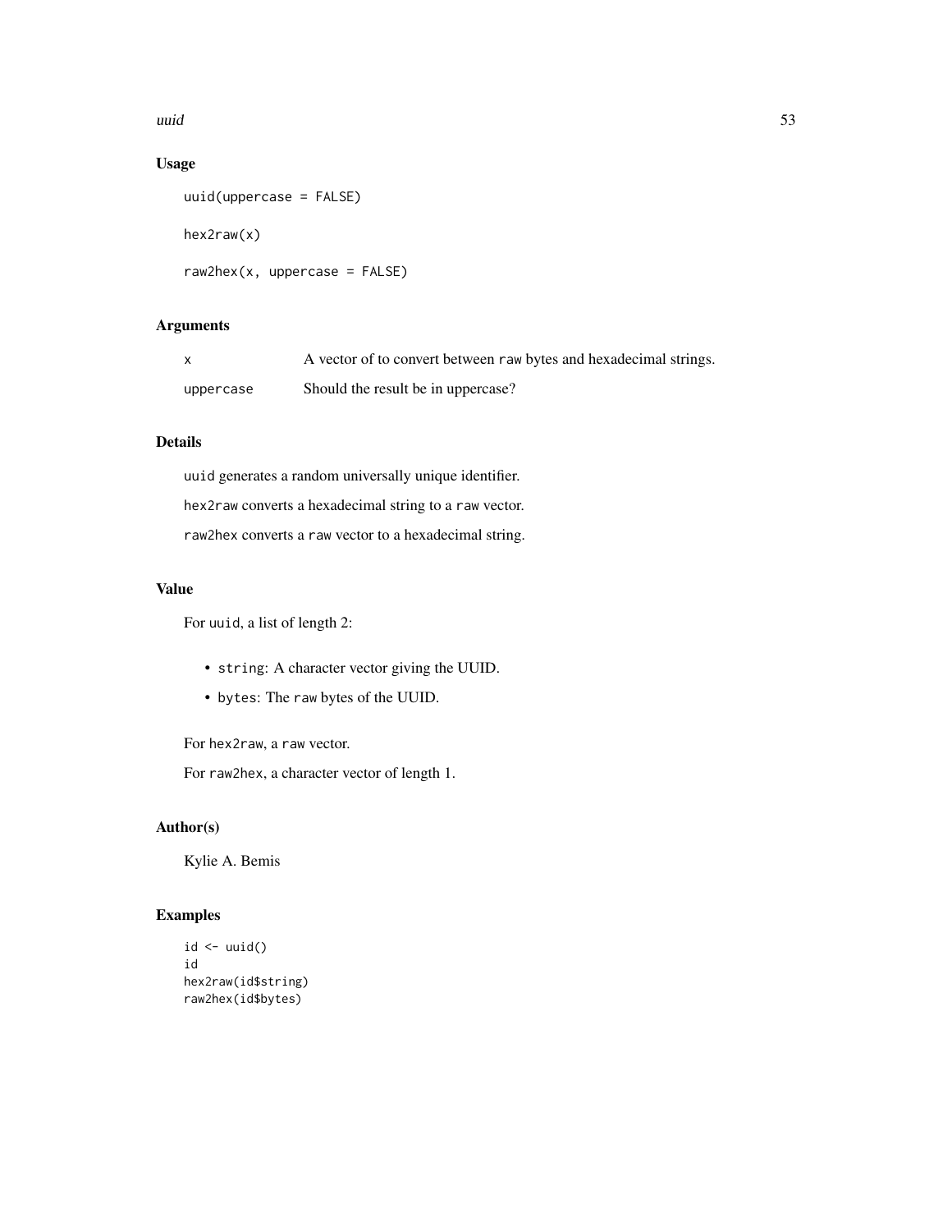## Usage

```
uuid(uppercase = FALSE)

hex2raw(x)

raw2hex(x, uppercase = FALSE)
```

## Arguments

| | |
|---|---|
| x | A vector of to convert between `raw` bytes and hexadecimal strings. |
| uppercase | Should the result be in uppercase? |

## Details

`uuid` generates a random universally unique identifier.

`hex2raw` converts a hexadecimal string to a `raw` vector.

`raw2hex` converts a `raw` vector to a hexadecimal string.

## Value

For `uuid`, a list of length 2:

- `string`: A character vector giving the UUID.
- `bytes`: The `raw` bytes of the UUID.

For `hex2raw`, a `raw` vector.

For `raw2hex`, a character vector of length 1.

## Author(s)

Kylie A. Bemis

## Examples

```
id <- uuid()
id
hex2raw(id$string)
raw2hex(id$bytes)
```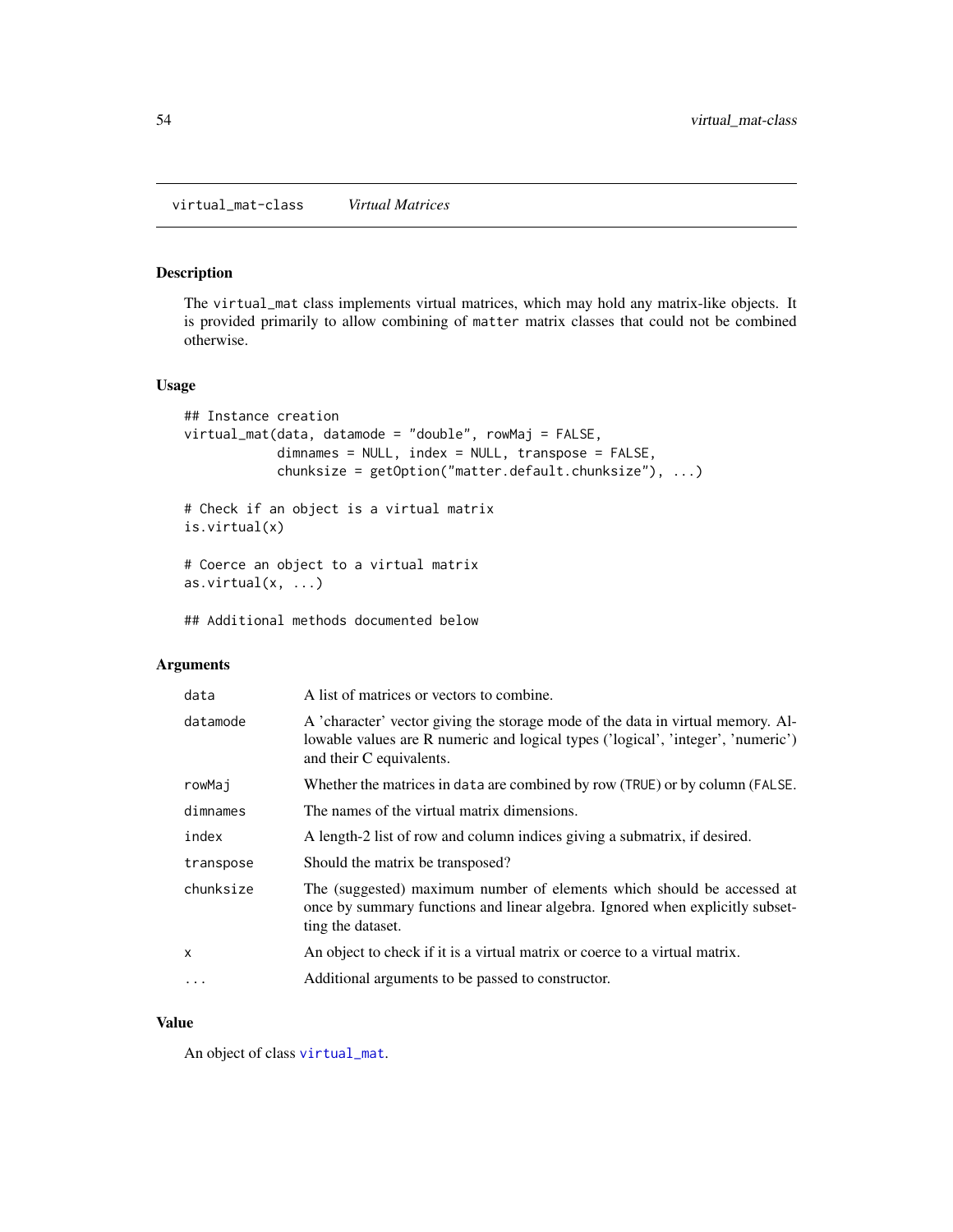virtual_mat-class *Virtual Matrices*

## Description

The `virtual_mat` class implements virtual matrices, which may hold any matrix-like objects. It is provided primarily to allow combining of `matter` matrix classes that could not be combined otherwise.

## Usage

```
## Instance creation
virtual_mat(data, datamode = "double", rowMaj = FALSE,
            dimnames = NULL, index = NULL, transpose = FALSE,
            chunksize = getOption("matter.default.chunksize"), ...)

# Check if an object is a virtual matrix
is.virtual(x)

# Coerce an object to a virtual matrix
as.virtual(x, ...)

## Additional methods documented below
```

## Arguments

| | |
|---|---|
| `data` | A list of matrices or vectors to combine. |
| `datamode` | A 'character' vector giving the storage mode of the data in virtual memory. Allowable values are R numeric and logical types ('logical', 'integer', 'numeric') and their C equivalents. |
| `rowMaj` | Whether the matrices in `data` are combined by row (`TRUE`) or by column (`FALSE`. |
| `dimnames` | The names of the virtual matrix dimensions. |
| `index` | A length-2 list of row and column indices giving a submatrix, if desired. |
| `transpose` | Should the matrix be transposed? |
| `chunksize` | The (suggested) maximum number of elements which should be accessed at once by summary functions and linear algebra. Ignored when explicitly subsetting the dataset. |
| `x` | An object to check if it is a virtual matrix or coerce to a virtual matrix. |
| `...` | Additional arguments to be passed to constructor. |

## Value

An object of class `virtual_mat`.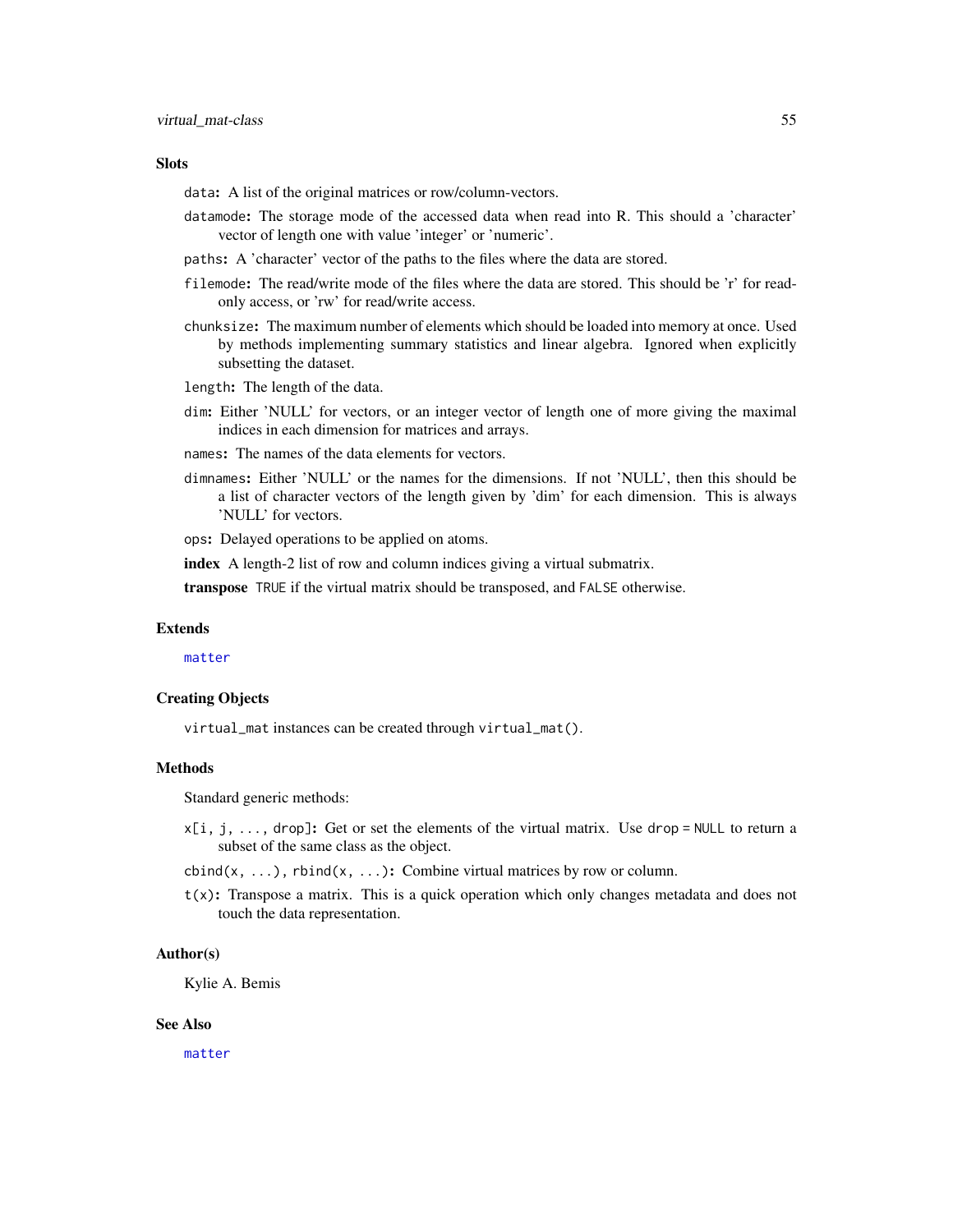## Slots

`data`: A list of the original matrices or row/column-vectors.

`datamode`: The storage mode of the accessed data when read into R. This should a 'character' vector of length one with value 'integer' or 'numeric'.

`paths`: A 'character' vector of the paths to the files where the data are stored.

`filemode`: The read/write mode of the files where the data are stored. This should be 'r' for read-only access, or 'rw' for read/write access.

`chunksize`: The maximum number of elements which should be loaded into memory at once. Used by methods implementing summary statistics and linear algebra. Ignored when explicitly subsetting the dataset.

`length`: The length of the data.

`dim`: Either 'NULL' for vectors, or an integer vector of length one of more giving the maximal indices in each dimension for matrices and arrays.

`names`: The names of the data elements for vectors.

`dimnames`: Either 'NULL' or the names for the dimensions. If not 'NULL', then this should be a list of character vectors of the length given by 'dim' for each dimension. This is always 'NULL' for vectors.

`ops`: Delayed operations to be applied on atoms.

**index** A length-2 list of row and column indices giving a virtual submatrix.

**transpose** `TRUE` if the virtual matrix should be transposed, and `FALSE` otherwise.

## Extends

`matter`

## Creating Objects

`virtual_mat` instances can be created through `virtual_mat()`.

## Methods

Standard generic methods:

`x[i, j, ..., drop]`: Get or set the elements of the virtual matrix. Use `drop = NULL` to return a subset of the same class as the object.

`cbind(x, ...)`, `rbind(x, ...)`: Combine virtual matrices by row or column.

`t(x)`: Transpose a matrix. This is a quick operation which only changes metadata and does not touch the data representation.

## Author(s)

Kylie A. Bemis

## See Also

`matter`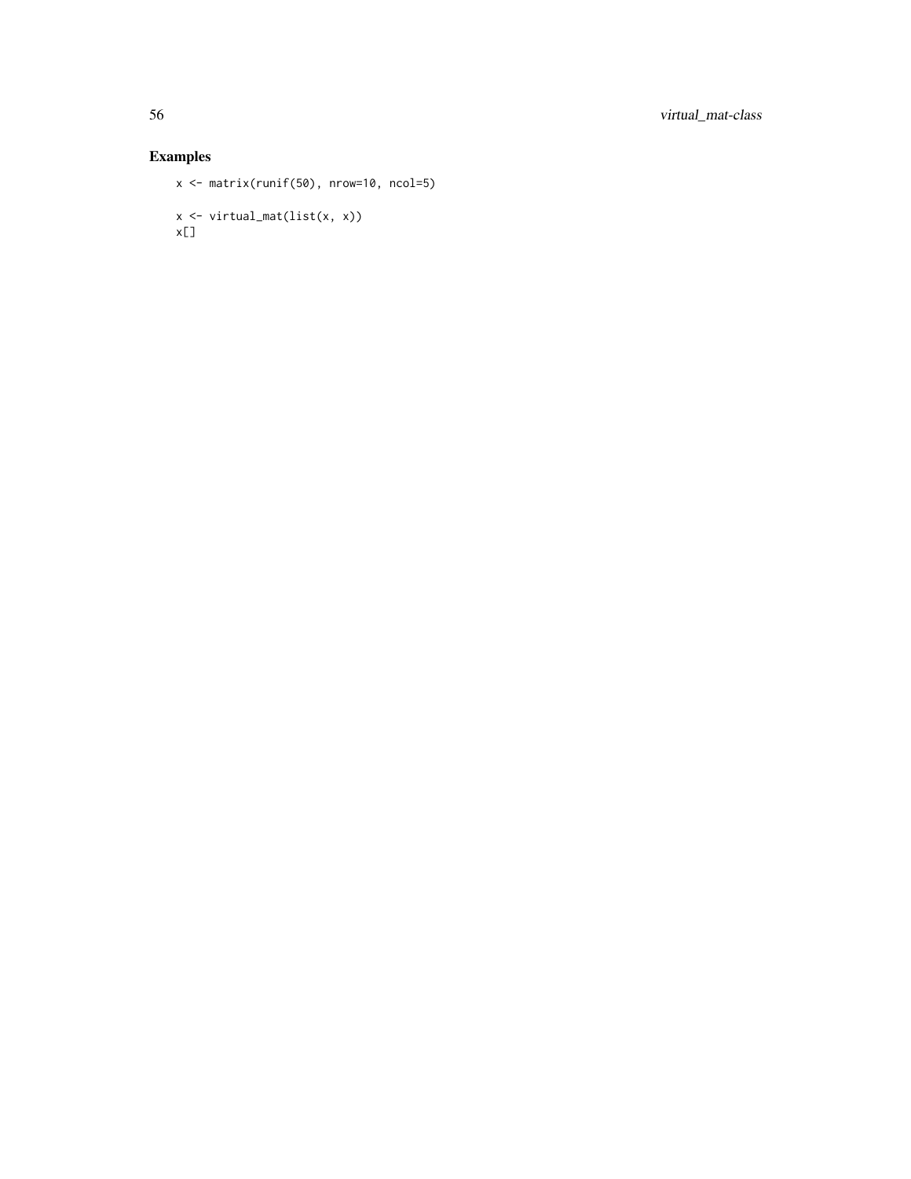## Examples

```
x <- matrix(runif(50), nrow=10, ncol=5)

x <- virtual_mat(list(x, x))
x[]
```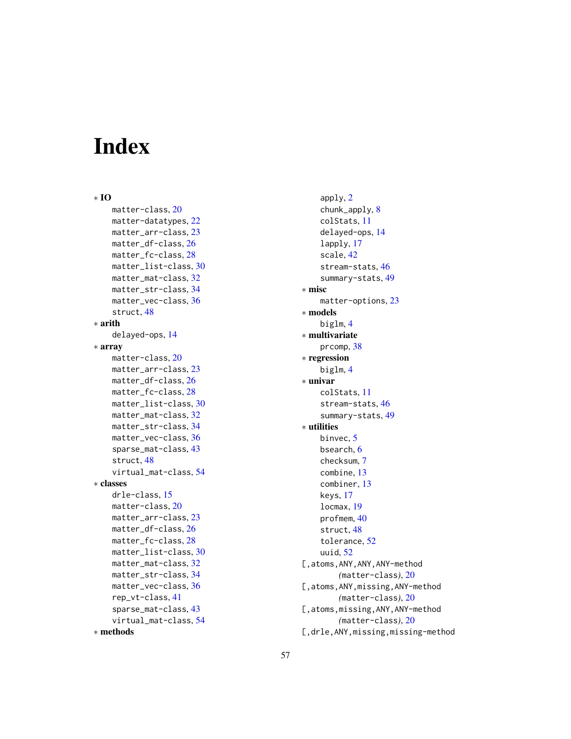# Index

∗ **IO**
- matter-class, 20
- matter-datatypes, 22
- matter_arr-class, 23
- matter_df-class, 26
- matter_fc-class, 28
- matter_list-class, 30
- matter_mat-class, 32
- matter_str-class, 34
- matter_vec-class, 36
- struct, 48

∗ **arith**
- delayed-ops, 14

∗ **array**
- matter-class, 20
- matter_arr-class, 23
- matter_df-class, 26
- matter_fc-class, 28
- matter_list-class, 30
- matter_mat-class, 32
- matter_str-class, 34
- matter_vec-class, 36
- sparse_mat-class, 43
- struct, 48
- virtual_mat-class, 54

∗ **classes**
- drle-class, 15
- matter-class, 20
- matter_arr-class, 23
- matter_df-class, 26
- matter_fc-class, 28
- matter_list-class, 30
- matter_mat-class, 32
- matter_str-class, 34
- matter_vec-class, 36
- rep_vt-class, 41
- sparse_mat-class, 43
- virtual_mat-class, 54

∗ **methods**
- apply, 2
- chunk_apply, 8
- colStats, 11
- delayed-ops, 14
- lapply, 17
- scale, 42
- stream-stats, 46
- summary-stats, 49

∗ **misc**
- matter-options, 23

∗ **models**
- biglm, 4

∗ **multivariate**
- prcomp, 38

∗ **regression**
- biglm, 4

∗ **univar**
- colStats, 11
- stream-stats, 46
- summary-stats, 49

∗ **utilities**
- binvec, 5
- bsearch, 6
- checksum, 7
- combine, 13
- combiner, 13
- keys, 17
- locmax, 19
- profmem, 40
- struct, 48
- tolerance, 52
- uuid, 52

[,atoms,ANY,ANY,ANY-method *(matter-class)*, 20

[,atoms,ANY,missing,ANY-method *(matter-class)*, 20

[,atoms,missing,ANY,ANY-method *(matter-class)*, 20

[,drle,ANY,missing,missing-method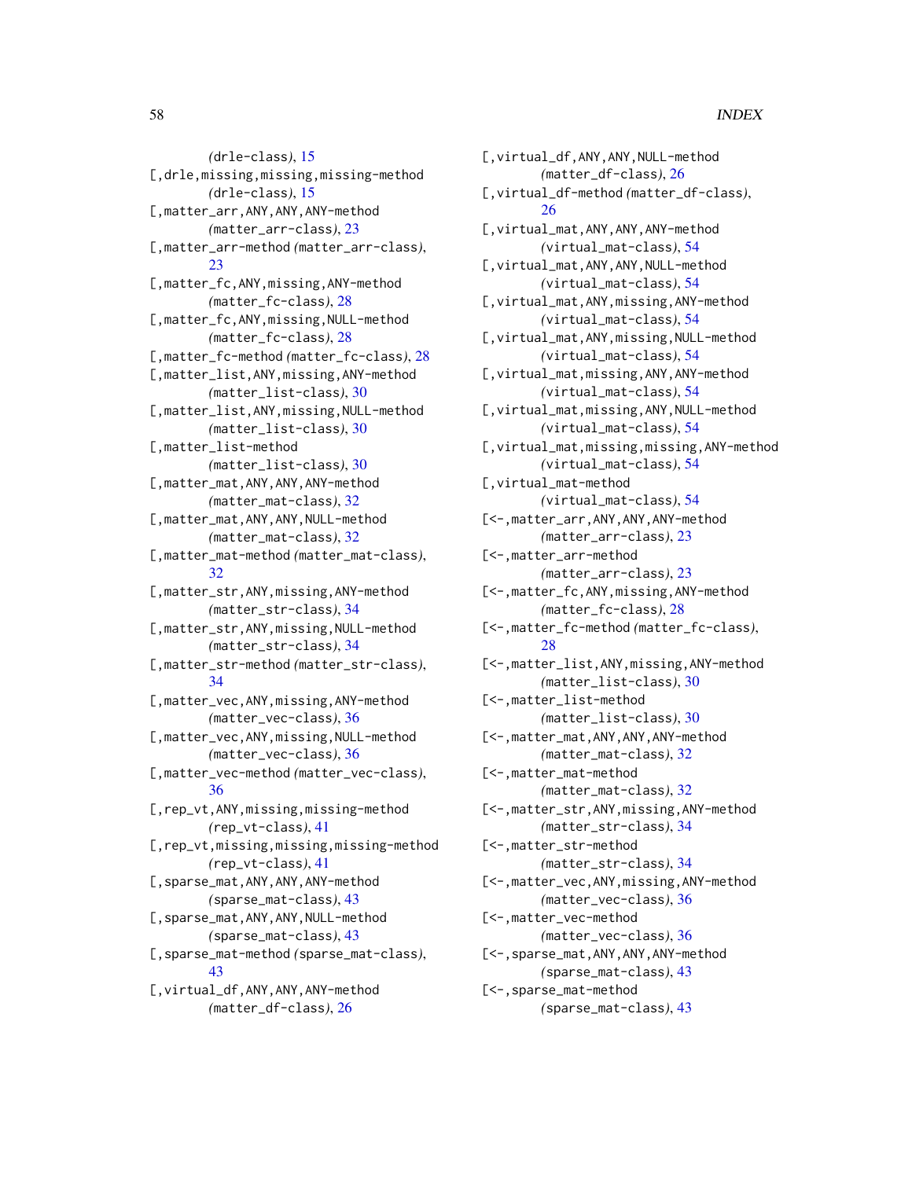(drle-class), 15
[,drle,missing,missing,missing-method
(drle-class), 15
[,matter_arr,ANY,ANY,ANY-method
(matter_arr-class), 23
[,matter_arr-method (matter_arr-class),
23
[,matter_fc,ANY,missing,ANY-method
(matter_fc-class), 28
[,matter_fc,ANY,missing,NULL-method
(matter_fc-class), 28
[,matter_fc-method (matter_fc-class), 28
[,matter_list,ANY,missing,ANY-method
(matter_list-class), 30
[,matter_list,ANY,missing,NULL-method
(matter_list-class), 30
[,matter_list-method
(matter_list-class), 30
[,matter_mat,ANY,ANY,ANY-method
(matter_mat-class), 32
[,matter_mat,ANY,ANY,NULL-method
(matter_mat-class), 32
[,matter_mat-method (matter_mat-class),
32
[,matter_str,ANY,missing,ANY-method
(matter_str-class), 34
[,matter_str,ANY,missing,NULL-method
(matter_str-class), 34
[,matter_str-method (matter_str-class),
34
[,matter_vec,ANY,missing,ANY-method
(matter_vec-class), 36
[,matter_vec,ANY,missing,NULL-method
(matter_vec-class), 36
[,matter_vec-method (matter_vec-class),
36
[,rep_vt,ANY,missing,missing-method
(rep_vt-class), 41
[,rep_vt,missing,missing,missing-method
(rep_vt-class), 41
[,sparse_mat,ANY,ANY,ANY-method
(sparse_mat-class), 43
[,sparse_mat,ANY,ANY,NULL-method
(sparse_mat-class), 43
[,sparse_mat-method (sparse_mat-class),
43
[,virtual_df,ANY,ANY,ANY-method
(matter_df-class), 26
[,virtual_df,ANY,ANY,NULL-method
(matter_df-class), 26
[,virtual_df-method (matter_df-class),
26
[,virtual_mat,ANY,ANY,ANY-method
(virtual_mat-class), 54
[,virtual_mat,ANY,ANY,NULL-method
(virtual_mat-class), 54
[,virtual_mat,ANY,missing,ANY-method
(virtual_mat-class), 54
[,virtual_mat,ANY,missing,NULL-method
(virtual_mat-class), 54
[,virtual_mat,missing,ANY,ANY-method
(virtual_mat-class), 54
[,virtual_mat,missing,ANY,NULL-method
(virtual_mat-class), 54
[,virtual_mat,missing,missing,ANY-method
(virtual_mat-class), 54
[,virtual_mat-method
(virtual_mat-class), 54
[<-,matter_arr,ANY,ANY,ANY-method
(matter_arr-class), 23
[<-,matter_arr-method
(matter_arr-class), 23
[<-,matter_fc,ANY,missing,ANY-method
(matter_fc-class), 28
[<-,matter_fc-method (matter_fc-class),
28
[<-,matter_list,ANY,missing,ANY-method
(matter_list-class), 30
[<-,matter_list-method
(matter_list-class), 30
[<-,matter_mat,ANY,ANY,ANY-method
(matter_mat-class), 32
[<-,matter_mat-method
(matter_mat-class), 32
[<-,matter_str,ANY,missing,ANY-method
(matter_str-class), 34
[<-,matter_str-method
(matter_str-class), 34
[<-,matter_vec,ANY,missing,ANY-method
(matter_vec-class), 36
[<-,matter_vec-method
(matter_vec-class), 36
[<-,sparse_mat,ANY,ANY,ANY-method
(sparse_mat-class), 43
[<-,sparse_mat-method
(sparse_mat-class), 43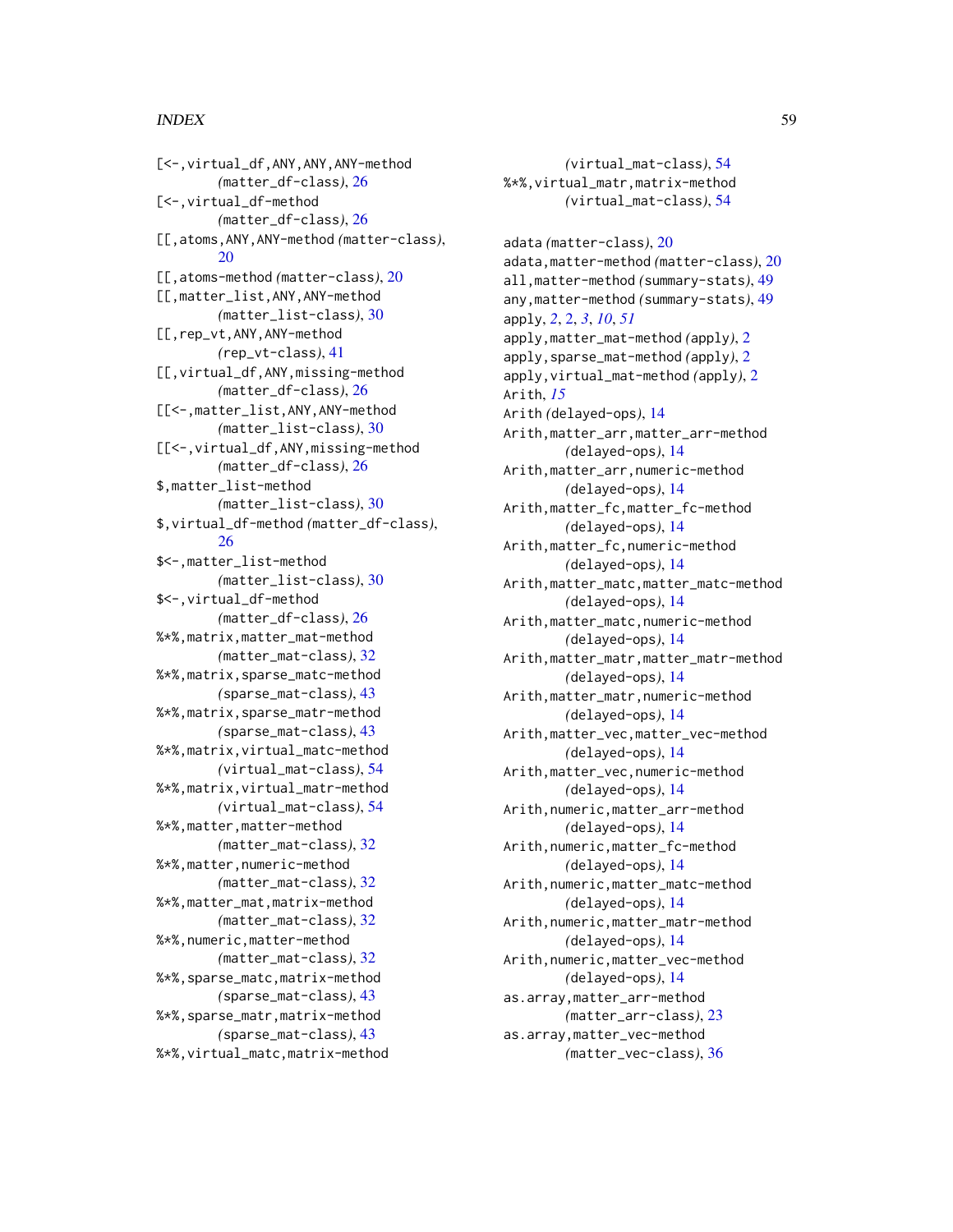[<-,virtual_df,ANY,ANY,ANY-method (matter_df-class), 26
[<-,virtual_df-method (matter_df-class), 26
[[,atoms,ANY,ANY-method (matter-class), 20
[[,atoms-method (matter-class), 20
[[,matter_list,ANY,ANY-method (matter_list-class), 30
[[,rep_vt,ANY,ANY-method (rep_vt-class), 41
[[,virtual_df,ANY,missing-method (matter_df-class), 26
[[<-,matter_list,ANY,ANY-method (matter_list-class), 30
[[<-,virtual_df,ANY,missing-method (matter_df-class), 26
$,matter_list-method (matter_list-class), 30
$,virtual_df-method (matter_df-class), 26
$<-,matter_list-method (matter_list-class), 30
$<-,virtual_df-method (matter_df-class), 26
%*%,matrix,matter_mat-method (matter_mat-class), 32
%*%,matrix,sparse_matc-method (sparse_mat-class), 43
%*%,matrix,sparse_matr-method (sparse_mat-class), 43
%*%,matrix,virtual_matc-method (virtual_mat-class), 54
%*%,matrix,virtual_matr-method (virtual_mat-class), 54
%*%,matter,matter-method (matter_mat-class), 32
%*%,matter,numeric-method (matter_mat-class), 32
%*%,matter_mat,matrix-method (matter_mat-class), 32
%*%,numeric,matter-method (matter_mat-class), 32
%*%,sparse_matc,matrix-method (sparse_mat-class), 43
%*%,sparse_matr,matrix-method (sparse_mat-class), 43
%*%,virtual_matc,matrix-method (virtual_mat-class), 54
%*%,virtual_matr,matrix-method (virtual_mat-class), 54

adata (matter-class), 20
adata,matter-method (matter-class), 20
all,matter-method (summary-stats), 49
any,matter-method (summary-stats), 49
apply, *2*, 2, *3*, *10*, *51*
apply,matter_mat-method (apply), 2
apply,sparse_mat-method (apply), 2
apply,virtual_mat-method (apply), 2
Arith, *15*
Arith (delayed-ops), 14
Arith,matter_arr,matter_arr-method (delayed-ops), 14
Arith,matter_arr,numeric-method (delayed-ops), 14
Arith,matter_fc,matter_fc-method (delayed-ops), 14
Arith,matter_fc,numeric-method (delayed-ops), 14
Arith,matter_matc,matter_matc-method (delayed-ops), 14
Arith,matter_matc,numeric-method (delayed-ops), 14
Arith,matter_matr,matter_matr-method (delayed-ops), 14
Arith,matter_matr,numeric-method (delayed-ops), 14
Arith,matter_vec,matter_vec-method (delayed-ops), 14
Arith,matter_vec,numeric-method (delayed-ops), 14
Arith,numeric,matter_arr-method (delayed-ops), 14
Arith,numeric,matter_fc-method (delayed-ops), 14
Arith,numeric,matter_matc-method (delayed-ops), 14
Arith,numeric,matter_matr-method (delayed-ops), 14
Arith,numeric,matter_vec-method (delayed-ops), 14
as.array,matter_arr-method (matter_arr-class), 23
as.array,matter_vec-method (matter_vec-class), 36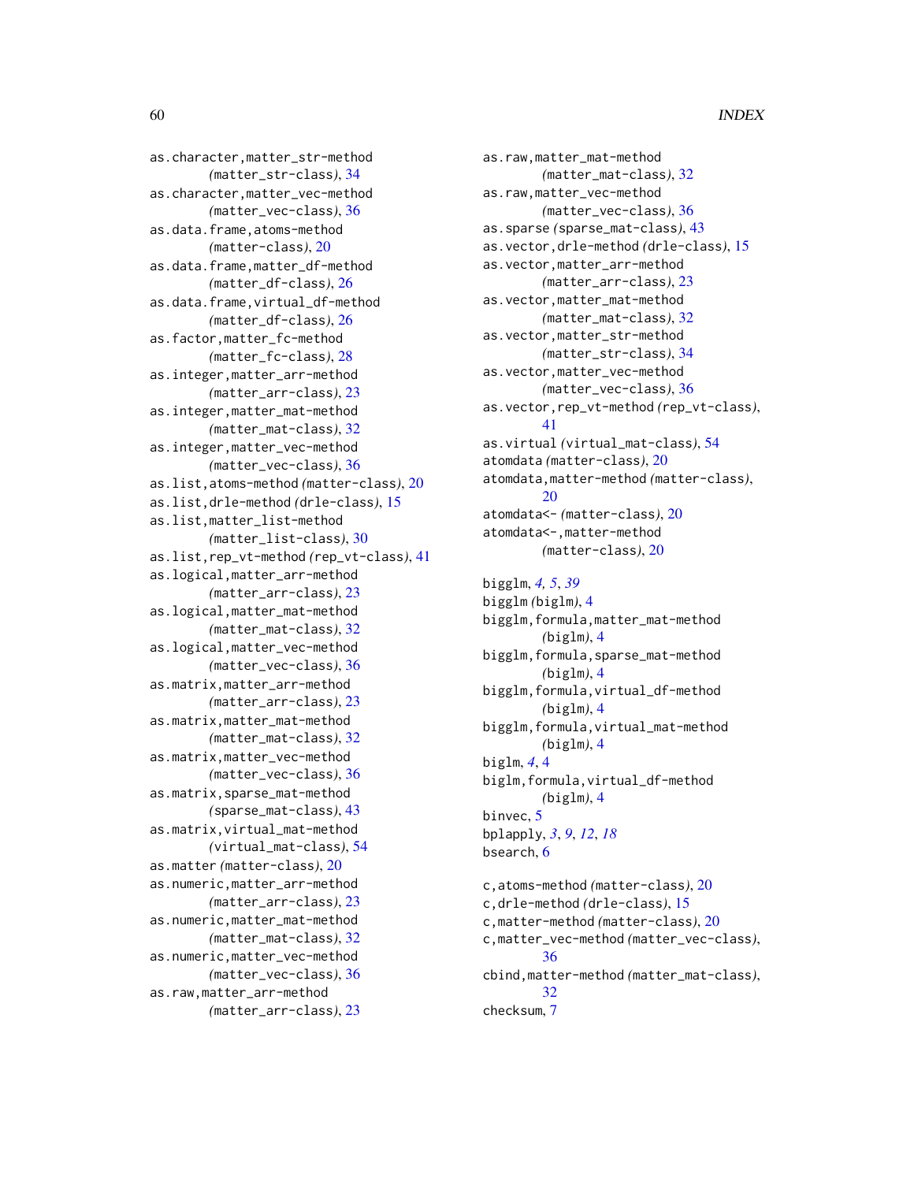as.character,matter_str-method (matter_str-class), 34
as.character,matter_vec-method (matter_vec-class), 36
as.data.frame,atoms-method (matter-class), 20
as.data.frame,matter_df-method (matter_df-class), 26
as.data.frame,virtual_df-method (matter_df-class), 26
as.factor,matter_fc-method (matter_fc-class), 28
as.integer,matter_arr-method (matter_arr-class), 23
as.integer,matter_mat-method (matter_mat-class), 32
as.integer,matter_vec-method (matter_vec-class), 36
as.list,atoms-method (matter-class), 20
as.list,drle-method (drle-class), 15
as.list,matter_list-method (matter_list-class), 30
as.list,rep_vt-method (rep_vt-class), 41
as.logical,matter_arr-method (matter_arr-class), 23
as.logical,matter_mat-method (matter_mat-class), 32
as.logical,matter_vec-method (matter_vec-class), 36
as.matrix,matter_arr-method (matter_arr-class), 23
as.matrix,matter_mat-method (matter_mat-class), 32
as.matrix,matter_vec-method (matter_vec-class), 36
as.matrix,sparse_mat-method (sparse_mat-class), 43
as.matrix,virtual_mat-method (virtual_mat-class), 54
as.matter (matter-class), 20
as.numeric,matter_arr-method (matter_arr-class), 23
as.numeric,matter_mat-method (matter_mat-class), 32
as.numeric,matter_vec-method (matter_vec-class), 36
as.raw,matter_arr-method (matter_arr-class), 23
as.raw,matter_mat-method (matter_mat-class), 32
as.raw,matter_vec-method (matter_vec-class), 36
as.sparse (sparse_mat-class), 43
as.vector,drle-method (drle-class), 15
as.vector,matter_arr-method (matter_arr-class), 23
as.vector,matter_mat-method (matter_mat-class), 32
as.vector,matter_str-method (matter_str-class), 34
as.vector,matter_vec-method (matter_vec-class), 36
as.vector,rep_vt-method (rep_vt-class), 41
as.virtual (virtual_mat-class), 54
atomdata (matter-class), 20
atomdata,matter-method (matter-class), 20
atomdata<- (matter-class), 20
atomdata<-,matter-method (matter-class), 20

bigglm, *4, 5*, *39*
bigglm (biglm), 4
bigglm,formula,matter_mat-method (biglm), 4
bigglm,formula,sparse_mat-method (biglm), 4
bigglm,formula,virtual_df-method (biglm), 4
bigglm,formula,virtual_mat-method (biglm), 4
biglm, *4*, 4
biglm,formula,virtual_df-method (biglm), 4
binvec, 5
bplapply, *3*, *9*, *12*, *18*
bsearch, 6

c,atoms-method (matter-class), 20
c,drle-method (drle-class), 15
c,matter-method (matter-class), 20
c,matter_vec-method (matter_vec-class), 36
cbind,matter-method (matter_mat-class), 32
checksum, 7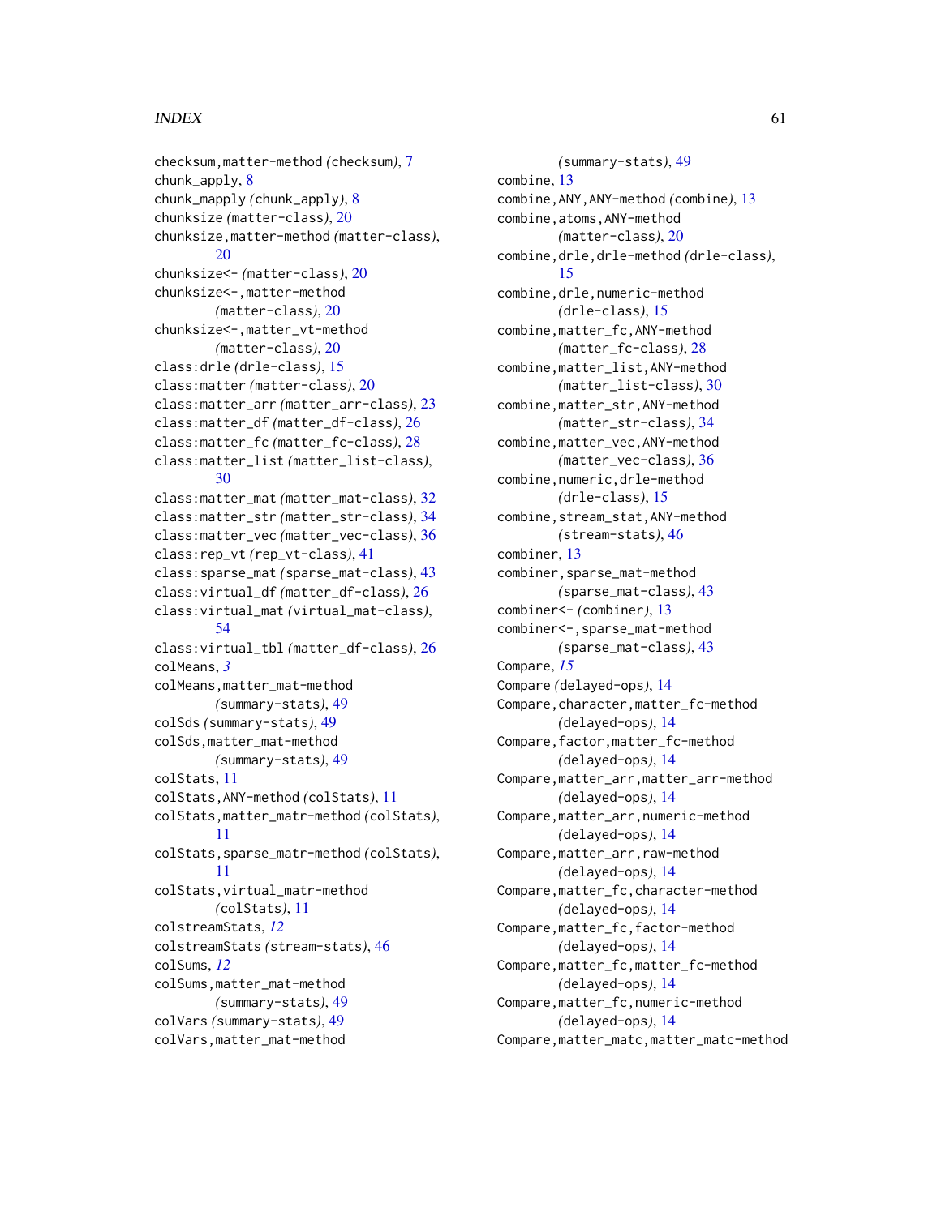checksum,matter-method *(checksum)*, 7
chunk_apply, 8
chunk_mapply *(chunk_apply)*, 8
chunksize *(matter-class)*, 20
chunksize,matter-method *(matter-class)*, 20
chunksize<- *(matter-class)*, 20
chunksize<-,matter-method *(matter-class)*, 20
chunksize<-,matter_vt-method *(matter-class)*, 20
class:drle *(drle-class)*, 15
class:matter *(matter-class)*, 20
class:matter_arr *(matter_arr-class)*, 23
class:matter_df *(matter_df-class)*, 26
class:matter_fc *(matter_fc-class)*, 28
class:matter_list *(matter_list-class)*, 30
class:matter_mat *(matter_mat-class)*, 32
class:matter_str *(matter_str-class)*, 34
class:matter_vec *(matter_vec-class)*, 36
class:rep_vt *(rep_vt-class)*, 41
class:sparse_mat *(sparse_mat-class)*, 43
class:virtual_df *(matter_df-class)*, 26
class:virtual_mat *(virtual_mat-class)*, 54
class:virtual_tbl *(matter_df-class)*, 26
colMeans, *3*
colMeans,matter_mat-method *(summary-stats)*, 49
colSds *(summary-stats)*, 49
colSds,matter_mat-method *(summary-stats)*, 49
colStats, 11
colStats,ANY-method *(colStats)*, 11
colStats,matter_matr-method *(colStats)*, 11
colStats,sparse_matr-method *(colStats)*, 11
colStats,virtual_matr-method *(colStats)*, 11
colstreamStats, *12*
colstreamStats *(stream-stats)*, 46
colSums, *12*
colSums,matter_mat-method *(summary-stats)*, 49
colVars *(summary-stats)*, 49
colVars,matter_mat-method *(summary-stats)*, 49
combine, 13
combine,ANY,ANY-method *(combine)*, 13
combine,atoms,ANY-method *(matter-class)*, 20
combine,drle,drle-method *(drle-class)*, 15
combine,drle,numeric-method *(drle-class)*, 15
combine,matter_fc,ANY-method *(matter_fc-class)*, 28
combine,matter_list,ANY-method *(matter_list-class)*, 30
combine,matter_str,ANY-method *(matter_str-class)*, 34
combine,matter_vec,ANY-method *(matter_vec-class)*, 36
combine,numeric,drle-method *(drle-class)*, 15
combine,stream_stat,ANY-method *(stream-stats)*, 46
combiner, 13
combiner,sparse_mat-method *(sparse_mat-class)*, 43
combiner<- *(combiner)*, 13
combiner<-,sparse_mat-method *(sparse_mat-class)*, 43
Compare, *15*
Compare *(delayed-ops)*, 14
Compare,character,matter_fc-method *(delayed-ops)*, 14
Compare,factor,matter_fc-method *(delayed-ops)*, 14
Compare,matter_arr,matter_arr-method *(delayed-ops)*, 14
Compare,matter_arr,numeric-method *(delayed-ops)*, 14
Compare,matter_arr,raw-method *(delayed-ops)*, 14
Compare,matter_fc,character-method *(delayed-ops)*, 14
Compare,matter_fc,factor-method *(delayed-ops)*, 14
Compare,matter_fc,matter_fc-method *(delayed-ops)*, 14
Compare,matter_fc,numeric-method *(delayed-ops)*, 14
Compare,matter_matc,matter_matc-method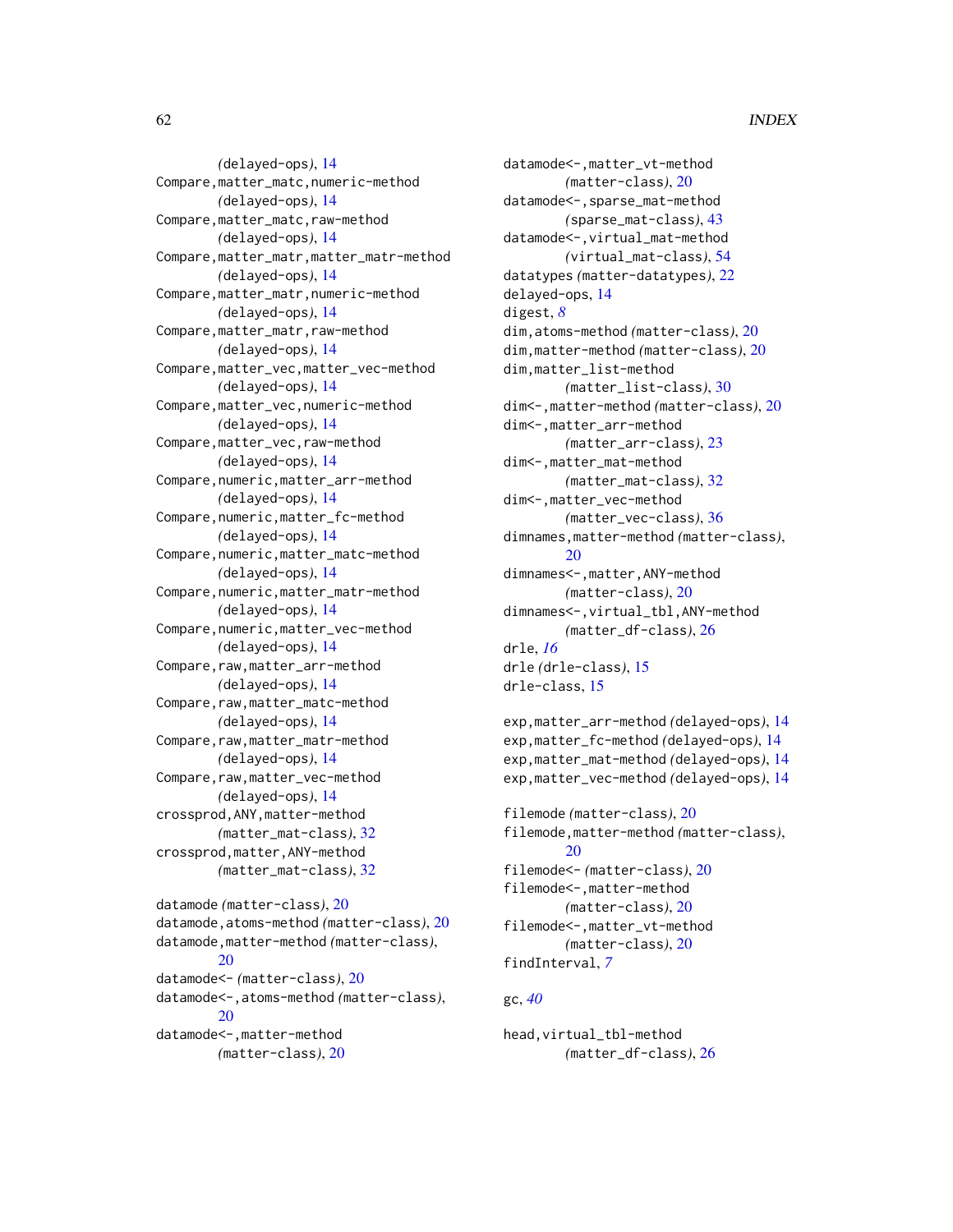(delayed-ops), 14
Compare,matter_matc,numeric-method (delayed-ops), 14
Compare,matter_matc,raw-method (delayed-ops), 14
Compare,matter_matr,matter_matr-method (delayed-ops), 14
Compare,matter_matr,numeric-method (delayed-ops), 14
Compare,matter_matr,raw-method (delayed-ops), 14
Compare,matter_vec,matter_vec-method (delayed-ops), 14
Compare,matter_vec,numeric-method (delayed-ops), 14
Compare,matter_vec,raw-method (delayed-ops), 14
Compare,numeric,matter_arr-method (delayed-ops), 14
Compare,numeric,matter_fc-method (delayed-ops), 14
Compare,numeric,matter_matc-method (delayed-ops), 14
Compare,numeric,matter_matr-method (delayed-ops), 14
Compare,numeric,matter_vec-method (delayed-ops), 14
Compare,raw,matter_arr-method (delayed-ops), 14
Compare,raw,matter_matc-method (delayed-ops), 14
Compare,raw,matter_matr-method (delayed-ops), 14
Compare,raw,matter_vec-method (delayed-ops), 14
crossprod,ANY,matter-method (matter_mat-class), 32
crossprod,matter,ANY-method (matter_mat-class), 32

datamode (matter-class), 20
datamode,atoms-method (matter-class), 20
datamode,matter-method (matter-class), 20
datamode<- (matter-class), 20
datamode<-,atoms-method (matter-class), 20
datamode<-,matter-method (matter-class), 20
datamode<-,matter_vt-method (matter-class), 20
datamode<-,sparse_mat-method (sparse_mat-class), 43
datamode<-,virtual_mat-method (virtual_mat-class), 54
datatypes (matter-datatypes), 22
delayed-ops, 14
digest, *8*
dim,atoms-method (matter-class), 20
dim,matter-method (matter-class), 20
dim,matter_list-method (matter_list-class), 30
dim<-,matter-method (matter-class), 20
dim<-,matter_arr-method (matter_arr-class), 23
dim<-,matter_mat-method (matter_mat-class), 32
dim<-,matter_vec-method (matter_vec-class), 36
dimnames,matter-method (matter-class), 20
dimnames<-,matter,ANY-method (matter-class), 20
dimnames<-,virtual_tbl,ANY-method (matter_df-class), 26
drle, *16*
drle (drle-class), 15
drle-class, 15

exp,matter_arr-method (delayed-ops), 14
exp,matter_fc-method (delayed-ops), 14
exp,matter_mat-method (delayed-ops), 14
exp,matter_vec-method (delayed-ops), 14

filemode (matter-class), 20
filemode,matter-method (matter-class), 20
filemode<- (matter-class), 20
filemode<-,matter-method (matter-class), 20
filemode<-,matter_vt-method (matter-class), 20
findInterval, *7*

gc, *40*

head,virtual_tbl-method (matter_df-class), 26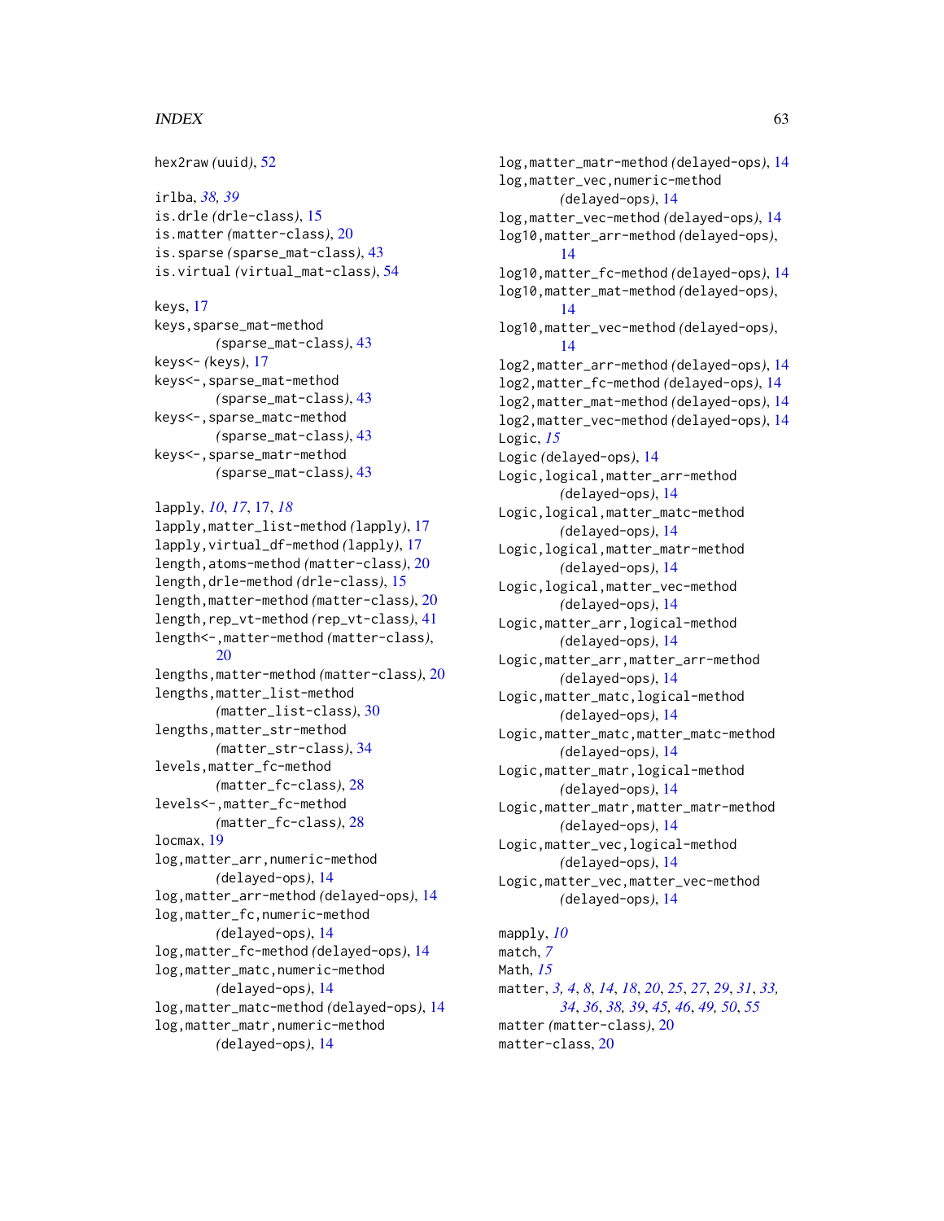hex2raw *(uuid)*, 52

irlba, *38*, *39*
is.drle *(drle-class)*, 15
is.matter *(matter-class)*, 20
is.sparse *(sparse_mat-class)*, 43
is.virtual *(virtual_mat-class)*, 54

keys, 17
keys,sparse_mat-method *(sparse_mat-class)*, 43
keys<- *(keys)*, 17
keys<-,sparse_mat-method *(sparse_mat-class)*, 43
keys<-,sparse_matc-method *(sparse_mat-class)*, 43
keys<-,sparse_matr-method *(sparse_mat-class)*, 43

lapply, *10*, *17*, 17, *18*
lapply,matter_list-method *(lapply)*, 17
lapply,virtual_df-method *(lapply)*, 17
length,atoms-method *(matter-class)*, 20
length,drle-method *(drle-class)*, 15
length,matter-method *(matter-class)*, 20
length,rep_vt-method *(rep_vt-class)*, 41
length<-,matter-method *(matter-class)*, 20
lengths,matter-method *(matter-class)*, 20
lengths,matter_list-method *(matter_list-class)*, 30
lengths,matter_str-method *(matter_str-class)*, 34
levels,matter_fc-method *(matter_fc-class)*, 28
levels<-,matter_fc-method *(matter_fc-class)*, 28
locmax, 19
log,matter_arr,numeric-method *(delayed-ops)*, 14
log,matter_arr-method *(delayed-ops)*, 14
log,matter_fc,numeric-method *(delayed-ops)*, 14
log,matter_fc-method *(delayed-ops)*, 14
log,matter_matc,numeric-method *(delayed-ops)*, 14
log,matter_matc-method *(delayed-ops)*, 14
log,matter_matr,numeric-method *(delayed-ops)*, 14
log,matter_matr-method *(delayed-ops)*, 14
log,matter_vec,numeric-method *(delayed-ops)*, 14
log,matter_vec-method *(delayed-ops)*, 14
log10,matter_arr-method *(delayed-ops)*, 14
log10,matter_fc-method *(delayed-ops)*, 14
log10,matter_mat-method *(delayed-ops)*, 14
log10,matter_vec-method *(delayed-ops)*, 14
log2,matter_arr-method *(delayed-ops)*, 14
log2,matter_fc-method *(delayed-ops)*, 14
log2,matter_mat-method *(delayed-ops)*, 14
log2,matter_vec-method *(delayed-ops)*, 14
Logic, *15*
Logic *(delayed-ops)*, 14
Logic,logical,matter_arr-method *(delayed-ops)*, 14
Logic,logical,matter_matc-method *(delayed-ops)*, 14
Logic,logical,matter_matr-method *(delayed-ops)*, 14
Logic,logical,matter_vec-method *(delayed-ops)*, 14
Logic,matter_arr,logical-method *(delayed-ops)*, 14
Logic,matter_arr,matter_arr-method *(delayed-ops)*, 14
Logic,matter_matc,logical-method *(delayed-ops)*, 14
Logic,matter_matc,matter_matc-method *(delayed-ops)*, 14
Logic,matter_matr,logical-method *(delayed-ops)*, 14
Logic,matter_matr,matter_matr-method *(delayed-ops)*, 14
Logic,matter_vec,logical-method *(delayed-ops)*, 14
Logic,matter_vec,matter_vec-method *(delayed-ops)*, 14

mapply, *10*
match, *7*
Math, *15*
matter, *3*, *4*, *8*, *14*, *18*, *20*, *25*, *27*, *29*, *31*, *33*, *34*, *36*, *38*, *39*, *45*, *46*, *49*, *50*, *55*
matter *(matter-class)*, 20
matter-class, 20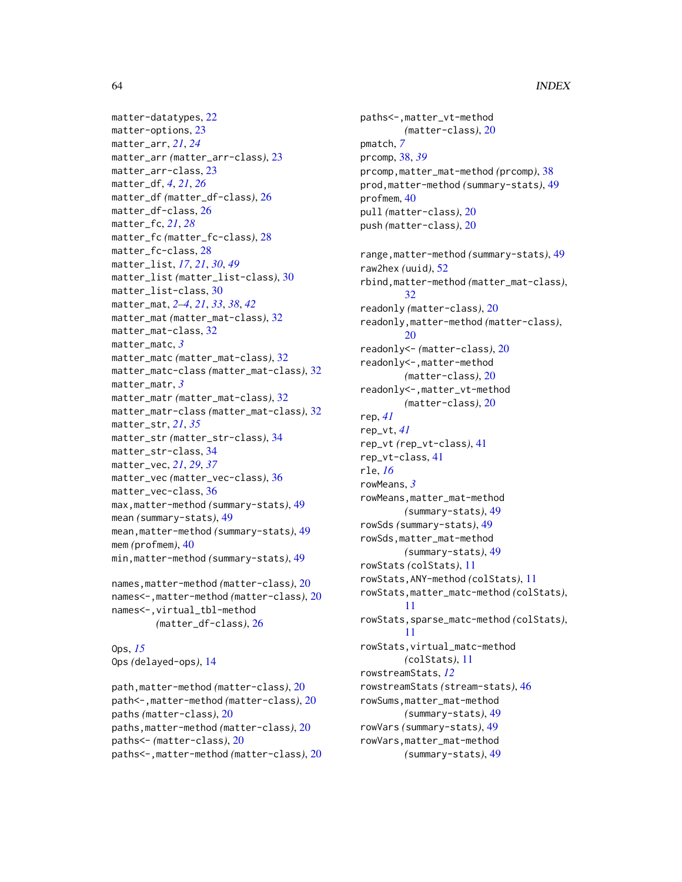matter-datatypes, 22
matter-options, 23
matter_arr, *21*, *24*
matter_arr *(matter_arr-class)*, 23
matter_arr-class, 23
matter_df, *4*, *21*, *26*
matter_df *(matter_df-class)*, 26
matter_df-class, 26
matter_fc, *21*, *28*
matter_fc *(matter_fc-class)*, 28
matter_fc-class, 28
matter_list, *17*, *21*, *30*, *49*
matter_list *(matter_list-class)*, 30
matter_list-class, 30
matter_mat, *2–4*, *21*, *33*, *38*, *42*
matter_mat *(matter_mat-class)*, 32
matter_mat-class, 32
matter_matc, *3*
matter_matc *(matter_mat-class)*, 32
matter_matc-class *(matter_mat-class)*, 32
matter_matr, *3*
matter_matr *(matter_mat-class)*, 32
matter_matr-class *(matter_mat-class)*, 32
matter_str, *21*, *35*
matter_str *(matter_str-class)*, 34
matter_str-class, 34
matter_vec, *21*, *29*, *37*
matter_vec *(matter_vec-class)*, 36
matter_vec-class, 36
max,matter-method *(summary-stats)*, 49
mean *(summary-stats)*, 49
mean,matter-method *(summary-stats)*, 49
mem *(profmem)*, 40
min,matter-method *(summary-stats)*, 49

names,matter-method *(matter-class)*, 20
names<-,matter-method *(matter-class)*, 20
names<-,virtual_tbl-method *(matter_df-class)*, 26

Ops, *15*
Ops *(delayed-ops)*, 14

path,matter-method *(matter-class)*, 20
path<-,matter-method *(matter-class)*, 20
paths *(matter-class)*, 20
paths,matter-method *(matter-class)*, 20
paths<- *(matter-class)*, 20
paths<-,matter-method *(matter-class)*, 20
paths<-,matter_vt-method *(matter-class)*, 20
pmatch, *7*
prcomp, 38, *39*
prcomp,matter_mat-method *(prcomp)*, 38
prod,matter-method *(summary-stats)*, 49
profmem, 40
pull *(matter-class)*, 20
push *(matter-class)*, 20

range,matter-method *(summary-stats)*, 49
raw2hex *(uuid)*, 52
rbind,matter-method *(matter_mat-class)*, 32
readonly *(matter-class)*, 20
readonly,matter-method *(matter-class)*, 20
readonly<- *(matter-class)*, 20
readonly<-,matter-method *(matter-class)*, 20
readonly<-,matter_vt-method *(matter-class)*, 20
rep, *41*
rep_vt, *41*
rep_vt *(rep_vt-class)*, 41
rep_vt-class, 41
rle, *16*
rowMeans, *3*
rowMeans,matter_mat-method *(summary-stats)*, 49
rowSds *(summary-stats)*, 49
rowSds,matter_mat-method *(summary-stats)*, 49
rowStats *(colStats)*, 11
rowStats,ANY-method *(colStats)*, 11
rowStats,matter_matc-method *(colStats)*, 11
rowStats,sparse_matc-method *(colStats)*, 11
rowStats,virtual_matc-method *(colStats)*, 11
rowstreamStats, *12*
rowstreamStats *(stream-stats)*, 46
rowSums,matter_mat-method *(summary-stats)*, 49
rowVars *(summary-stats)*, 49
rowVars,matter_mat-method *(summary-stats)*, 49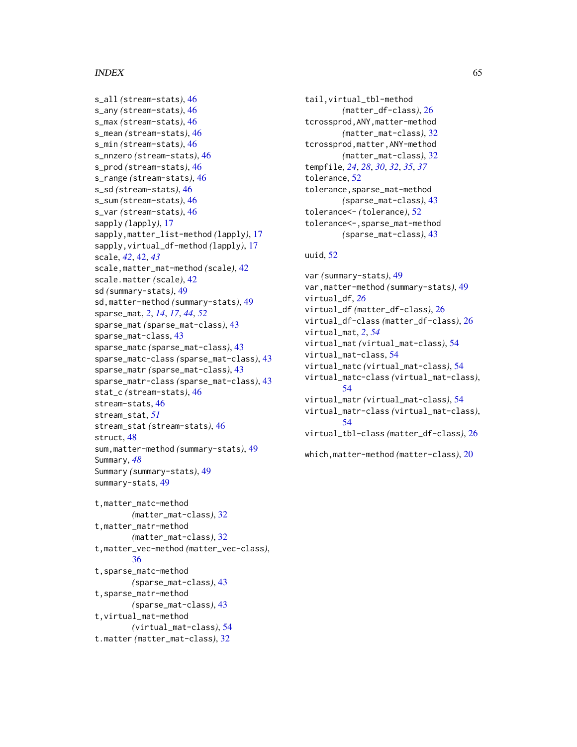s_all *(stream-stats)*, 46
s_any *(stream-stats)*, 46
s_max *(stream-stats)*, 46
s_mean *(stream-stats)*, 46
s_min *(stream-stats)*, 46
s_nnzero *(stream-stats)*, 46
s_prod *(stream-stats)*, 46
s_range *(stream-stats)*, 46
s_sd *(stream-stats)*, 46
s_sum *(stream-stats)*, 46
s_var *(stream-stats)*, 46
sapply *(lapply)*, 17
sapply,matter_list-method *(lapply)*, 17
sapply,virtual_df-method *(lapply)*, 17
scale, *42*, 42, *43*
scale,matter_mat-method *(scale)*, 42
scale.matter *(scale)*, 42
sd *(summary-stats)*, 49
sd,matter-method *(summary-stats)*, 49
sparse_mat, *2*, *14*, *17*, *44*, *52*
sparse_mat *(sparse_mat-class)*, 43
sparse_mat-class, 43
sparse_matc *(sparse_mat-class)*, 43
sparse_matc-class *(sparse_mat-class)*, 43
sparse_matr *(sparse_mat-class)*, 43
sparse_matr-class *(sparse_mat-class)*, 43
stat_c *(stream-stats)*, 46
stream-stats, 46
stream_stat, *51*
stream_stat *(stream-stats)*, 46
struct, 48
sum,matter-method *(summary-stats)*, 49
Summary, *48*
Summary *(summary-stats)*, 49
summary-stats, 49

t,matter_matc-method *(matter_mat-class)*, 32
t,matter_matr-method *(matter_mat-class)*, 32
t,matter_vec-method *(matter_vec-class)*, 36
t,sparse_matc-method *(sparse_mat-class)*, 43
t,sparse_matr-method *(sparse_mat-class)*, 43
t,virtual_mat-method *(virtual_mat-class)*, 54
t.matter *(matter_mat-class)*, 32
tail,virtual_tbl-method *(matter_df-class)*, 26
tcrossprod,ANY,matter-method *(matter_mat-class)*, 32
tcrossprod,matter,ANY-method *(matter_mat-class)*, 32
tempfile, *24*, *28*, *30*, *32*, *35*, *37*
tolerance, 52
tolerance,sparse_mat-method *(sparse_mat-class)*, 43
tolerance<- *(tolerance)*, 52
tolerance<-,sparse_mat-method *(sparse_mat-class)*, 43

uuid, 52

var *(summary-stats)*, 49
var,matter-method *(summary-stats)*, 49
virtual_df, *26*
virtual_df *(matter_df-class)*, 26
virtual_df-class *(matter_df-class)*, 26
virtual_mat, *2*, *54*
virtual_mat *(virtual_mat-class)*, 54
virtual_mat-class, 54
virtual_matc *(virtual_mat-class)*, 54
virtual_matc-class *(virtual_mat-class)*, 54
virtual_matr *(virtual_mat-class)*, 54
virtual_matr-class *(virtual_mat-class)*, 54
virtual_tbl-class *(matter_df-class)*, 26

which,matter-method *(matter-class)*, 20